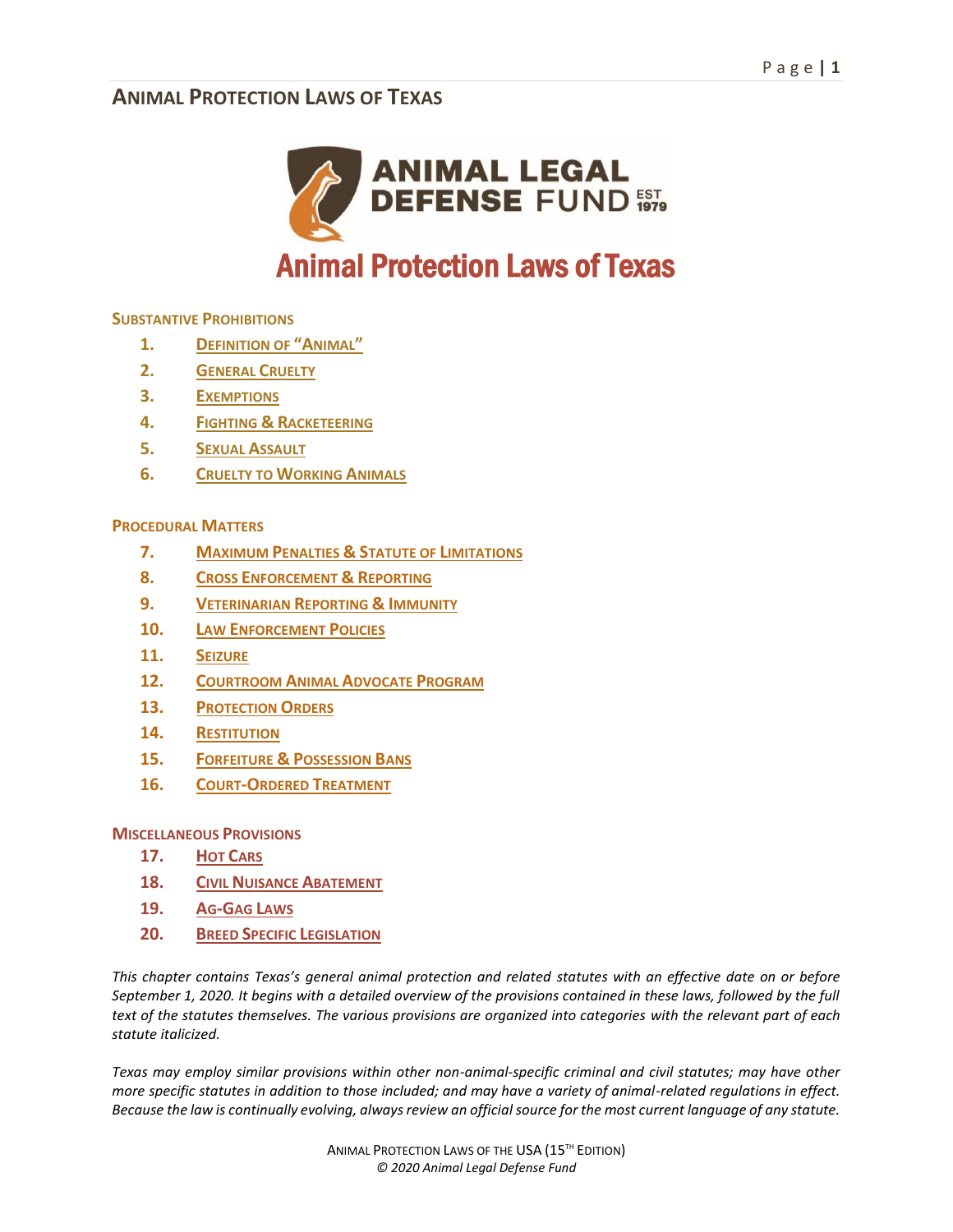# ANIMAL PROTECTION LAWS OF TEXAS

ANIMAL LEGAL DEFENSE FUND EST 1979

# Animal Protection Laws of Texas

### SUBSTANTIVE PROHIBITIONS

1. DEFINITION OF "ANIMAL"
2. GENERAL CRUELTY
3. EXEMPTIONS
4. FIGHTING & RACKETEERING
5. SEXUAL ASSAULT
6. CRUELTY TO WORKING ANIMALS

### PROCEDURAL MATTERS

7. MAXIMUM PENALTIES & STATUTE OF LIMITATIONS
8. CROSS ENFORCEMENT & REPORTING
9. VETERINARIAN REPORTING & IMMUNITY
10. LAW ENFORCEMENT POLICIES
11. SEIZURE
12. COURTROOM ANIMAL ADVOCATE PROGRAM
13. PROTECTION ORDERS
14. RESTITUTION
15. FORFEITURE & POSSESSION BANS
16. COURT-ORDERED TREATMENT

### MISCELLANEOUS PROVISIONS

17. HOT CARS
18. CIVIL NUISANCE ABATEMENT
19. AG-GAG LAWS
20. BREED SPECIFIC LEGISLATION

*This chapter contains Texas's general animal protection and related statutes with an effective date on or before September 1, 2020. It begins with a detailed overview of the provisions contained in these laws, followed by the full text of the statutes themselves. The various provisions are organized into categories with the relevant part of each statute italicized.*

*Texas may employ similar provisions within other non-animal-specific criminal and civil statutes; may have other more specific statutes in addition to those included; and may have a variety of animal-related regulations in effect. Because the law is continually evolving, always review an official source for the most current language of any statute.*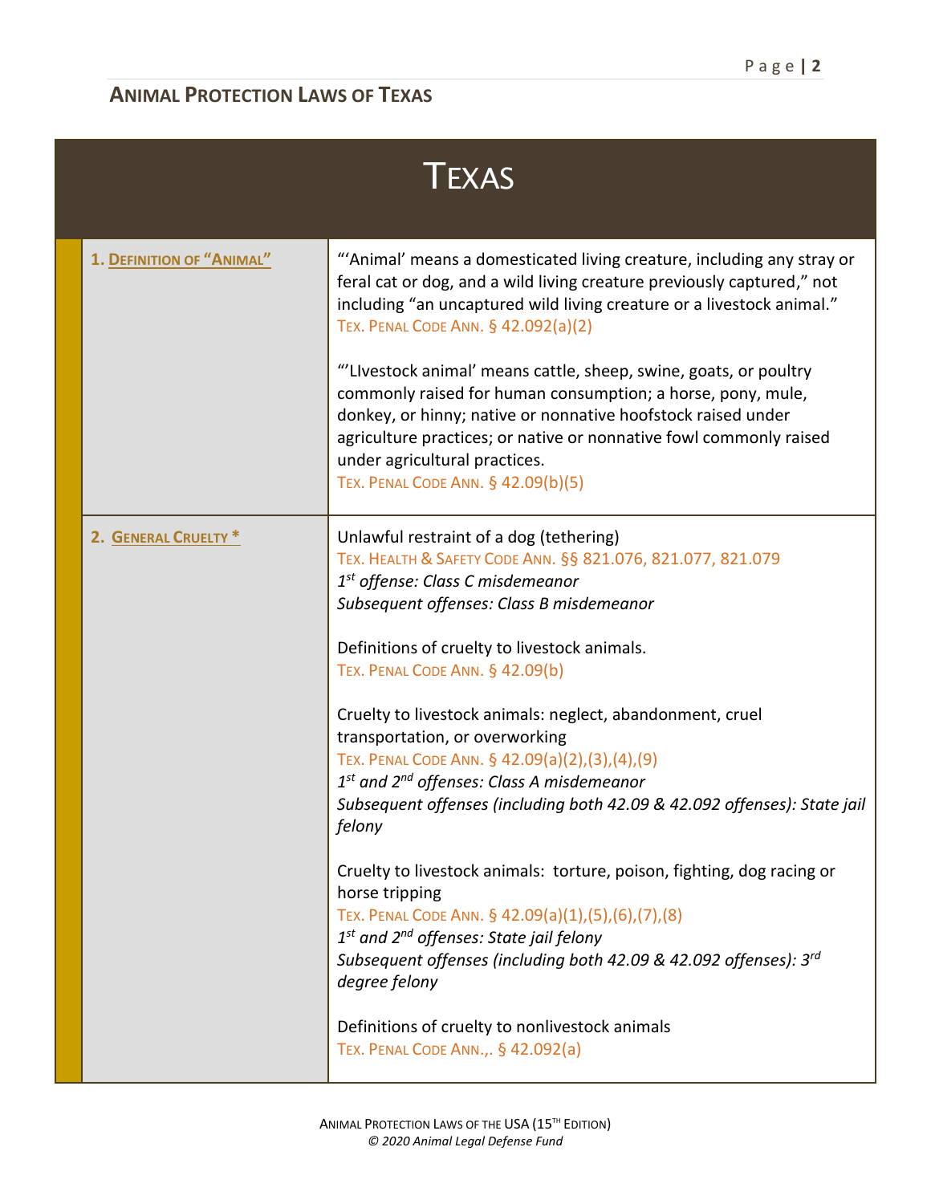## Animal Protection Laws of Texas

| Texas | |
|---|---|
| **1. Definition of "Animal"** | "'Animal' means a domesticated living creature, including any stray or feral cat or dog, and a wild living creature previously captured," not including "an uncaptured wild living creature or a livestock animal." Tex. Penal Code Ann. § 42.092(a)(2)<br><br>"'LIvestock animal' means cattle, sheep, swine, goats, or poultry commonly raised for human consumption; a horse, pony, mule, donkey, or hinny; native or nonnative hoofstock raised under agriculture practices; or native or nonnative fowl commonly raised under agricultural practices. Tex. Penal Code Ann. § 42.09(b)(5) |
| **2. General Cruelty *** | Unlawful restraint of a dog (tethering)<br>Tex. Health & Safety Code Ann. §§ 821.076, 821.077, 821.079<br>*1st offense: Class C misdemeanor*<br>*Subsequent offenses: Class B misdemeanor*<br><br>Definitions of cruelty to livestock animals.<br>Tex. Penal Code Ann. § 42.09(b)<br><br>Cruelty to livestock animals: neglect, abandonment, cruel transportation, or overworking<br>Tex. Penal Code Ann. § 42.09(a)(2),(3),(4),(9)<br>*1st and 2nd offenses: Class A misdemeanor*<br>*Subsequent offenses (including both 42.09 & 42.092 offenses): State jail felony*<br><br>Cruelty to livestock animals: torture, poison, fighting, dog racing or horse tripping<br>Tex. Penal Code Ann. § 42.09(a)(1),(5),(6),(7),(8)<br>*1st and 2nd offenses: State jail felony*<br>*Subsequent offenses (including both 42.09 & 42.092 offenses): 3rd degree felony*<br><br>Definitions of cruelty to nonlivestock animals<br>Tex. Penal Code Ann.,. § 42.092(a) |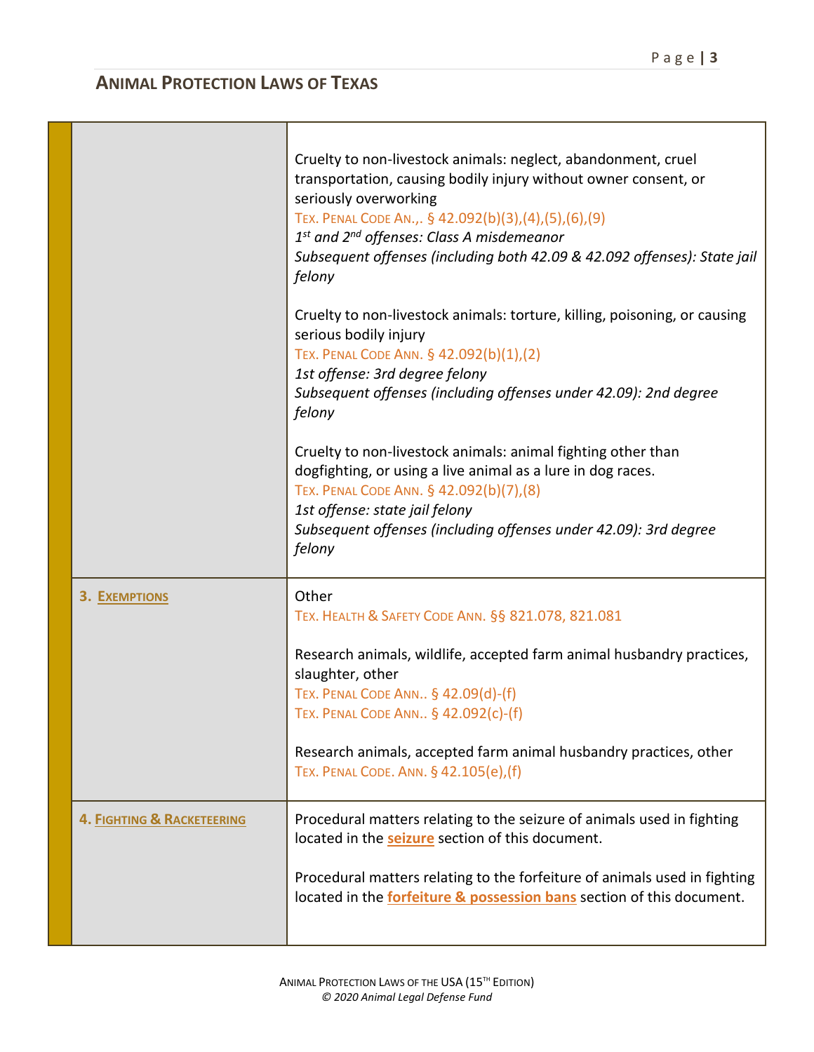## ANIMAL PROTECTION LAWS OF TEXAS

| | |
|---|---|
| | Cruelty to non-livestock animals: neglect, abandonment, cruel transportation, causing bodily injury without owner consent, or seriously overworking<br>TEX. PENAL CODE AN.,. § 42.092(b)(3),(4),(5),(6),(9)<br>*1st and 2nd offenses: Class A misdemeanor*<br>*Subsequent offenses (including both 42.09 & 42.092 offenses): State jail felony*<br><br>Cruelty to non-livestock animals: torture, killing, poisoning, or causing serious bodily injury<br>TEX. PENAL CODE ANN. § 42.092(b)(1),(2)<br>*1st offense: 3rd degree felony*<br>*Subsequent offenses (including offenses under 42.09): 2nd degree felony*<br><br>Cruelty to non-livestock animals: animal fighting other than dogfighting, or using a live animal as a lure in dog races.<br>TEX. PENAL CODE ANN. § 42.092(b)(7),(8)<br>*1st offense: state jail felony*<br>*Subsequent offenses (including offenses under 42.09): 3rd degree felony* |
| **3. EXEMPTIONS** | Other<br>TEX. HEALTH & SAFETY CODE ANN. §§ 821.078, 821.081<br><br>Research animals, wildlife, accepted farm animal husbandry practices, slaughter, other<br>TEX. PENAL CODE ANN.. § 42.09(d)-(f)<br>TEX. PENAL CODE ANN.. § 42.092(c)-(f)<br><br>Research animals, accepted farm animal husbandry practices, other<br>TEX. PENAL CODE. ANN. § 42.105(e),(f) |
| **4. FIGHTING & RACKETEERING** | Procedural matters relating to the seizure of animals used in fighting located in the **seizure** section of this document.<br><br>Procedural matters relating to the forfeiture of animals used in fighting located in the **forfeiture & possession bans** section of this document. |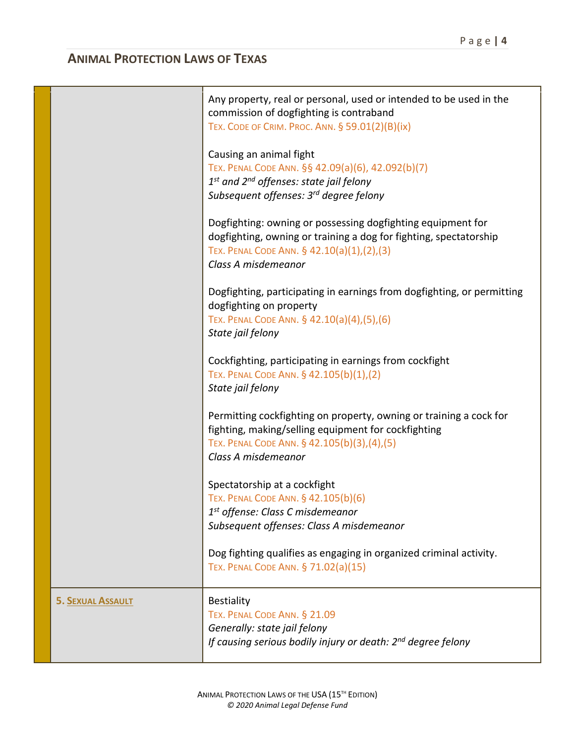## Animal Protection Laws of Texas

| | |
|---|---|
| | Any property, real or personal, used or intended to be used in the commission of dogfighting is contraband<br>Tex. Code of Crim. Proc. Ann. § 59.01(2)(B)(ix)<br><br>Causing an animal fight<br>Tex. Penal Code Ann. §§ 42.09(a)(6), 42.092(b)(7)<br>*1st and 2nd offenses: state jail felony*<br>*Subsequent offenses: 3rd degree felony*<br><br>Dogfighting: owning or possessing dogfighting equipment for dogfighting, owning or training a dog for fighting, spectatorship<br>Tex. Penal Code Ann. § 42.10(a)(1),(2),(3)<br>*Class A misdemeanor*<br><br>Dogfighting, participating in earnings from dogfighting, or permitting dogfighting on property<br>Tex. Penal Code Ann. § 42.10(a)(4),(5),(6)<br>*State jail felony*<br><br>Cockfighting, participating in earnings from cockfight<br>Tex. Penal Code Ann. § 42.105(b)(1),(2)<br>*State jail felony*<br><br>Permitting cockfighting on property, owning or training a cock for fighting, making/selling equipment for cockfighting<br>Tex. Penal Code Ann. § 42.105(b)(3),(4),(5)<br>*Class A misdemeanor*<br><br>Spectatorship at a cockfight<br>Tex. Penal Code Ann. § 42.105(b)(6)<br>*1st offense: Class C misdemeanor*<br>*Subsequent offenses: Class A misdemeanor*<br><br>Dog fighting qualifies as engaging in organized criminal activity.<br>Tex. Penal Code Ann. § 71.02(a)(15) |
| **5. Sexual Assault** | Bestiality<br>Tex. Penal Code Ann. § 21.09<br>*Generally: state jail felony*<br>*If causing serious bodily injury or death: 2nd degree felony* |

Animal Protection Laws of the USA (15th Edition)
*© 2020 Animal Legal Defense Fund*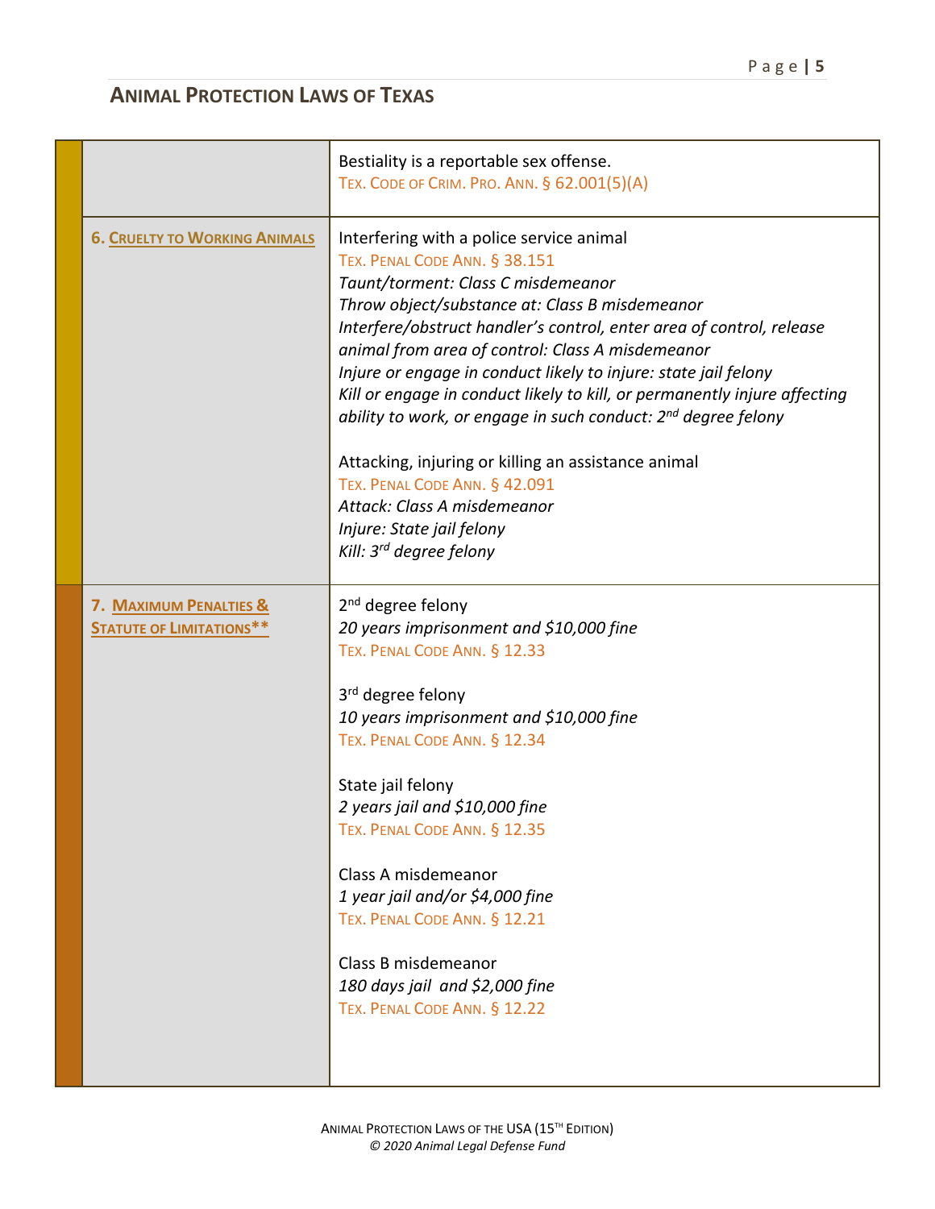## ANIMAL PROTECTION LAWS OF TEXAS

| | |
|---|---|
| | Bestiality is a reportable sex offense.<br>TEX. CODE OF CRIM. PRO. ANN. § 62.001(5)(A) |
| **6. CRUELTY TO WORKING ANIMALS** | Interfering with a police service animal<br>TEX. PENAL CODE ANN. § 38.151<br>*Taunt/torment: Class C misdemeanor*<br>*Throw object/substance at: Class B misdemeanor*<br>*Interfere/obstruct handler's control, enter area of control, release animal from area of control: Class A misdemeanor*<br>*Injure or engage in conduct likely to injure: state jail felony*<br>*Kill or engage in conduct likely to kill, or permanently injure affecting ability to work, or engage in such conduct: 2nd degree felony*<br><br>Attacking, injuring or killing an assistance animal<br>TEX. PENAL CODE ANN. § 42.091<br>*Attack: Class A misdemeanor*<br>*Injure: State jail felony*<br>*Kill: 3rd degree felony* |
| **7. MAXIMUM PENALTIES & STATUTE OF LIMITATIONS*\*** | 2nd degree felony<br>*20 years imprisonment and $10,000 fine*<br>TEX. PENAL CODE ANN. § 12.33<br><br>3rd degree felony<br>*10 years imprisonment and $10,000 fine*<br>TEX. PENAL CODE ANN. § 12.34<br><br>State jail felony<br>*2 years jail and $10,000 fine*<br>TEX. PENAL CODE ANN. § 12.35<br><br>Class A misdemeanor<br>*1 year jail and/or $4,000 fine*<br>TEX. PENAL CODE ANN. § 12.21<br><br>Class B misdemeanor<br>*180 days jail and $2,000 fine*<br>TEX. PENAL CODE ANN. § 12.22 |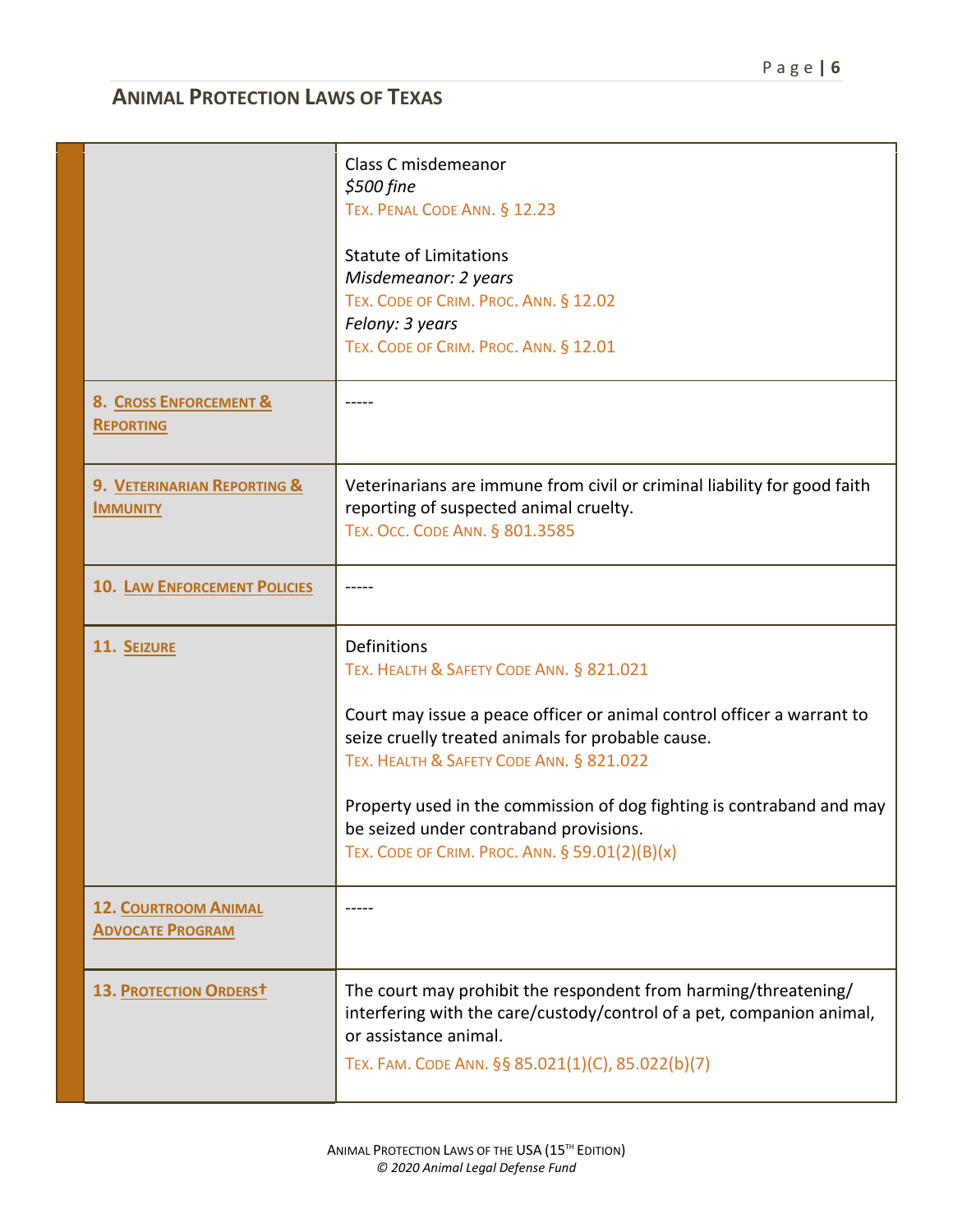## ANIMAL PROTECTION LAWS OF TEXAS

| | |
|---|---|
| | Class C misdemeanor<br>*$500 fine*<br>TEX. PENAL CODE ANN. § 12.23<br><br>Statute of Limitations<br>*Misdemeanor: 2 years*<br>TEX. CODE OF CRIM. PROC. ANN. § 12.02<br>*Felony: 3 years*<br>TEX. CODE OF CRIM. PROC. ANN. § 12.01 |
| **8. CROSS ENFORCEMENT & REPORTING** | ----- |
| **9. VETERINARIAN REPORTING & IMMUNITY** | Veterinarians are immune from civil or criminal liability for good faith reporting of suspected animal cruelty.<br>TEX. OCC. CODE ANN. § 801.3585 |
| **10. LAW ENFORCEMENT POLICIES** | ----- |
| **11. SEIZURE** | Definitions<br>TEX. HEALTH & SAFETY CODE ANN. § 821.021<br><br>Court may issue a peace officer or animal control officer a warrant to seize cruelly treated animals for probable cause.<br>TEX. HEALTH & SAFETY CODE ANN. § 821.022<br><br>Property used in the commission of dog fighting is contraband and may be seized under contraband provisions.<br>TEX. CODE OF CRIM. PROC. ANN. § 59.01(2)(B)(x) |
| **12. COURTROOM ANIMAL ADVOCATE PROGRAM** | ----- |
| **13. PROTECTION ORDERS†** | The court may prohibit the respondent from harming/threatening/ interfering with the care/custody/control of a pet, companion animal, or assistance animal.<br>TEX. FAM. CODE ANN. §§ 85.021(1)(C), 85.022(b)(7) |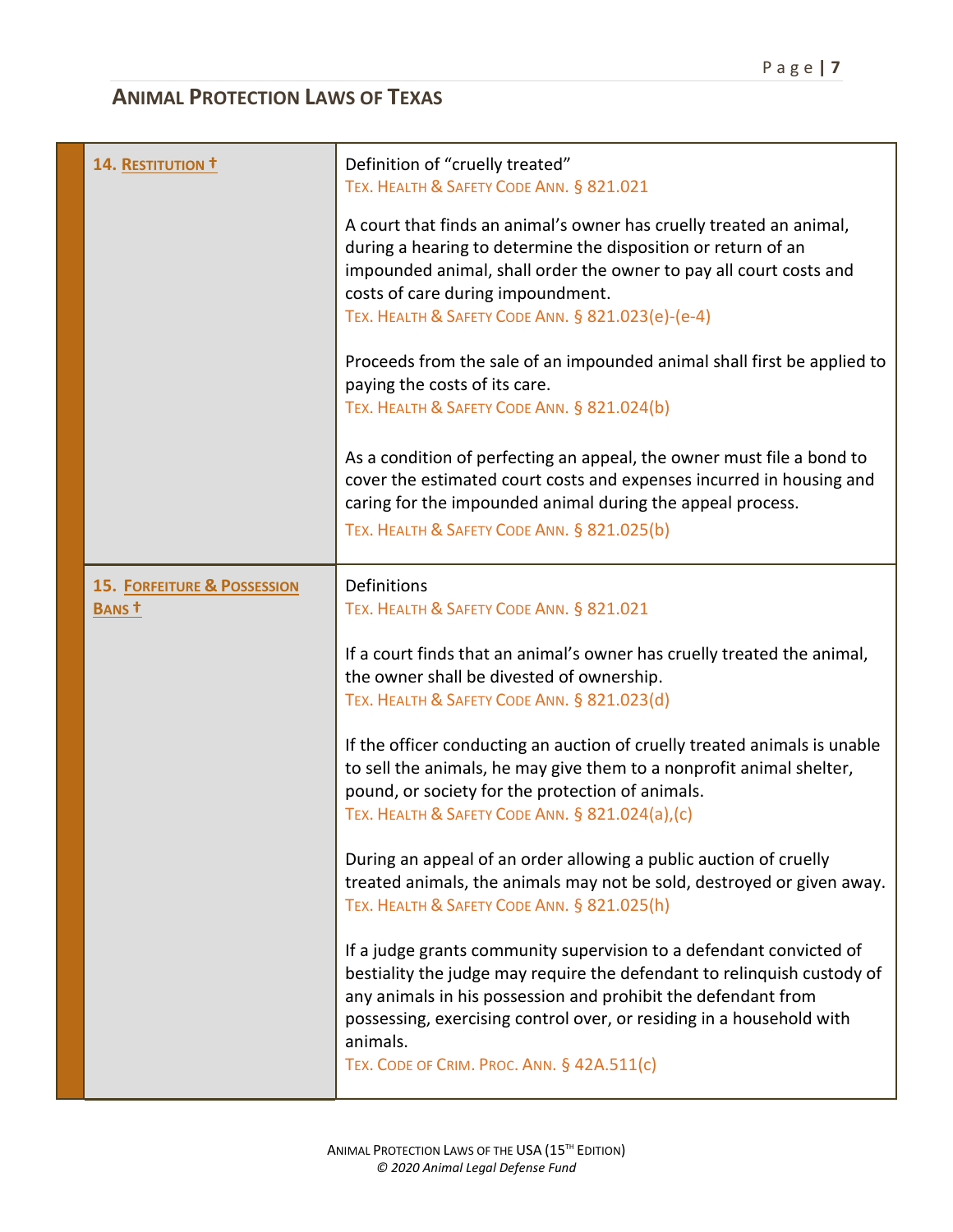## Animal Protection Laws of Texas

| | |
|---|---|
| **14. Restitution †** | Definition of "cruelly treated"<br>Tex. Health & Safety Code Ann. § 821.021<br><br>A court that finds an animal's owner has cruelly treated an animal, during a hearing to determine the disposition or return of an impounded animal, shall order the owner to pay all court costs and costs of care during impoundment.<br>Tex. Health & Safety Code Ann. § 821.023(e)-(e-4)<br><br>Proceeds from the sale of an impounded animal shall first be applied to paying the costs of its care.<br>Tex. Health & Safety Code Ann. § 821.024(b)<br><br>As a condition of perfecting an appeal, the owner must file a bond to cover the estimated court costs and expenses incurred in housing and caring for the impounded animal during the appeal process.<br>Tex. Health & Safety Code Ann. § 821.025(b) |
| **15. Forfeiture & Possession Bans †** | Definitions<br>Tex. Health & Safety Code Ann. § 821.021<br><br>If a court finds that an animal's owner has cruelly treated the animal, the owner shall be divested of ownership.<br>Tex. Health & Safety Code Ann. § 821.023(d)<br><br>If the officer conducting an auction of cruelly treated animals is unable to sell the animals, he may give them to a nonprofit animal shelter, pound, or society for the protection of animals.<br>Tex. Health & Safety Code Ann. § 821.024(a),(c)<br><br>During an appeal of an order allowing a public auction of cruelly treated animals, the animals may not be sold, destroyed or given away.<br>Tex. Health & Safety Code Ann. § 821.025(h)<br><br>If a judge grants community supervision to a defendant convicted of bestiality the judge may require the defendant to relinquish custody of any animals in his possession and prohibit the defendant from possessing, exercising control over, or residing in a household with animals.<br>Tex. Code of Crim. Proc. Ann. § 42A.511(c) |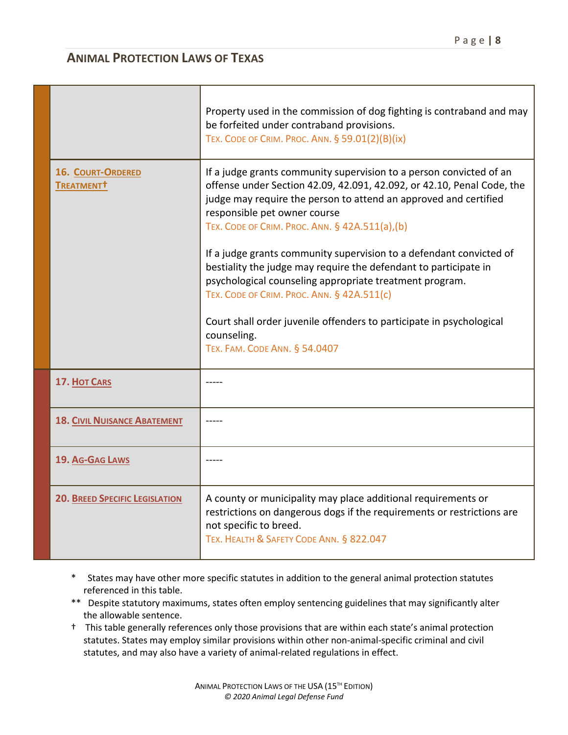## ANIMAL PROTECTION LAWS OF TEXAS

| | |
|---|---|
| | Property used in the commission of dog fighting is contraband and may be forfeited under contraband provisions.<br>TEX. CODE OF CRIM. PROC. ANN. § 59.01(2)(B)(ix) |
| **16. COURT-ORDERED TREATMENT†** | If a judge grants community supervision to a person convicted of an offense under Section 42.09, 42.091, 42.092, or 42.10, Penal Code, the judge may require the person to attend an approved and certified responsible pet owner course<br>TEX. CODE OF CRIM. PROC. ANN. § 42A.511(a),(b)<br><br>If a judge grants community supervision to a defendant convicted of bestiality the judge may require the defendant to participate in psychological counseling appropriate treatment program.<br>TEX. CODE OF CRIM. PROC. ANN. § 42A.511(c)<br><br>Court shall order juvenile offenders to participate in psychological counseling.<br>TEX. FAM. CODE ANN. § 54.0407 |
| **17. HOT CARS** | ----- |
| **18. CIVIL NUISANCE ABATEMENT** | ----- |
| **19. AG-GAG LAWS** | ----- |
| **20. BREED SPECIFIC LEGISLATION** | A county or municipality may place additional requirements or restrictions on dangerous dogs if the requirements or restrictions are not specific to breed.<br>TEX. HEALTH & SAFETY CODE ANN. § 822.047 |

\* States may have other more specific statutes in addition to the general animal protection statutes referenced in this table.

\*\* Despite statutory maximums, states often employ sentencing guidelines that may significantly alter the allowable sentence.

† This table generally references only those provisions that are within each state's animal protection statutes. States may employ similar provisions within other non-animal-specific criminal and civil statutes, and may also have a variety of animal-related regulations in effect.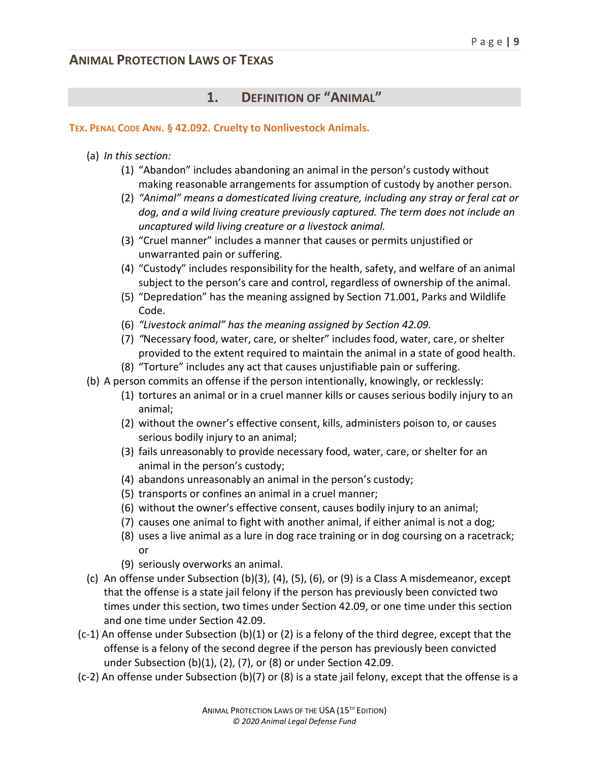## Animal Protection Laws of Texas

## 1. Definition of "Animal"

### Tex. Penal Code Ann. § 42.092. Cruelty to Nonlivestock Animals.

(a) *In this section:*

(1) "Abandon" includes abandoning an animal in the person's custody without making reasonable arrangements for assumption of custody by another person.

(2) *"Animal" means a domesticated living creature, including any stray or feral cat or dog, and a wild living creature previously captured. The term does not include an uncaptured wild living creature or a livestock animal.*

(3) "Cruel manner" includes a manner that causes or permits unjustified or unwarranted pain or suffering.

(4) "Custody" includes responsibility for the health, safety, and welfare of an animal subject to the person's care and control, regardless of ownership of the animal.

(5) "Depredation" has the meaning assigned by Section 71.001, Parks and Wildlife Code.

(6) *"Livestock animal" has the meaning assigned by Section 42.09.*

(7) *"*Necessary food, water, care, or shelter" includes food, water, care, or shelter provided to the extent required to maintain the animal in a state of good health.

(8) "Torture" includes any act that causes unjustifiable pain or suffering.

(b) A person commits an offense if the person intentionally, knowingly, or recklessly:

(1) tortures an animal or in a cruel manner kills or causes serious bodily injury to an animal;

(2) without the owner's effective consent, kills, administers poison to, or causes serious bodily injury to an animal;

(3) fails unreasonably to provide necessary food, water, care, or shelter for an animal in the person's custody;

(4) abandons unreasonably an animal in the person's custody;

(5) transports or confines an animal in a cruel manner;

(6) without the owner's effective consent, causes bodily injury to an animal;

(7) causes one animal to fight with another animal, if either animal is not a dog;

(8) uses a live animal as a lure in dog race training or in dog coursing on a racetrack; or

(9) seriously overworks an animal.

(c) An offense under Subsection (b)(3), (4), (5), (6), or (9) is a Class A misdemeanor, except that the offense is a state jail felony if the person has previously been convicted two times under this section, two times under Section 42.09, or one time under this section and one time under Section 42.09.

(c-1) An offense under Subsection (b)(1) or (2) is a felony of the third degree, except that the offense is a felony of the second degree if the person has previously been convicted under Subsection (b)(1), (2), (7), or (8) or under Section 42.09.

(c-2) An offense under Subsection (b)(7) or (8) is a state jail felony, except that the offense is a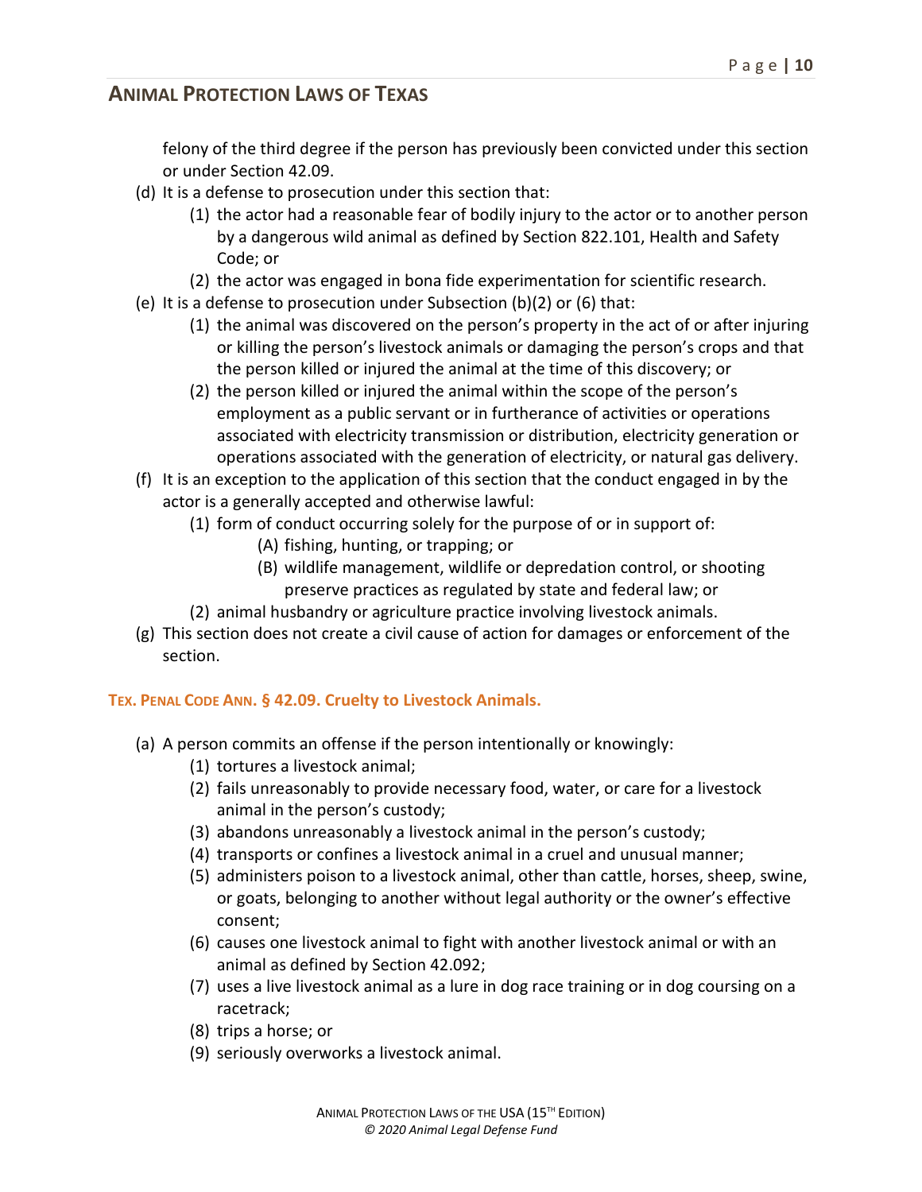felony of the third degree if the person has previously been convicted under this section or under Section 42.09.

(d) It is a defense to prosecution under this section that:
  (1) the actor had a reasonable fear of bodily injury to the actor or to another person by a dangerous wild animal as defined by Section 822.101, Health and Safety Code; or
  (2) the actor was engaged in bona fide experimentation for scientific research.

(e) It is a defense to prosecution under Subsection (b)(2) or (6) that:
  (1) the animal was discovered on the person's property in the act of or after injuring or killing the person's livestock animals or damaging the person's crops and that the person killed or injured the animal at the time of this discovery; or
  (2) the person killed or injured the animal within the scope of the person's employment as a public servant or in furtherance of activities or operations associated with electricity transmission or distribution, electricity generation or operations associated with the generation of electricity, or natural gas delivery.

(f) It is an exception to the application of this section that the conduct engaged in by the actor is a generally accepted and otherwise lawful:
  (1) form of conduct occurring solely for the purpose of or in support of:
    (A) fishing, hunting, or trapping; or
    (B) wildlife management, wildlife or depredation control, or shooting preserve practices as regulated by state and federal law; or
  (2) animal husbandry or agriculture practice involving livestock animals.

(g) This section does not create a civil cause of action for damages or enforcement of the section.

### TEX. PENAL CODE ANN. § 42.09. Cruelty to Livestock Animals.

(a) A person commits an offense if the person intentionally or knowingly:
  (1) tortures a livestock animal;
  (2) fails unreasonably to provide necessary food, water, or care for a livestock animal in the person's custody;
  (3) abandons unreasonably a livestock animal in the person's custody;
  (4) transports or confines a livestock animal in a cruel and unusual manner;
  (5) administers poison to a livestock animal, other than cattle, horses, sheep, swine, or goats, belonging to another without legal authority or the owner's effective consent;
  (6) causes one livestock animal to fight with another livestock animal or with an animal as defined by Section 42.092;
  (7) uses a live livestock animal as a lure in dog race training or in dog coursing on a racetrack;
  (8) trips a horse; or
  (9) seriously overworks a livestock animal.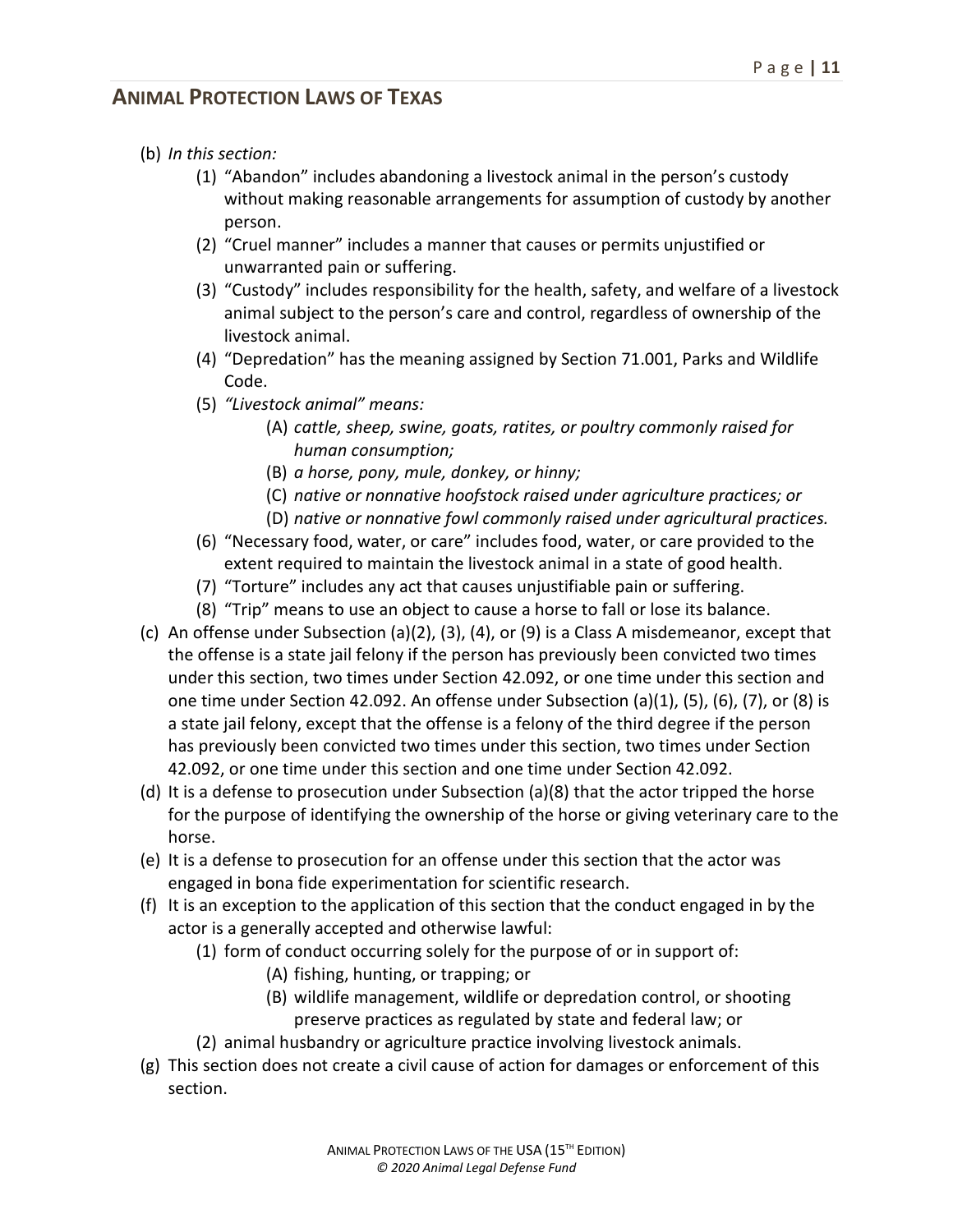(b) *In this section:*

   (1) "Abandon" includes abandoning a livestock animal in the person's custody without making reasonable arrangements for assumption of custody by another person.

   (2) "Cruel manner" includes a manner that causes or permits unjustified or unwarranted pain or suffering.

   (3) "Custody" includes responsibility for the health, safety, and welfare of a livestock animal subject to the person's care and control, regardless of ownership of the livestock animal.

   (4) "Depredation" has the meaning assigned by Section 71.001, Parks and Wildlife Code.

   (5) *"Livestock animal" means:*

      (A) *cattle, sheep, swine, goats, ratites, or poultry commonly raised for human consumption;*

      (B) *a horse, pony, mule, donkey, or hinny;*

      (C) *native or nonnative hoofstock raised under agriculture practices; or*

      (D) *native or nonnative fowl commonly raised under agricultural practices.*

   (6) "Necessary food, water, or care" includes food, water, or care provided to the extent required to maintain the livestock animal in a state of good health.

   (7) "Torture" includes any act that causes unjustifiable pain or suffering.

   (8) "Trip" means to use an object to cause a horse to fall or lose its balance.

(c) An offense under Subsection (a)(2), (3), (4), or (9) is a Class A misdemeanor, except that the offense is a state jail felony if the person has previously been convicted two times under this section, two times under Section 42.092, or one time under this section and one time under Section 42.092. An offense under Subsection (a)(1), (5), (6), (7), or (8) is a state jail felony, except that the offense is a felony of the third degree if the person has previously been convicted two times under this section, two times under Section 42.092, or one time under this section and one time under Section 42.092.

(d) It is a defense to prosecution under Subsection (a)(8) that the actor tripped the horse for the purpose of identifying the ownership of the horse or giving veterinary care to the horse.

(e) It is a defense to prosecution for an offense under this section that the actor was engaged in bona fide experimentation for scientific research.

(f) It is an exception to the application of this section that the conduct engaged in by the actor is a generally accepted and otherwise lawful:

   (1) form of conduct occurring solely for the purpose of or in support of:

      (A) fishing, hunting, or trapping; or

      (B) wildlife management, wildlife or depredation control, or shooting preserve practices as regulated by state and federal law; or

   (2) animal husbandry or agriculture practice involving livestock animals.

(g) This section does not create a civil cause of action for damages or enforcement of this section.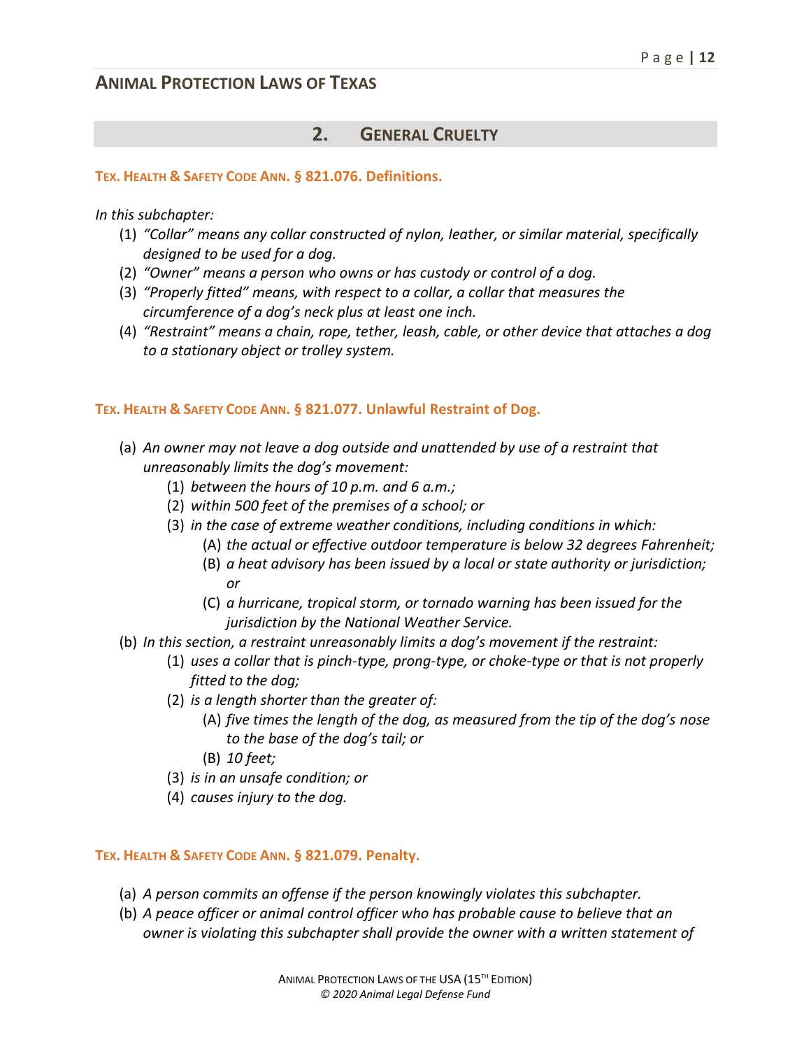## 2. General Cruelty

### Tex. Health & Safety Code Ann. § 821.076. Definitions.

*In this subchapter:*

(1) *"Collar" means any collar constructed of nylon, leather, or similar material, specifically designed to be used for a dog.*
(2) *"Owner" means a person who owns or has custody or control of a dog.*
(3) *"Properly fitted" means, with respect to a collar, a collar that measures the circumference of a dog's neck plus at least one inch.*
(4) *"Restraint" means a chain, rope, tether, leash, cable, or other device that attaches a dog to a stationary object or trolley system.*

### Tex. Health & Safety Code Ann. § 821.077. Unlawful Restraint of Dog.

(a) *An owner may not leave a dog outside and unattended by use of a restraint that unreasonably limits the dog's movement:*
  (1) *between the hours of 10 p.m. and 6 a.m.;*
  (2) *within 500 feet of the premises of a school; or*
  (3) *in the case of extreme weather conditions, including conditions in which:*
    (A) *the actual or effective outdoor temperature is below 32 degrees Fahrenheit;*
    (B) *a heat advisory has been issued by a local or state authority or jurisdiction; or*
    (C) *a hurricane, tropical storm, or tornado warning has been issued for the jurisdiction by the National Weather Service.*

(b) *In this section, a restraint unreasonably limits a dog's movement if the restraint:*
  (1) *uses a collar that is pinch-type, prong-type, or choke-type or that is not properly fitted to the dog;*
  (2) *is a length shorter than the greater of:*
    (A) *five times the length of the dog, as measured from the tip of the dog's nose to the base of the dog's tail; or*
    (B) *10 feet;*
  (3) *is in an unsafe condition; or*
  (4) *causes injury to the dog.*

### Tex. Health & Safety Code Ann. § 821.079. Penalty.

(a) *A person commits an offense if the person knowingly violates this subchapter.*
(b) *A peace officer or animal control officer who has probable cause to believe that an owner is violating this subchapter shall provide the owner with a written statement of*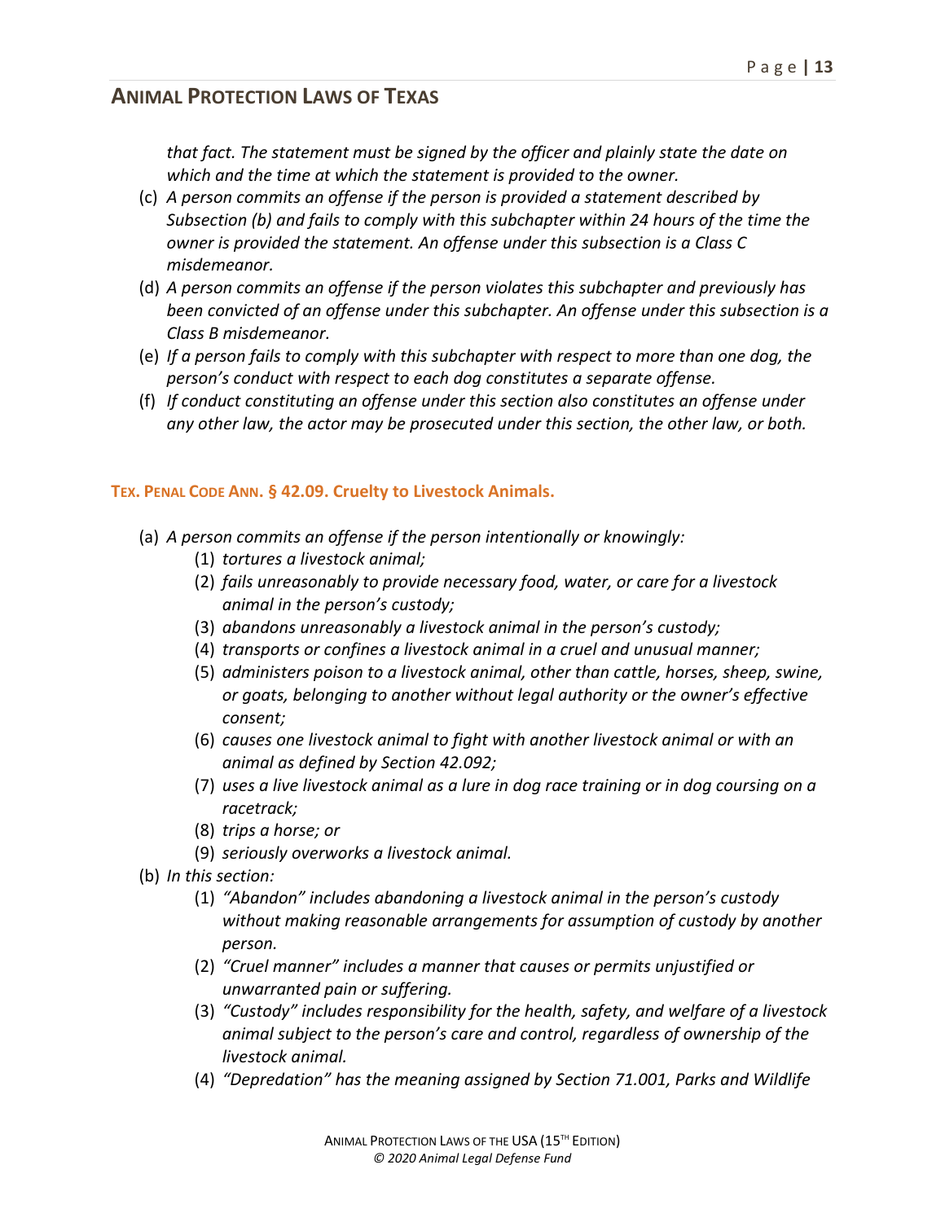*that fact. The statement must be signed by the officer and plainly state the date on which and the time at which the statement is provided to the owner.*

(c) *A person commits an offense if the person is provided a statement described by Subsection (b) and fails to comply with this subchapter within 24 hours of the time the owner is provided the statement. An offense under this subsection is a Class C misdemeanor.*

(d) *A person commits an offense if the person violates this subchapter and previously has been convicted of an offense under this subchapter. An offense under this subsection is a Class B misdemeanor.*

(e) *If a person fails to comply with this subchapter with respect to more than one dog, the person's conduct with respect to each dog constitutes a separate offense.*

(f) *If conduct constituting an offense under this section also constitutes an offense under any other law, the actor may be prosecuted under this section, the other law, or both.*

### TEX. PENAL CODE ANN. § 42.09. Cruelty to Livestock Animals.

(a) *A person commits an offense if the person intentionally or knowingly:*

   (1) *tortures a livestock animal;*

   (2) *fails unreasonably to provide necessary food, water, or care for a livestock animal in the person's custody;*

   (3) *abandons unreasonably a livestock animal in the person's custody;*

   (4) *transports or confines a livestock animal in a cruel and unusual manner;*

   (5) *administers poison to a livestock animal, other than cattle, horses, sheep, swine, or goats, belonging to another without legal authority or the owner's effective consent;*

   (6) *causes one livestock animal to fight with another livestock animal or with an animal as defined by Section 42.092;*

   (7) *uses a live livestock animal as a lure in dog race training or in dog coursing on a racetrack;*

   (8) *trips a horse; or*

   (9) *seriously overworks a livestock animal.*

(b) *In this section:*

   (1) *"Abandon" includes abandoning a livestock animal in the person's custody without making reasonable arrangements for assumption of custody by another person.*

   (2) *"Cruel manner" includes a manner that causes or permits unjustified or unwarranted pain or suffering.*

   (3) *"Custody" includes responsibility for the health, safety, and welfare of a livestock animal subject to the person's care and control, regardless of ownership of the livestock animal.*

   (4) *"Depredation" has the meaning assigned by Section 71.001, Parks and Wildlife*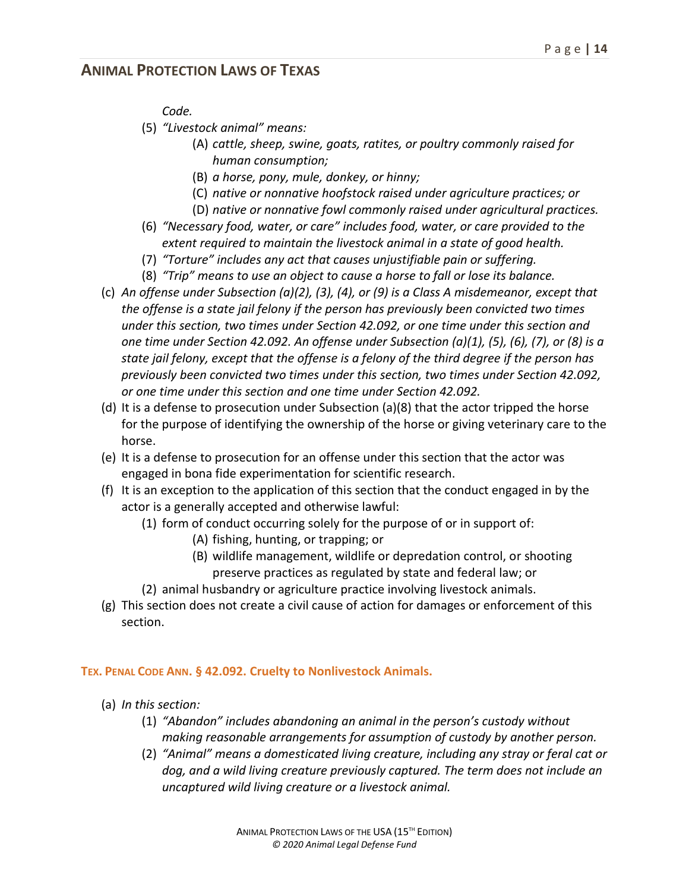*Code.*

(5) *"Livestock animal" means:*

(A) *cattle, sheep, swine, goats, ratites, or poultry commonly raised for human consumption;*

(B) *a horse, pony, mule, donkey, or hinny;*

(C) *native or nonnative hoofstock raised under agriculture practices; or*

(D) *native or nonnative fowl commonly raised under agricultural practices.*

(6) *"Necessary food, water, or care" includes food, water, or care provided to the extent required to maintain the livestock animal in a state of good health.*

(7) *"Torture" includes any act that causes unjustifiable pain or suffering.*

(8) *"Trip" means to use an object to cause a horse to fall or lose its balance.*

(c) *An offense under Subsection (a)(2), (3), (4), or (9) is a Class A misdemeanor, except that the offense is a state jail felony if the person has previously been convicted two times under this section, two times under Section 42.092, or one time under this section and one time under Section 42.092. An offense under Subsection (a)(1), (5), (6), (7), or (8) is a state jail felony, except that the offense is a felony of the third degree if the person has previously been convicted two times under this section, two times under Section 42.092, or one time under this section and one time under Section 42.092.*

(d) It is a defense to prosecution under Subsection (a)(8) that the actor tripped the horse for the purpose of identifying the ownership of the horse or giving veterinary care to the horse.

(e) It is a defense to prosecution for an offense under this section that the actor was engaged in bona fide experimentation for scientific research.

(f) It is an exception to the application of this section that the conduct engaged in by the actor is a generally accepted and otherwise lawful:

(1) form of conduct occurring solely for the purpose of or in support of:

(A) fishing, hunting, or trapping; or

(B) wildlife management, wildlife or depredation control, or shooting preserve practices as regulated by state and federal law; or

(2) animal husbandry or agriculture practice involving livestock animals.

(g) This section does not create a civil cause of action for damages or enforcement of this section.

### TEX. PENAL CODE ANN. § 42.092. Cruelty to Nonlivestock Animals.

(a) *In this section:*

(1) *"Abandon" includes abandoning an animal in the person's custody without making reasonable arrangements for assumption of custody by another person.*

(2) *"Animal" means a domesticated living creature, including any stray or feral cat or dog, and a wild living creature previously captured. The term does not include an uncaptured wild living creature or a livestock animal.*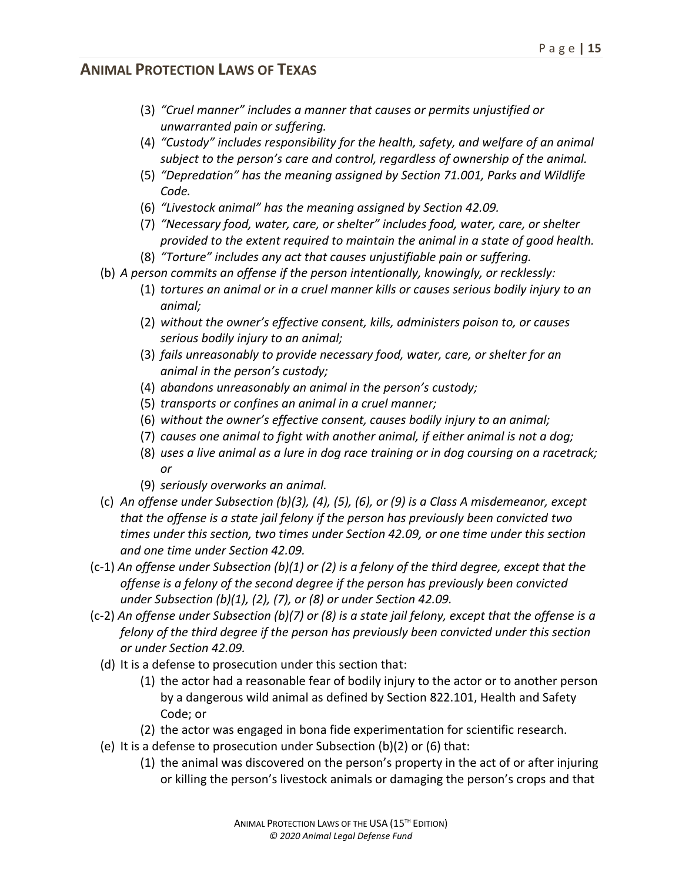(3) *"Cruel manner" includes a manner that causes or permits unjustified or unwarranted pain or suffering.*
(4) *"Custody" includes responsibility for the health, safety, and welfare of an animal subject to the person's care and control, regardless of ownership of the animal.*
(5) *"Depredation" has the meaning assigned by Section 71.001, Parks and Wildlife Code.*
(6) *"Livestock animal" has the meaning assigned by Section 42.09.*
(7) *"Necessary food, water, care, or shelter" includes food, water, care, or shelter provided to the extent required to maintain the animal in a state of good health.*
(8) *"Torture" includes any act that causes unjustifiable pain or suffering.*

(b) *A person commits an offense if the person intentionally, knowingly, or recklessly:*
   (1) *tortures an animal or in a cruel manner kills or causes serious bodily injury to an animal;*
   (2) *without the owner's effective consent, kills, administers poison to, or causes serious bodily injury to an animal;*
   (3) *fails unreasonably to provide necessary food, water, care, or shelter for an animal in the person's custody;*
   (4) *abandons unreasonably an animal in the person's custody;*
   (5) *transports or confines an animal in a cruel manner;*
   (6) *without the owner's effective consent, causes bodily injury to an animal;*
   (7) *causes one animal to fight with another animal, if either animal is not a dog;*
   (8) *uses a live animal as a lure in dog race training or in dog coursing on a racetrack; or*
   (9) *seriously overworks an animal.*

(c) *An offense under Subsection (b)(3), (4), (5), (6), or (9) is a Class A misdemeanor, except that the offense is a state jail felony if the person has previously been convicted two times under this section, two times under Section 42.09, or one time under this section and one time under Section 42.09.*

(c-1) *An offense under Subsection (b)(1) or (2) is a felony of the third degree, except that the offense is a felony of the second degree if the person has previously been convicted under Subsection (b)(1), (2), (7), or (8) or under Section 42.09.*

(c-2) *An offense under Subsection (b)(7) or (8) is a state jail felony, except that the offense is a felony of the third degree if the person has previously been convicted under this section or under Section 42.09.*

(d) It is a defense to prosecution under this section that:
   (1) the actor had a reasonable fear of bodily injury to the actor or to another person by a dangerous wild animal as defined by Section 822.101, Health and Safety Code; or
   (2) the actor was engaged in bona fide experimentation for scientific research.

(e) It is a defense to prosecution under Subsection (b)(2) or (6) that:
   (1) the animal was discovered on the person's property in the act of or after injuring or killing the person's livestock animals or damaging the person's crops and that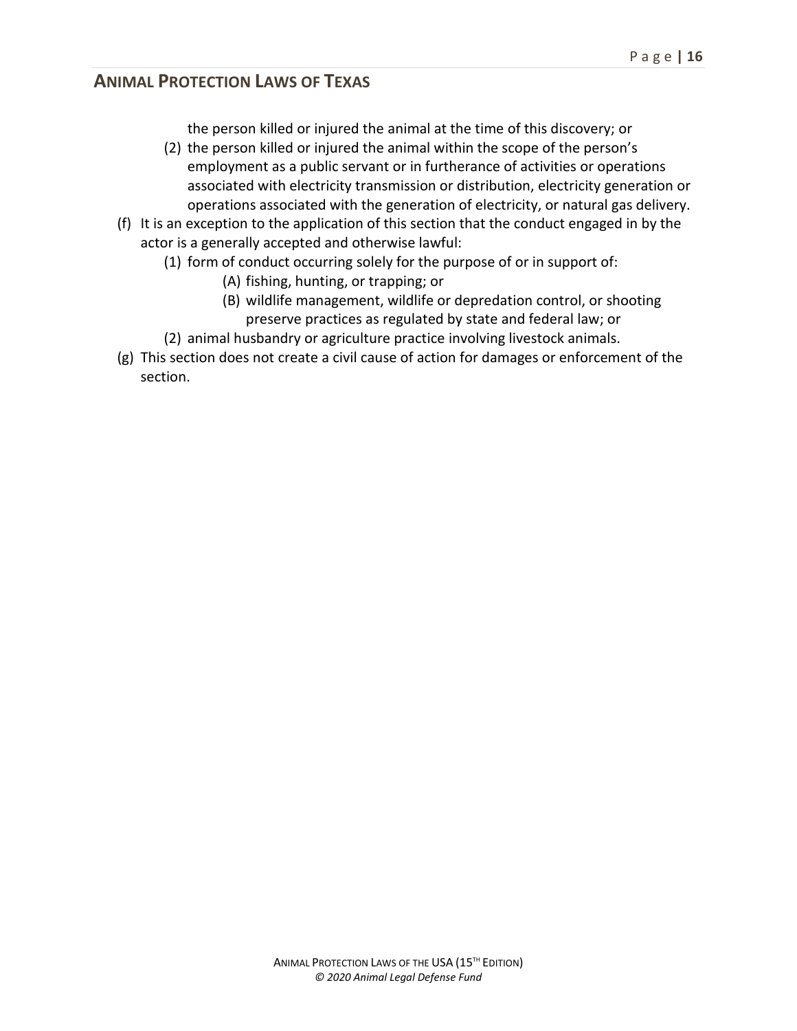the person killed or injured the animal at the time of this discovery; or

(2) the person killed or injured the animal within the scope of the person's employment as a public servant or in furtherance of activities or operations associated with electricity transmission or distribution, electricity generation or operations associated with the generation of electricity, or natural gas delivery.

(f) It is an exception to the application of this section that the conduct engaged in by the actor is a generally accepted and otherwise lawful:

(1) form of conduct occurring solely for the purpose of or in support of:

(A) fishing, hunting, or trapping; or

(B) wildlife management, wildlife or depredation control, or shooting preserve practices as regulated by state and federal law; or

(2) animal husbandry or agriculture practice involving livestock animals.

(g) This section does not create a civil cause of action for damages or enforcement of the section.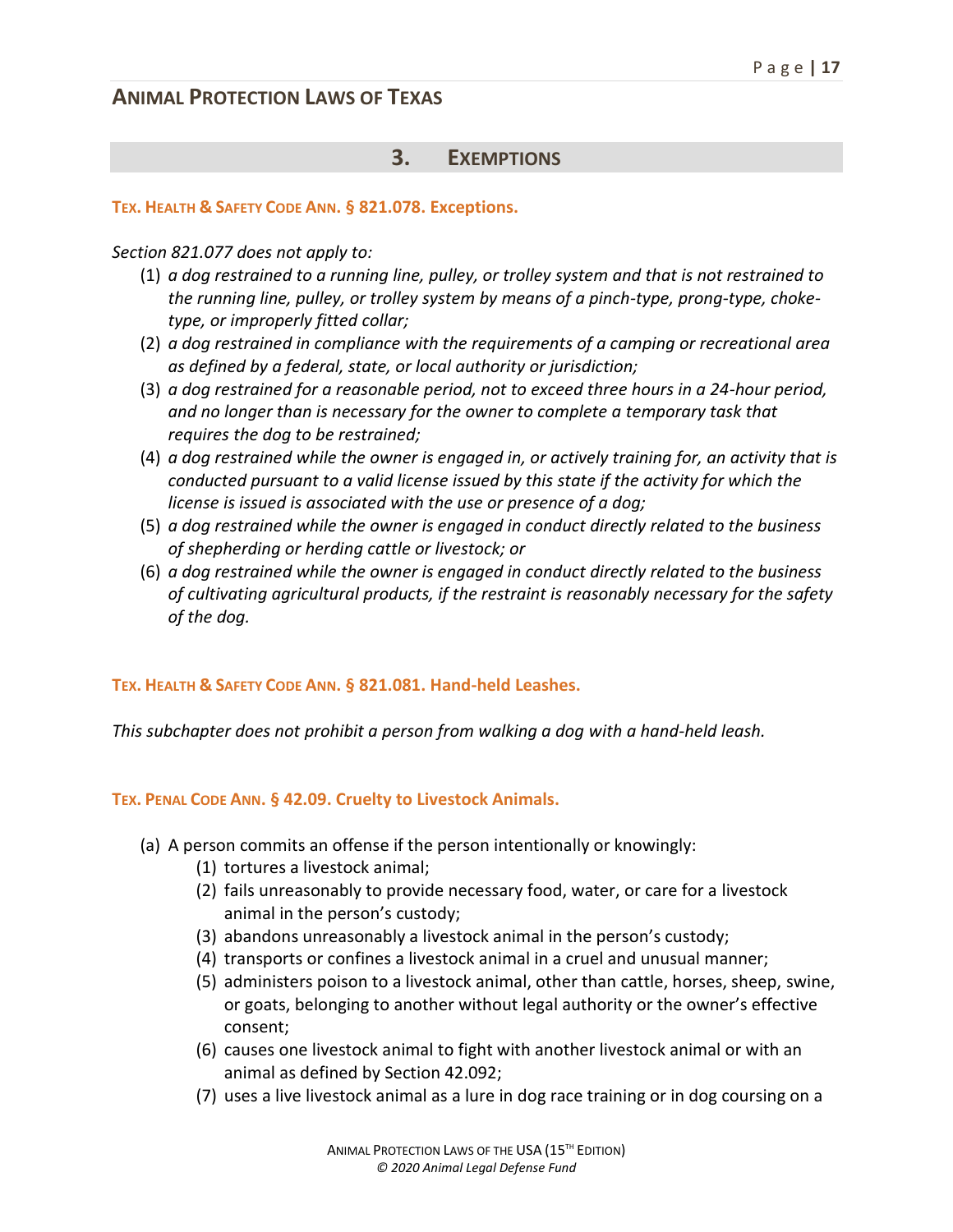## 3. EXEMPTIONS

### TEX. HEALTH & SAFETY CODE ANN. § 821.078. Exceptions.

*Section 821.077 does not apply to:*

(1) *a dog restrained to a running line, pulley, or trolley system and that is not restrained to the running line, pulley, or trolley system by means of a pinch-type, prong-type, choke-type, or improperly fitted collar;*

(2) *a dog restrained in compliance with the requirements of a camping or recreational area as defined by a federal, state, or local authority or jurisdiction;*

(3) *a dog restrained for a reasonable period, not to exceed three hours in a 24-hour period, and no longer than is necessary for the owner to complete a temporary task that requires the dog to be restrained;*

(4) *a dog restrained while the owner is engaged in, or actively training for, an activity that is conducted pursuant to a valid license issued by this state if the activity for which the license is issued is associated with the use or presence of a dog;*

(5) *a dog restrained while the owner is engaged in conduct directly related to the business of shepherding or herding cattle or livestock; or*

(6) *a dog restrained while the owner is engaged in conduct directly related to the business of cultivating agricultural products, if the restraint is reasonably necessary for the safety of the dog.*

### TEX. HEALTH & SAFETY CODE ANN. § 821.081. Hand-held Leashes.

*This subchapter does not prohibit a person from walking a dog with a hand-held leash.*

### TEX. PENAL CODE ANN. § 42.09. Cruelty to Livestock Animals.

(a) A person commits an offense if the person intentionally or knowingly:

(1) tortures a livestock animal;

(2) fails unreasonably to provide necessary food, water, or care for a livestock animal in the person's custody;

(3) abandons unreasonably a livestock animal in the person's custody;

(4) transports or confines a livestock animal in a cruel and unusual manner;

(5) administers poison to a livestock animal, other than cattle, horses, sheep, swine, or goats, belonging to another without legal authority or the owner's effective consent;

(6) causes one livestock animal to fight with another livestock animal or with an animal as defined by Section 42.092;

(7) uses a live livestock animal as a lure in dog race training or in dog coursing on a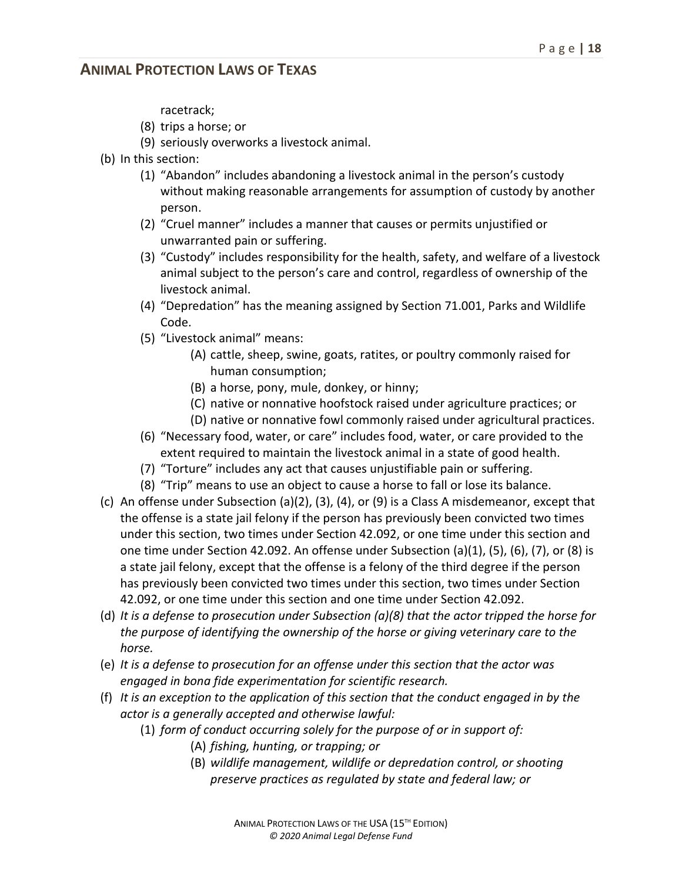racetrack;

(8) trips a horse; or

(9) seriously overworks a livestock animal.

(b) In this section:

(1) "Abandon" includes abandoning a livestock animal in the person's custody without making reasonable arrangements for assumption of custody by another person.

(2) "Cruel manner" includes a manner that causes or permits unjustified or unwarranted pain or suffering.

(3) "Custody" includes responsibility for the health, safety, and welfare of a livestock animal subject to the person's care and control, regardless of ownership of the livestock animal.

(4) "Depredation" has the meaning assigned by Section 71.001, Parks and Wildlife Code.

(5) "Livestock animal" means:

(A) cattle, sheep, swine, goats, ratites, or poultry commonly raised for human consumption;

(B) a horse, pony, mule, donkey, or hinny;

(C) native or nonnative hoofstock raised under agriculture practices; or

(D) native or nonnative fowl commonly raised under agricultural practices.

(6) "Necessary food, water, or care" includes food, water, or care provided to the extent required to maintain the livestock animal in a state of good health.

(7) "Torture" includes any act that causes unjustifiable pain or suffering.

(8) "Trip" means to use an object to cause a horse to fall or lose its balance.

(c) An offense under Subsection (a)(2), (3), (4), or (9) is a Class A misdemeanor, except that the offense is a state jail felony if the person has previously been convicted two times under this section, two times under Section 42.092, or one time under this section and one time under Section 42.092. An offense under Subsection (a)(1), (5), (6), (7), or (8) is a state jail felony, except that the offense is a felony of the third degree if the person has previously been convicted two times under this section, two times under Section 42.092, or one time under this section and one time under Section 42.092.

(d) *It is a defense to prosecution under Subsection (a)(8) that the actor tripped the horse for the purpose of identifying the ownership of the horse or giving veterinary care to the horse.*

(e) *It is a defense to prosecution for an offense under this section that the actor was engaged in bona fide experimentation for scientific research.*

(f) *It is an exception to the application of this section that the conduct engaged in by the actor is a generally accepted and otherwise lawful:*

(1) *form of conduct occurring solely for the purpose of or in support of:*

(A) *fishing, hunting, or trapping; or*

(B) *wildlife management, wildlife or depredation control, or shooting preserve practices as regulated by state and federal law; or*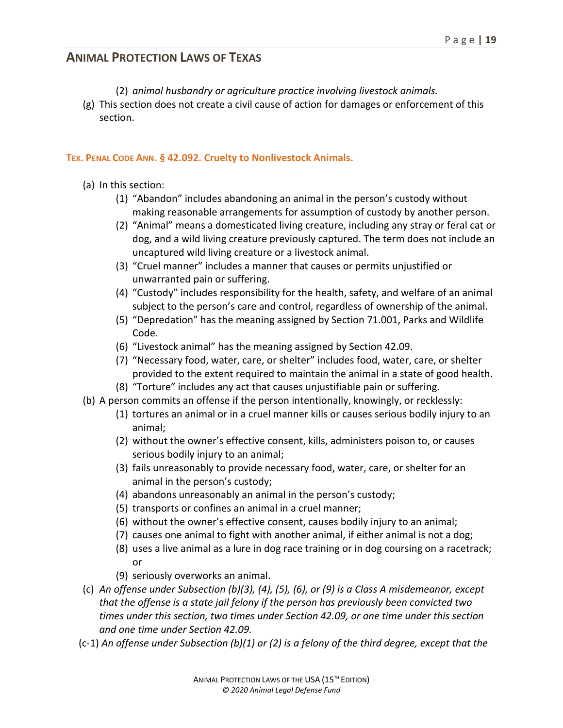(2) *animal husbandry or agriculture practice involving livestock animals.*

(g) This section does not create a civil cause of action for damages or enforcement of this section.

**TEX. PENAL CODE ANN. § 42.092. Cruelty to Nonlivestock Animals.**

(a) In this section:

  (1) "Abandon" includes abandoning an animal in the person's custody without making reasonable arrangements for assumption of custody by another person.

  (2) "Animal" means a domesticated living creature, including any stray or feral cat or dog, and a wild living creature previously captured. The term does not include an uncaptured wild living creature or a livestock animal.

  (3) "Cruel manner" includes a manner that causes or permits unjustified or unwarranted pain or suffering.

  (4) "Custody" includes responsibility for the health, safety, and welfare of an animal subject to the person's care and control, regardless of ownership of the animal.

  (5) "Depredation" has the meaning assigned by Section 71.001, Parks and Wildlife Code.

  (6) "Livestock animal" has the meaning assigned by Section 42.09.

  (7) "Necessary food, water, care, or shelter" includes food, water, care, or shelter provided to the extent required to maintain the animal in a state of good health.

  (8) "Torture" includes any act that causes unjustifiable pain or suffering.

(b) A person commits an offense if the person intentionally, knowingly, or recklessly:

  (1) tortures an animal or in a cruel manner kills or causes serious bodily injury to an animal;

  (2) without the owner's effective consent, kills, administers poison to, or causes serious bodily injury to an animal;

  (3) fails unreasonably to provide necessary food, water, care, or shelter for an animal in the person's custody;

  (4) abandons unreasonably an animal in the person's custody;

  (5) transports or confines an animal in a cruel manner;

  (6) without the owner's effective consent, causes bodily injury to an animal;

  (7) causes one animal to fight with another animal, if either animal is not a dog;

  (8) uses a live animal as a lure in dog race training or in dog coursing on a racetrack; or

  (9) seriously overworks an animal.

(c) *An offense under Subsection (b)(3), (4), (5), (6), or (9) is a Class A misdemeanor, except that the offense is a state jail felony if the person has previously been convicted two times under this section, two times under Section 42.09, or one time under this section and one time under Section 42.09.*

(c-1) *An offense under Subsection (b)(1) or (2) is a felony of the third degree, except that the*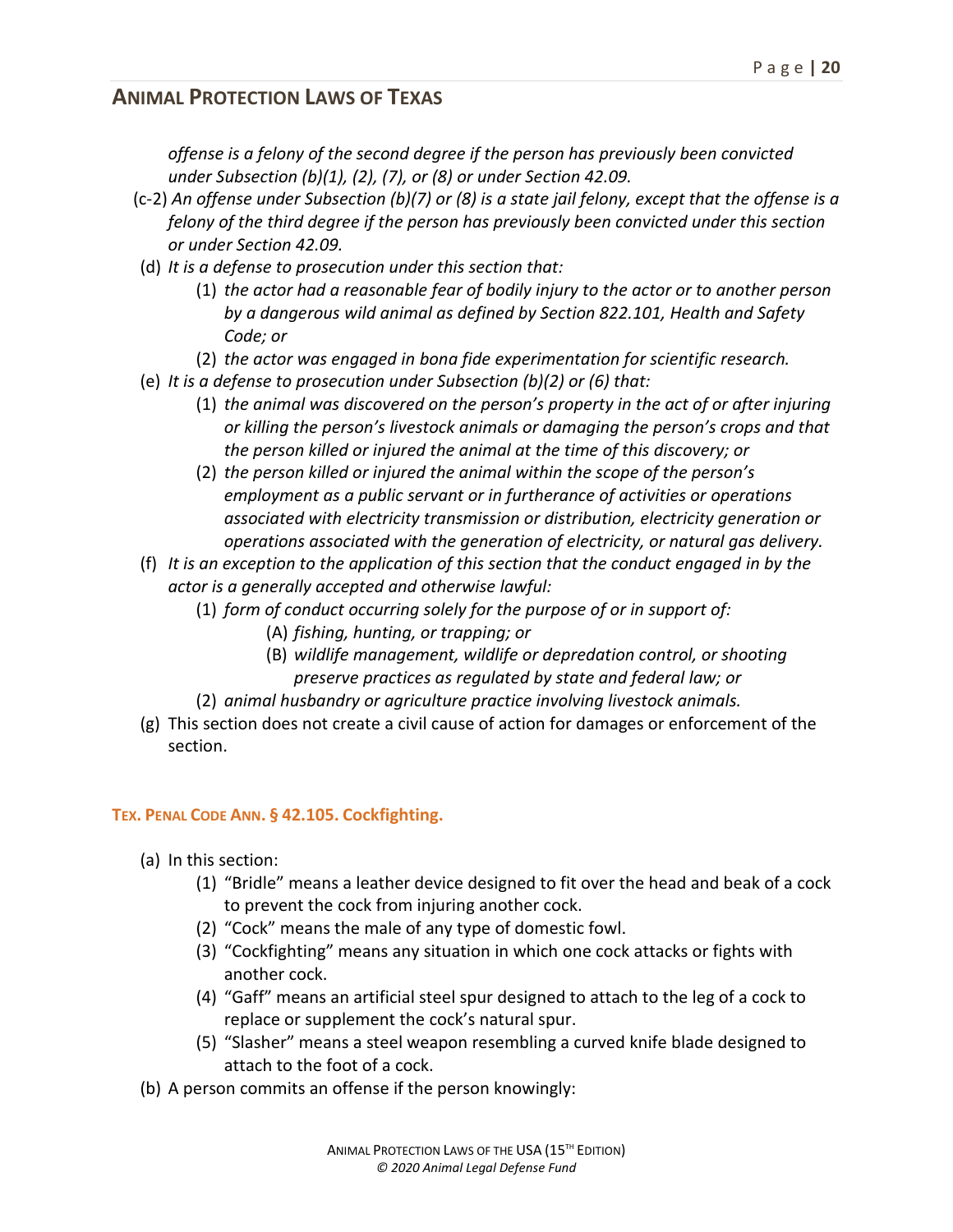*offense is a felony of the second degree if the person has previously been convicted under Subsection (b)(1), (2), (7), or (8) or under Section 42.09.*

(c-2) *An offense under Subsection (b)(7) or (8) is a state jail felony, except that the offense is a felony of the third degree if the person has previously been convicted under this section or under Section 42.09.*

(d) *It is a defense to prosecution under this section that:*

(1) *the actor had a reasonable fear of bodily injury to the actor or to another person by a dangerous wild animal as defined by Section 822.101, Health and Safety Code; or*

(2) *the actor was engaged in bona fide experimentation for scientific research.*

(e) *It is a defense to prosecution under Subsection (b)(2) or (6) that:*

(1) *the animal was discovered on the person's property in the act of or after injuring or killing the person's livestock animals or damaging the person's crops and that the person killed or injured the animal at the time of this discovery; or*

(2) *the person killed or injured the animal within the scope of the person's employment as a public servant or in furtherance of activities or operations associated with electricity transmission or distribution, electricity generation or operations associated with the generation of electricity, or natural gas delivery.*

(f) *It is an exception to the application of this section that the conduct engaged in by the actor is a generally accepted and otherwise lawful:*

(1) *form of conduct occurring solely for the purpose of or in support of:*

(A) *fishing, hunting, or trapping; or*

(B) *wildlife management, wildlife or depredation control, or shooting preserve practices as regulated by state and federal law; or*

(2) *animal husbandry or agriculture practice involving livestock animals.*

(g) This section does not create a civil cause of action for damages or enforcement of the section.

### TEX. PENAL CODE ANN. § 42.105. Cockfighting.

(a) In this section:

(1) "Bridle" means a leather device designed to fit over the head and beak of a cock to prevent the cock from injuring another cock.

(2) "Cock" means the male of any type of domestic fowl.

(3) "Cockfighting" means any situation in which one cock attacks or fights with another cock.

(4) "Gaff" means an artificial steel spur designed to attach to the leg of a cock to replace or supplement the cock's natural spur.

(5) "Slasher" means a steel weapon resembling a curved knife blade designed to attach to the foot of a cock.

(b) A person commits an offense if the person knowingly: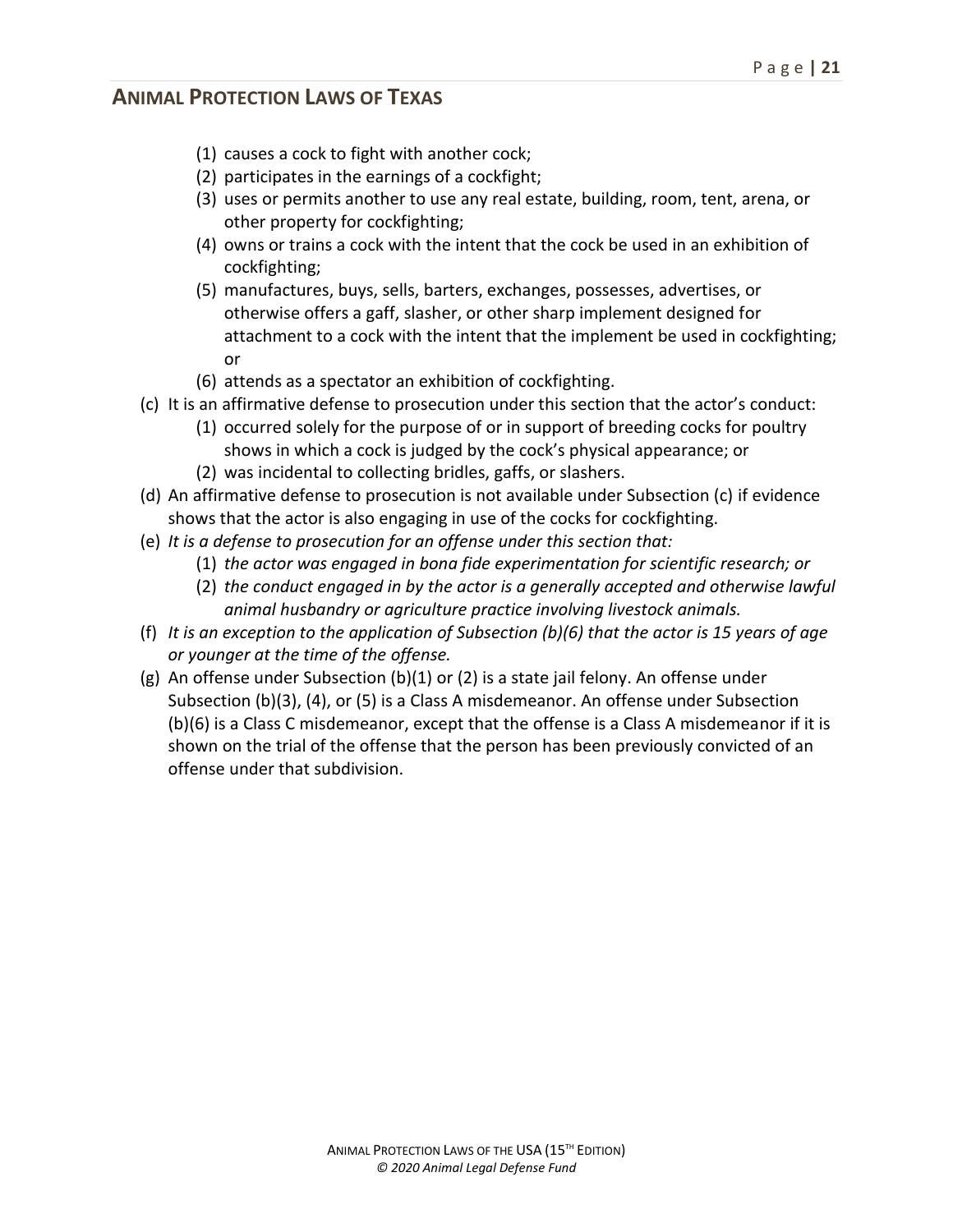(1) causes a cock to fight with another cock;
(2) participates in the earnings of a cockfight;
(3) uses or permits another to use any real estate, building, room, tent, arena, or other property for cockfighting;
(4) owns or trains a cock with the intent that the cock be used in an exhibition of cockfighting;
(5) manufactures, buys, sells, barters, exchanges, possesses, advertises, or otherwise offers a gaff, slasher, or other sharp implement designed for attachment to a cock with the intent that the implement be used in cockfighting; or
(6) attends as a spectator an exhibition of cockfighting.

(c) It is an affirmative defense to prosecution under this section that the actor's conduct:
   (1) occurred solely for the purpose of or in support of breeding cocks for poultry shows in which a cock is judged by the cock's physical appearance; or
   (2) was incidental to collecting bridles, gaffs, or slashers.

(d) An affirmative defense to prosecution is not available under Subsection (c) if evidence shows that the actor is also engaging in use of the cocks for cockfighting.

(e) *It is a defense to prosecution for an offense under this section that:*
   (1) *the actor was engaged in bona fide experimentation for scientific research; or*
   (2) *the conduct engaged in by the actor is a generally accepted and otherwise lawful animal husbandry or agriculture practice involving livestock animals.*

(f) *It is an exception to the application of Subsection (b)(6) that the actor is 15 years of age or younger at the time of the offense.*

(g) An offense under Subsection (b)(1) or (2) is a state jail felony. An offense under Subsection (b)(3), (4), or (5) is a Class A misdemeanor. An offense under Subsection (b)(6) is a Class C misdemeanor, except that the offense is a Class A misdemeanor if it is shown on the trial of the offense that the person has been previously convicted of an offense under that subdivision.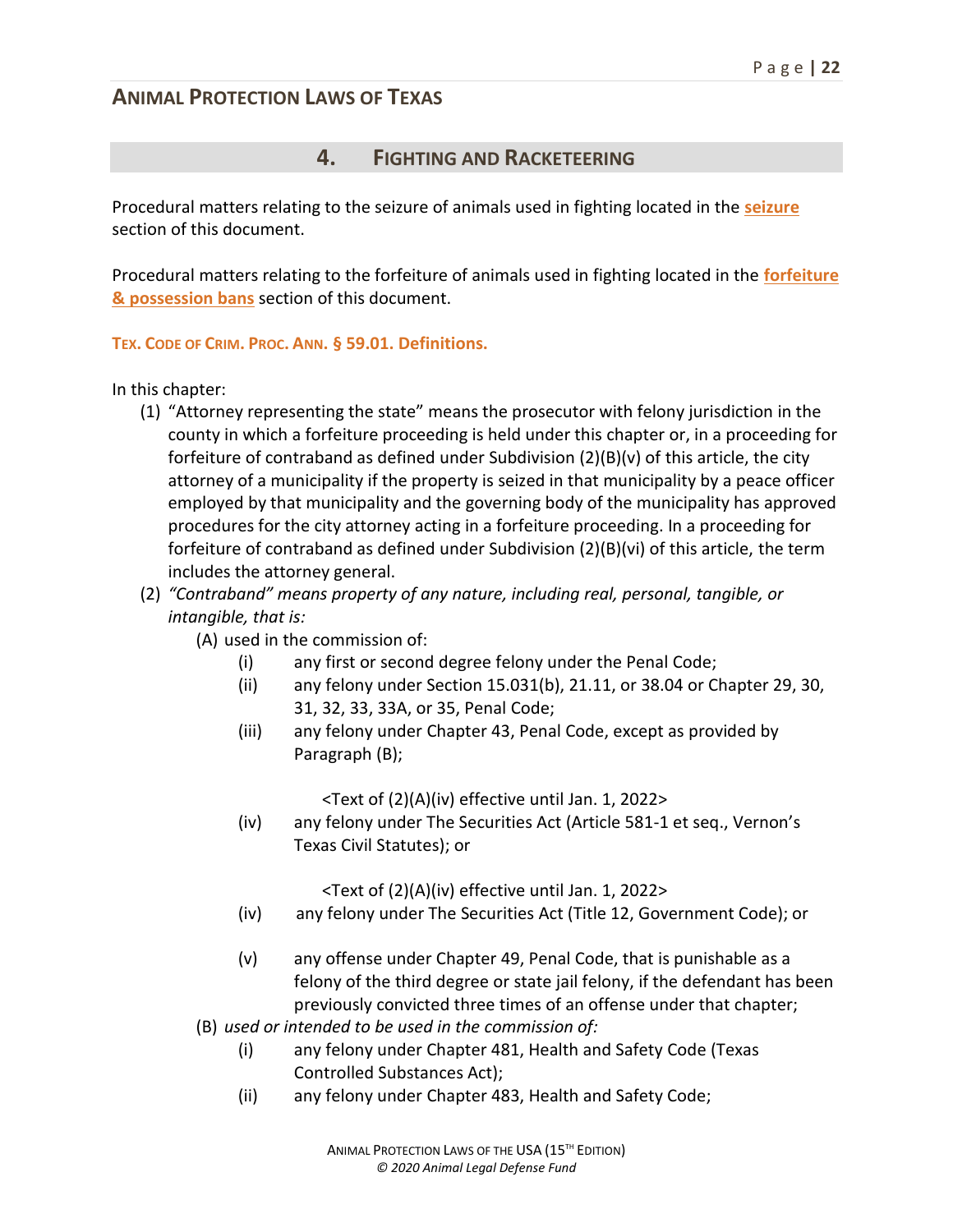## 4. Fighting and Racketeering

Procedural matters relating to the seizure of animals used in fighting located in the **seizure** section of this document.

Procedural matters relating to the forfeiture of animals used in fighting located in the **forfeiture & possession bans** section of this document.

### Tex. Code of Crim. Proc. Ann. § 59.01. Definitions.

In this chapter:

(1) "Attorney representing the state" means the prosecutor with felony jurisdiction in the county in which a forfeiture proceeding is held under this chapter or, in a proceeding for forfeiture of contraband as defined under Subdivision (2)(B)(v) of this article, the city attorney of a municipality if the property is seized in that municipality by a peace officer employed by that municipality and the governing body of the municipality has approved procedures for the city attorney acting in a forfeiture proceeding. In a proceeding for forfeiture of contraband as defined under Subdivision (2)(B)(vi) of this article, the term includes the attorney general.

(2) *"Contraband" means property of any nature, including real, personal, tangible, or intangible, that is:*

- (A) used in the commission of:
  - (i) any first or second degree felony under the Penal Code;
  - (ii) any felony under Section 15.031(b), 21.11, or 38.04 or Chapter 29, 30, 31, 32, 33, 33A, or 35, Penal Code;
  - (iii) any felony under Chapter 43, Penal Code, except as provided by Paragraph (B);

    <Text of (2)(A)(iv) effective until Jan. 1, 2022>

  - (iv) any felony under The Securities Act (Article 581-1 et seq., Vernon's Texas Civil Statutes); or

    <Text of (2)(A)(iv) effective until Jan. 1, 2022>

  - (iv) any felony under The Securities Act (Title 12, Government Code); or
  - (v) any offense under Chapter 49, Penal Code, that is punishable as a felony of the third degree or state jail felony, if the defendant has been previously convicted three times of an offense under that chapter;
- (B) *used or intended to be used in the commission of:*
  - (i) any felony under Chapter 481, Health and Safety Code (Texas Controlled Substances Act);
  - (ii) any felony under Chapter 483, Health and Safety Code;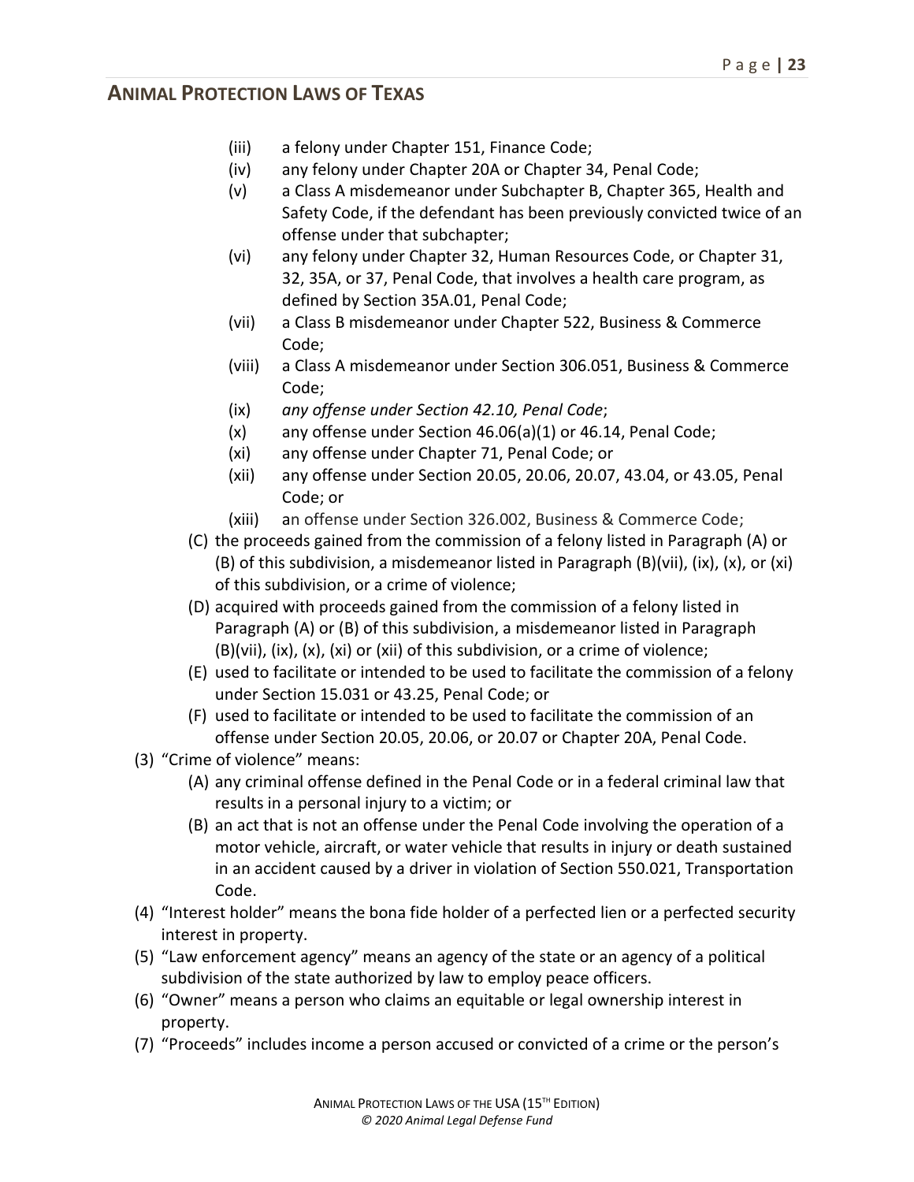(iii) a felony under Chapter 151, Finance Code;
(iv) any felony under Chapter 20A or Chapter 34, Penal Code;
(v) a Class A misdemeanor under Subchapter B, Chapter 365, Health and Safety Code, if the defendant has been previously convicted twice of an offense under that subchapter;
(vi) any felony under Chapter 32, Human Resources Code, or Chapter 31, 32, 35A, or 37, Penal Code, that involves a health care program, as defined by Section 35A.01, Penal Code;
(vii) a Class B misdemeanor under Chapter 522, Business & Commerce Code;
(viii) a Class A misdemeanor under Section 306.051, Business & Commerce Code;
(ix) *any offense under Section 42.10, Penal Code*;
(x) any offense under Section 46.06(a)(1) or 46.14, Penal Code;
(xi) any offense under Chapter 71, Penal Code; or
(xii) any offense under Section 20.05, 20.06, 20.07, 43.04, or 43.05, Penal Code; or
(xiii) an offense under Section 326.002, Business & Commerce Code;

(C) the proceeds gained from the commission of a felony listed in Paragraph (A) or (B) of this subdivision, a misdemeanor listed in Paragraph (B)(vii), (ix), (x), or (xi) of this subdivision, or a crime of violence;
(D) acquired with proceeds gained from the commission of a felony listed in Paragraph (A) or (B) of this subdivision, a misdemeanor listed in Paragraph (B)(vii), (ix), (x), (xi) or (xii) of this subdivision, or a crime of violence;
(E) used to facilitate or intended to be used to facilitate the commission of a felony under Section 15.031 or 43.25, Penal Code; or
(F) used to facilitate or intended to be used to facilitate the commission of an offense under Section 20.05, 20.06, or 20.07 or Chapter 20A, Penal Code.

(3) "Crime of violence" means:
(A) any criminal offense defined in the Penal Code or in a federal criminal law that results in a personal injury to a victim; or
(B) an act that is not an offense under the Penal Code involving the operation of a motor vehicle, aircraft, or water vehicle that results in injury or death sustained in an accident caused by a driver in violation of Section 550.021, Transportation Code.

(4) "Interest holder" means the bona fide holder of a perfected lien or a perfected security interest in property.

(5) "Law enforcement agency" means an agency of the state or an agency of a political subdivision of the state authorized by law to employ peace officers.

(6) "Owner" means a person who claims an equitable or legal ownership interest in property.

(7) "Proceeds" includes income a person accused or convicted of a crime or the person's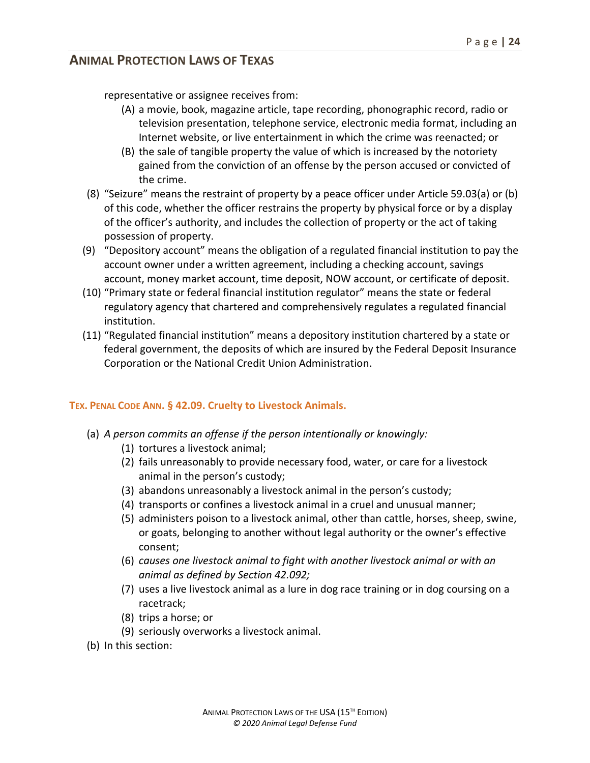representative or assignee receives from:

(A) a movie, book, magazine article, tape recording, phonographic record, radio or television presentation, telephone service, electronic media format, including an Internet website, or live entertainment in which the crime was reenacted; or

(B) the sale of tangible property the value of which is increased by the notoriety gained from the conviction of an offense by the person accused or convicted of the crime.

(8) "Seizure" means the restraint of property by a peace officer under Article 59.03(a) or (b) of this code, whether the officer restrains the property by physical force or by a display of the officer's authority, and includes the collection of property or the act of taking possession of property.

(9) "Depository account" means the obligation of a regulated financial institution to pay the account owner under a written agreement, including a checking account, savings account, money market account, time deposit, NOW account, or certificate of deposit.

(10) "Primary state or federal financial institution regulator" means the state or federal regulatory agency that chartered and comprehensively regulates a regulated financial institution.

(11) "Regulated financial institution" means a depository institution chartered by a state or federal government, the deposits of which are insured by the Federal Deposit Insurance Corporation or the National Credit Union Administration.

### TEX. PENAL CODE ANN. § 42.09. Cruelty to Livestock Animals.

(a) *A person commits an offense if the person intentionally or knowingly:*

(1) tortures a livestock animal;

(2) fails unreasonably to provide necessary food, water, or care for a livestock animal in the person's custody;

(3) abandons unreasonably a livestock animal in the person's custody;

(4) transports or confines a livestock animal in a cruel and unusual manner;

(5) administers poison to a livestock animal, other than cattle, horses, sheep, swine, or goats, belonging to another without legal authority or the owner's effective consent;

(6) *causes one livestock animal to fight with another livestock animal or with an animal as defined by Section 42.092;*

(7) uses a live livestock animal as a lure in dog race training or in dog coursing on a racetrack;

(8) trips a horse; or

(9) seriously overworks a livestock animal.

(b) In this section: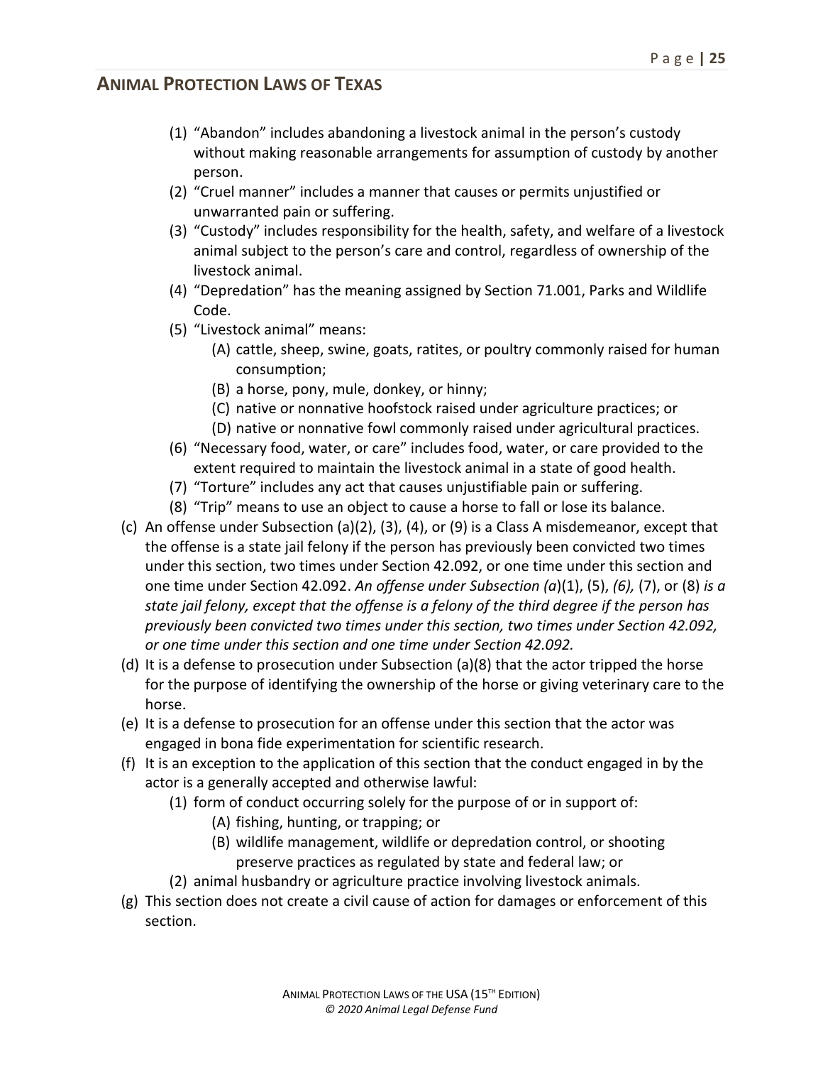(1) "Abandon" includes abandoning a livestock animal in the person's custody without making reasonable arrangements for assumption of custody by another person.
(2) "Cruel manner" includes a manner that causes or permits unjustified or unwarranted pain or suffering.
(3) "Custody" includes responsibility for the health, safety, and welfare of a livestock animal subject to the person's care and control, regardless of ownership of the livestock animal.
(4) "Depredation" has the meaning assigned by Section 71.001, Parks and Wildlife Code.
(5) "Livestock animal" means:
    (A) cattle, sheep, swine, goats, ratites, or poultry commonly raised for human consumption;
    (B) a horse, pony, mule, donkey, or hinny;
    (C) native or nonnative hoofstock raised under agriculture practices; or
    (D) native or nonnative fowl commonly raised under agricultural practices.
(6) "Necessary food, water, or care" includes food, water, or care provided to the extent required to maintain the livestock animal in a state of good health.
(7) "Torture" includes any act that causes unjustifiable pain or suffering.
(8) "Trip" means to use an object to cause a horse to fall or lose its balance.

(c) An offense under Subsection (a)(2), (3), (4), or (9) is a Class A misdemeanor, except that the offense is a state jail felony if the person has previously been convicted two times under this section, two times under Section 42.092, or one time under this section and one time under Section 42.092. *An offense under Subsection (a*)(1), (5), *(6),* (7), or (8) *is a state jail felony, except that the offense is a felony of the third degree if the person has previously been convicted two times under this section, two times under Section 42.092, or one time under this section and one time under Section 42.092.*

(d) It is a defense to prosecution under Subsection (a)(8) that the actor tripped the horse for the purpose of identifying the ownership of the horse or giving veterinary care to the horse.

(e) It is a defense to prosecution for an offense under this section that the actor was engaged in bona fide experimentation for scientific research.

(f) It is an exception to the application of this section that the conduct engaged in by the actor is a generally accepted and otherwise lawful:
(1) form of conduct occurring solely for the purpose of or in support of:
    (A) fishing, hunting, or trapping; or
    (B) wildlife management, wildlife or depredation control, or shooting preserve practices as regulated by state and federal law; or
(2) animal husbandry or agriculture practice involving livestock animals.

(g) This section does not create a civil cause of action for damages or enforcement of this section.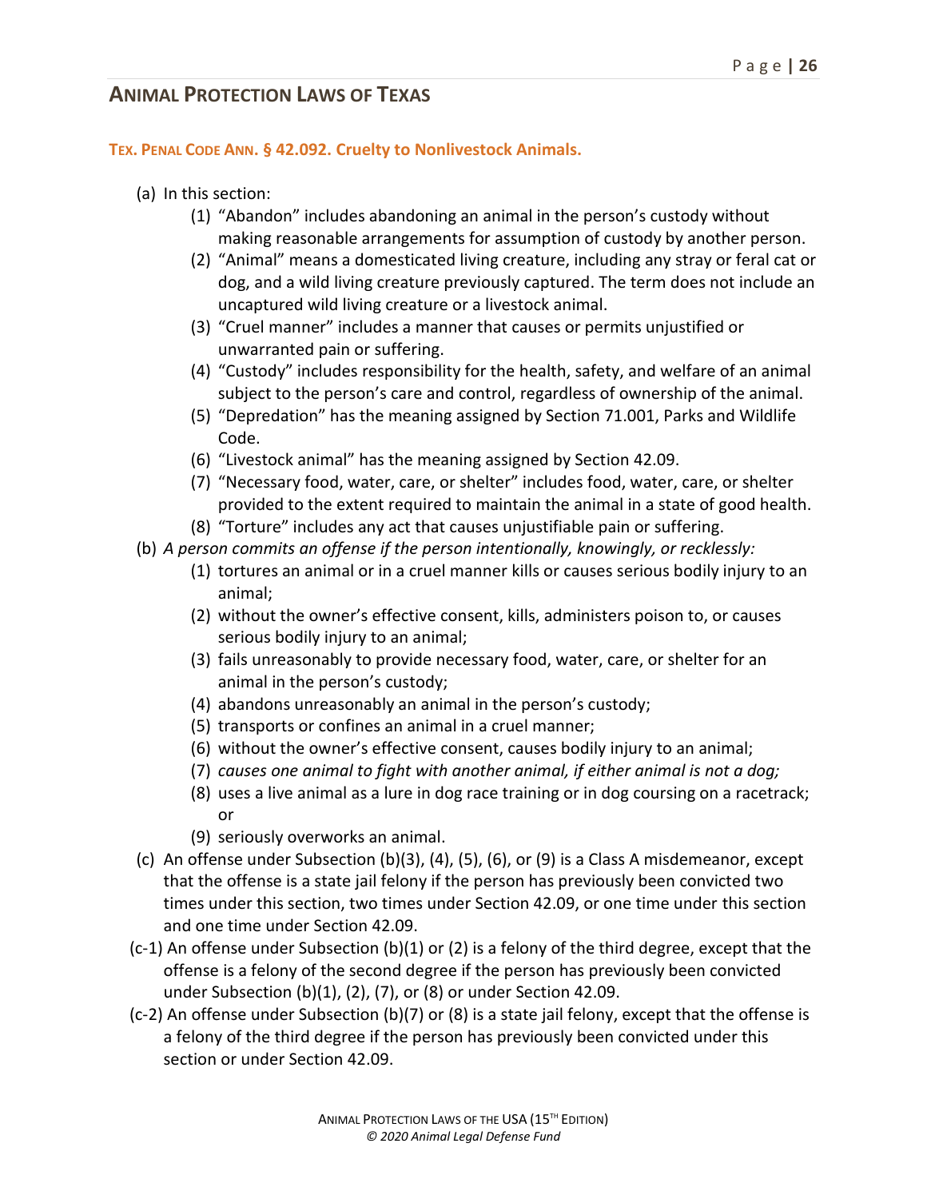## ANIMAL PROTECTION LAWS OF TEXAS

### TEX. PENAL CODE ANN. § 42.092. Cruelty to Nonlivestock Animals.

(a) In this section:

  (1) "Abandon" includes abandoning an animal in the person's custody without making reasonable arrangements for assumption of custody by another person.

  (2) "Animal" means a domesticated living creature, including any stray or feral cat or dog, and a wild living creature previously captured. The term does not include an uncaptured wild living creature or a livestock animal.

  (3) "Cruel manner" includes a manner that causes or permits unjustified or unwarranted pain or suffering.

  (4) "Custody" includes responsibility for the health, safety, and welfare of an animal subject to the person's care and control, regardless of ownership of the animal.

  (5) "Depredation" has the meaning assigned by Section 71.001, Parks and Wildlife Code.

  (6) "Livestock animal" has the meaning assigned by Section 42.09.

  (7) "Necessary food, water, care, or shelter" includes food, water, care, or shelter provided to the extent required to maintain the animal in a state of good health.

  (8) "Torture" includes any act that causes unjustifiable pain or suffering.

(b) *A person commits an offense if the person intentionally, knowingly, or recklessly:*

  (1) tortures an animal or in a cruel manner kills or causes serious bodily injury to an animal;

  (2) without the owner's effective consent, kills, administers poison to, or causes serious bodily injury to an animal;

  (3) fails unreasonably to provide necessary food, water, care, or shelter for an animal in the person's custody;

  (4) abandons unreasonably an animal in the person's custody;

  (5) transports or confines an animal in a cruel manner;

  (6) without the owner's effective consent, causes bodily injury to an animal;

  (7) *causes one animal to fight with another animal, if either animal is not a dog;*

  (8) uses a live animal as a lure in dog race training or in dog coursing on a racetrack; or

  (9) seriously overworks an animal.

(c) An offense under Subsection (b)(3), (4), (5), (6), or (9) is a Class A misdemeanor, except that the offense is a state jail felony if the person has previously been convicted two times under this section, two times under Section 42.09, or one time under this section and one time under Section 42.09.

(c-1) An offense under Subsection (b)(1) or (2) is a felony of the third degree, except that the offense is a felony of the second degree if the person has previously been convicted under Subsection (b)(1), (2), (7), or (8) or under Section 42.09.

(c-2) An offense under Subsection (b)(7) or (8) is a state jail felony, except that the offense is a felony of the third degree if the person has previously been convicted under this section or under Section 42.09.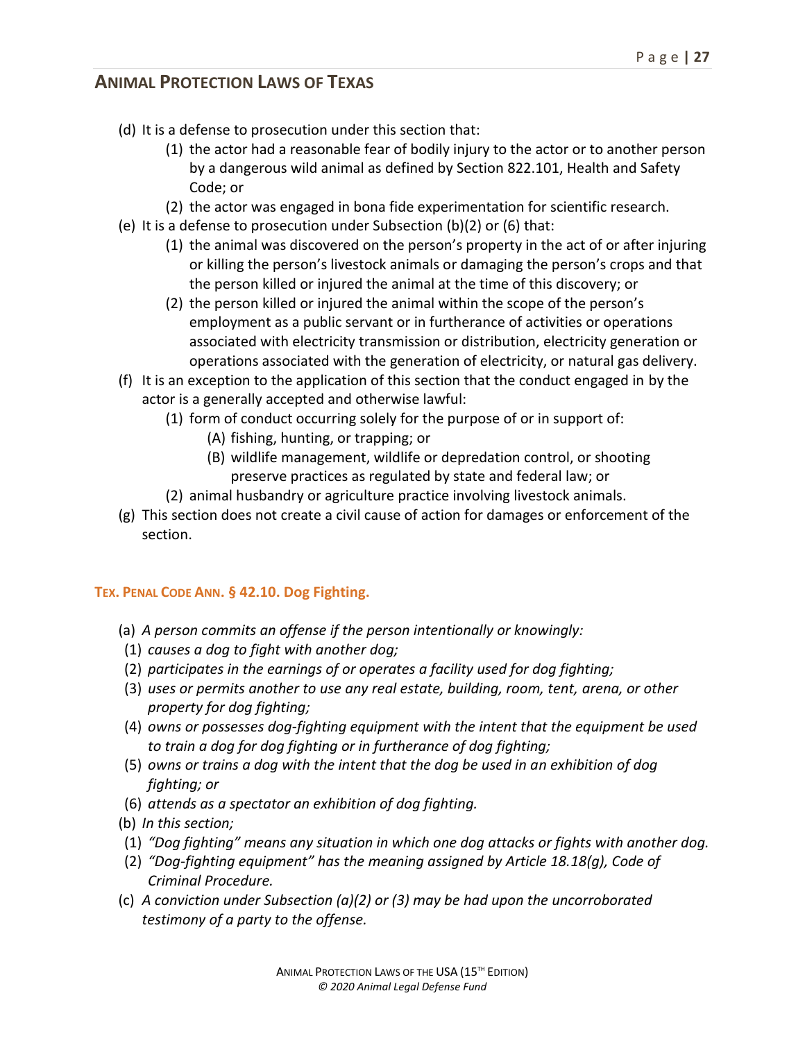(d) It is a defense to prosecution under this section that:

  (1) the actor had a reasonable fear of bodily injury to the actor or to another person by a dangerous wild animal as defined by Section 822.101, Health and Safety Code; or

  (2) the actor was engaged in bona fide experimentation for scientific research.

(e) It is a defense to prosecution under Subsection (b)(2) or (6) that:

  (1) the animal was discovered on the person's property in the act of or after injuring or killing the person's livestock animals or damaging the person's crops and that the person killed or injured the animal at the time of this discovery; or

  (2) the person killed or injured the animal within the scope of the person's employment as a public servant or in furtherance of activities or operations associated with electricity transmission or distribution, electricity generation or operations associated with the generation of electricity, or natural gas delivery.

(f) It is an exception to the application of this section that the conduct engaged in by the actor is a generally accepted and otherwise lawful:

  (1) form of conduct occurring solely for the purpose of or in support of:

    (A) fishing, hunting, or trapping; or

    (B) wildlife management, wildlife or depredation control, or shooting preserve practices as regulated by state and federal law; or

  (2) animal husbandry or agriculture practice involving livestock animals.

(g) This section does not create a civil cause of action for damages or enforcement of the section.

### TEX. PENAL CODE ANN. § 42.10. Dog Fighting.

(a) *A person commits an offense if the person intentionally or knowingly:*

  (1) *causes a dog to fight with another dog;*

  (2) *participates in the earnings of or operates a facility used for dog fighting;*

  (3) *uses or permits another to use any real estate, building, room, tent, arena, or other property for dog fighting;*

  (4) *owns or possesses dog-fighting equipment with the intent that the equipment be used to train a dog for dog fighting or in furtherance of dog fighting;*

  (5) *owns or trains a dog with the intent that the dog be used in an exhibition of dog fighting; or*

  (6) *attends as a spectator an exhibition of dog fighting.*

(b) *In this section;*

  (1) *"Dog fighting" means any situation in which one dog attacks or fights with another dog.*

  (2) *"Dog-fighting equipment" has the meaning assigned by Article 18.18(g), Code of Criminal Procedure.*

(c) *A conviction under Subsection (a)(2) or (3) may be had upon the uncorroborated testimony of a party to the offense.*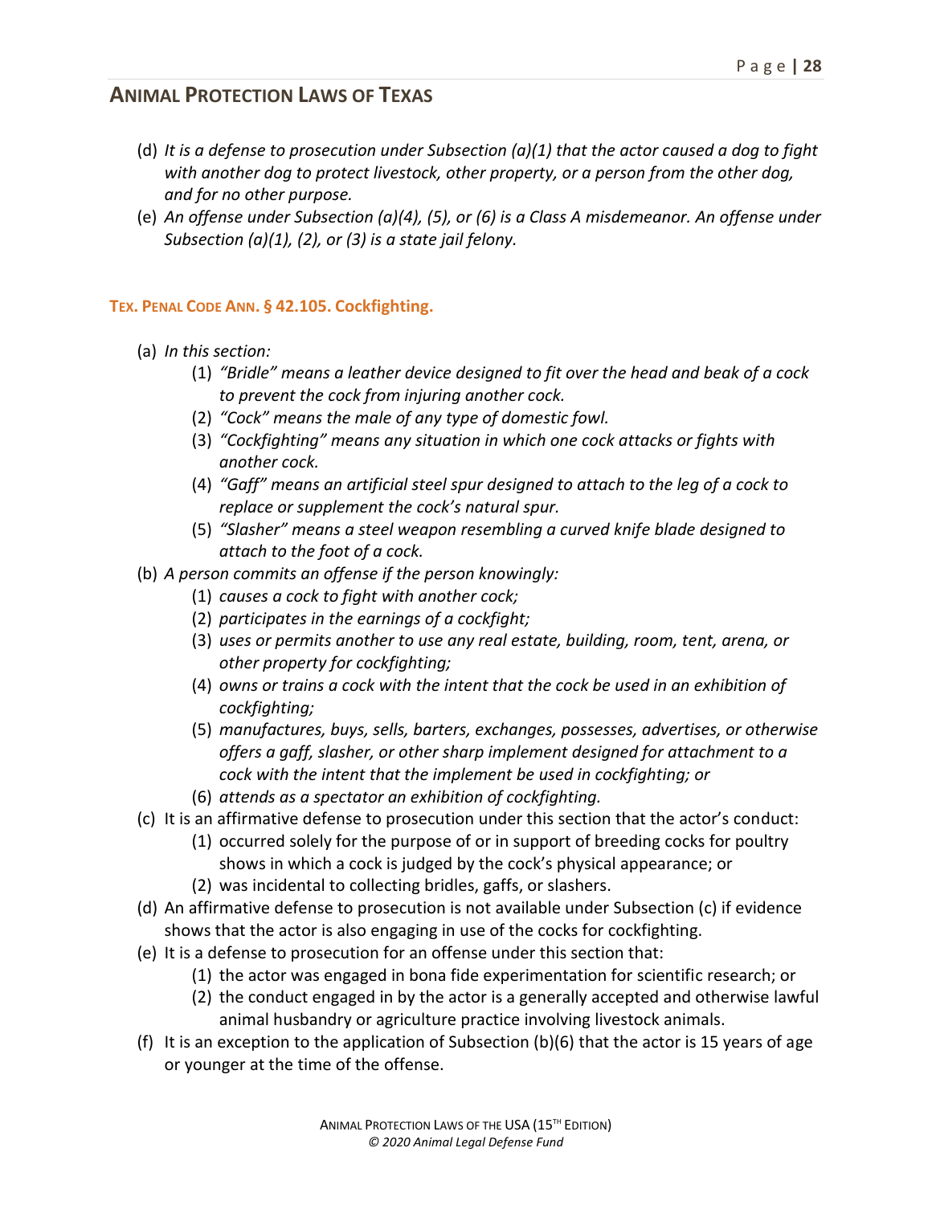(d) *It is a defense to prosecution under Subsection (a)(1) that the actor caused a dog to fight with another dog to protect livestock, other property, or a person from the other dog, and for no other purpose.*

(e) *An offense under Subsection (a)(4), (5), or (6) is a Class A misdemeanor. An offense under Subsection (a)(1), (2), or (3) is a state jail felony.*

### TEX. PENAL CODE ANN. § 42.105. Cockfighting.

(a) *In this section:*

  (1) *"Bridle" means a leather device designed to fit over the head and beak of a cock to prevent the cock from injuring another cock.*

  (2) *"Cock" means the male of any type of domestic fowl.*

  (3) *"Cockfighting" means any situation in which one cock attacks or fights with another cock.*

  (4) *"Gaff" means an artificial steel spur designed to attach to the leg of a cock to replace or supplement the cock's natural spur.*

  (5) *"Slasher" means a steel weapon resembling a curved knife blade designed to attach to the foot of a cock.*

(b) *A person commits an offense if the person knowingly:*

  (1) *causes a cock to fight with another cock;*

  (2) *participates in the earnings of a cockfight;*

  (3) *uses or permits another to use any real estate, building, room, tent, arena, or other property for cockfighting;*

  (4) *owns or trains a cock with the intent that the cock be used in an exhibition of cockfighting;*

  (5) *manufactures, buys, sells, barters, exchanges, possesses, advertises, or otherwise offers a gaff, slasher, or other sharp implement designed for attachment to a cock with the intent that the implement be used in cockfighting; or*

  (6) *attends as a spectator an exhibition of cockfighting.*

(c) It is an affirmative defense to prosecution under this section that the actor's conduct:

  (1) occurred solely for the purpose of or in support of breeding cocks for poultry shows in which a cock is judged by the cock's physical appearance; or

  (2) was incidental to collecting bridles, gaffs, or slashers.

(d) An affirmative defense to prosecution is not available under Subsection (c) if evidence shows that the actor is also engaging in use of the cocks for cockfighting.

(e) It is a defense to prosecution for an offense under this section that:

  (1) the actor was engaged in bona fide experimentation for scientific research; or

  (2) the conduct engaged in by the actor is a generally accepted and otherwise lawful animal husbandry or agriculture practice involving livestock animals.

(f) It is an exception to the application of Subsection (b)(6) that the actor is 15 years of age or younger at the time of the offense.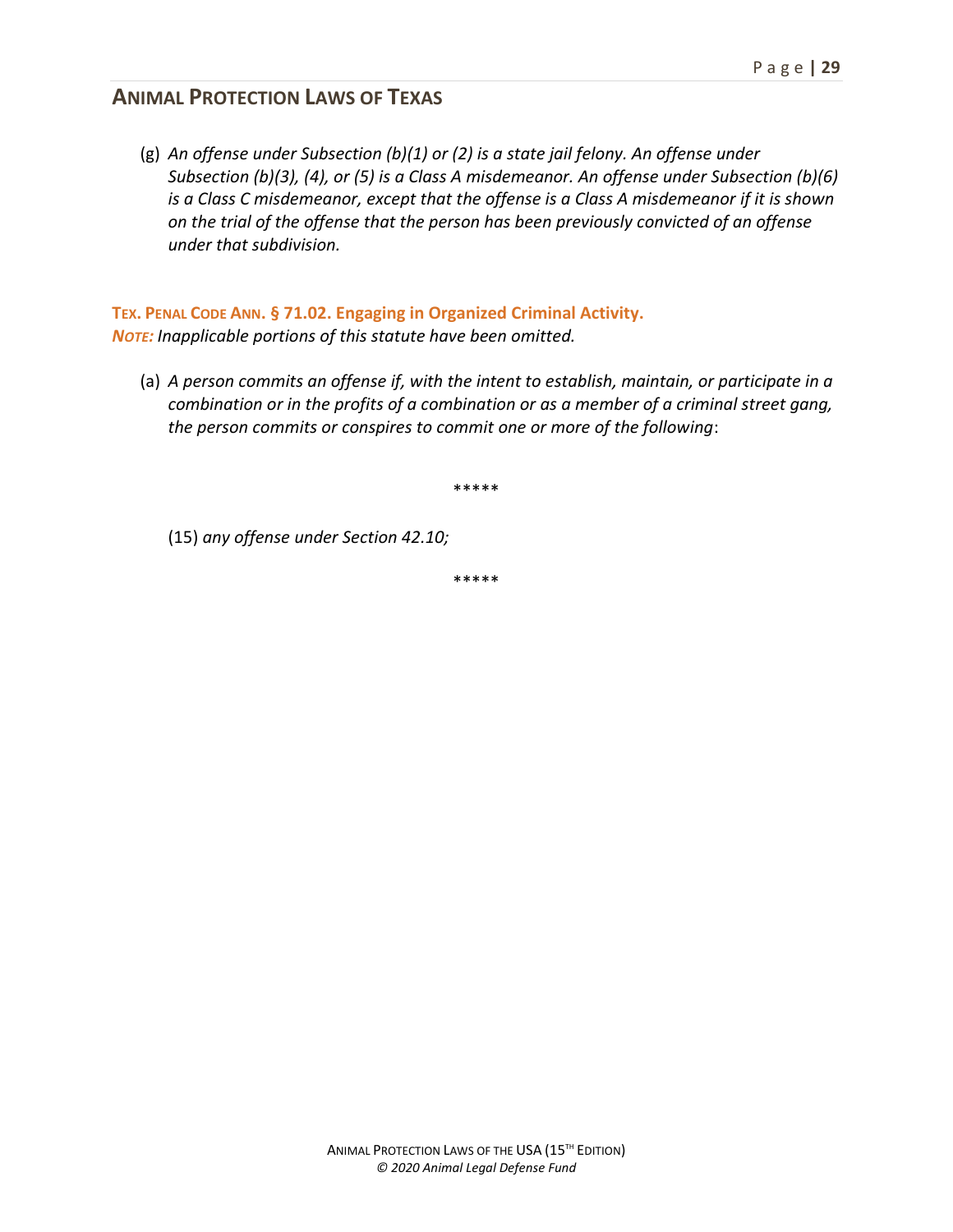(g) *An offense under Subsection (b)(1) or (2) is a state jail felony. An offense under Subsection (b)(3), (4), or (5) is a Class A misdemeanor. An offense under Subsection (b)(6) is a Class C misdemeanor, except that the offense is a Class A misdemeanor if it is shown on the trial of the offense that the person has been previously convicted of an offense under that subdivision.*

**TEX. PENAL CODE ANN. § 71.02. Engaging in Organized Criminal Activity.**
***NOTE:*** *Inapplicable portions of this statute have been omitted.*

(a) *A person commits an offense if, with the intent to establish, maintain, or participate in a combination or in the profits of a combination or as a member of a criminal street gang, the person commits or conspires to commit one or more of the following*:

*****

(15) *any offense under Section 42.10;*

*****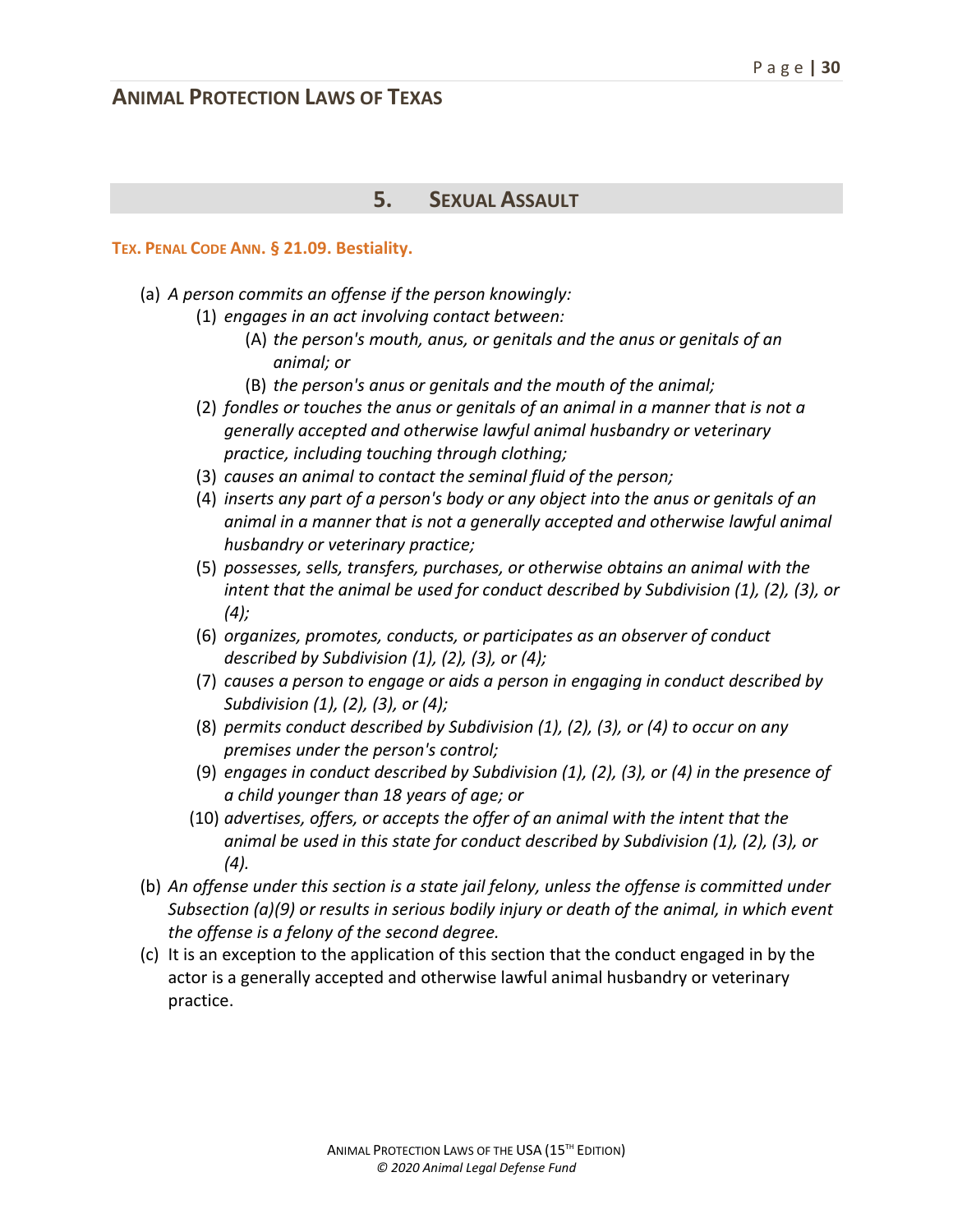## 5. Sexual Assault

**Tex. Penal Code Ann. § 21.09. Bestiality.**

(a) *A person commits an offense if the person knowingly:*

   (1) *engages in an act involving contact between:*

      (A) *the person's mouth, anus, or genitals and the anus or genitals of an animal; or*

      (B) *the person's anus or genitals and the mouth of the animal;*

   (2) *fondles or touches the anus or genitals of an animal in a manner that is not a generally accepted and otherwise lawful animal husbandry or veterinary practice, including touching through clothing;*

   (3) *causes an animal to contact the seminal fluid of the person;*

   (4) *inserts any part of a person's body or any object into the anus or genitals of an animal in a manner that is not a generally accepted and otherwise lawful animal husbandry or veterinary practice;*

   (5) *possesses, sells, transfers, purchases, or otherwise obtains an animal with the intent that the animal be used for conduct described by Subdivision (1), (2), (3), or (4);*

   (6) *organizes, promotes, conducts, or participates as an observer of conduct described by Subdivision (1), (2), (3), or (4);*

   (7) *causes a person to engage or aids a person in engaging in conduct described by Subdivision (1), (2), (3), or (4);*

   (8) *permits conduct described by Subdivision (1), (2), (3), or (4) to occur on any premises under the person's control;*

   (9) *engages in conduct described by Subdivision (1), (2), (3), or (4) in the presence of a child younger than 18 years of age; or*

   (10) *advertises, offers, or accepts the offer of an animal with the intent that the animal be used in this state for conduct described by Subdivision (1), (2), (3), or (4).*

(b) *An offense under this section is a state jail felony, unless the offense is committed under Subsection (a)(9) or results in serious bodily injury or death of the animal, in which event the offense is a felony of the second degree.*

(c) It is an exception to the application of this section that the conduct engaged in by the actor is a generally accepted and otherwise lawful animal husbandry or veterinary practice.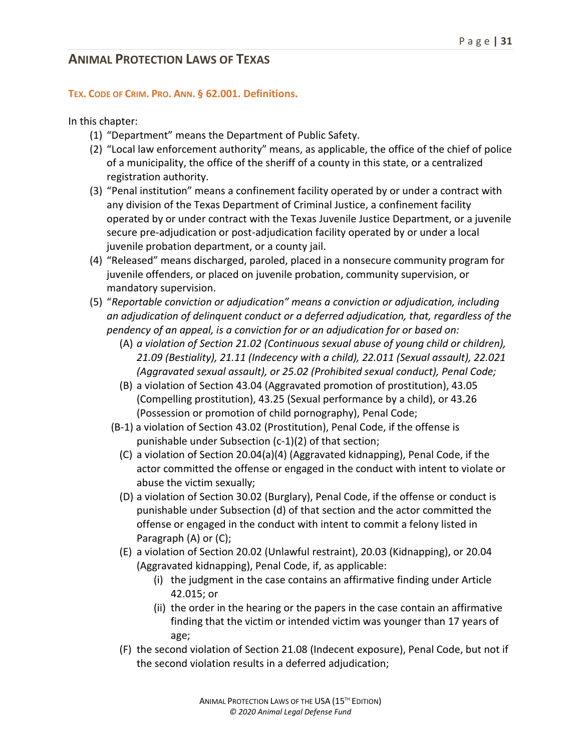## ANIMAL PROTECTION LAWS OF TEXAS

### TEX. CODE OF CRIM. PRO. ANN. § 62.001. Definitions.

In this chapter:

(1) "Department" means the Department of Public Safety.

(2) "Local law enforcement authority" means, as applicable, the office of the chief of police of a municipality, the office of the sheriff of a county in this state, or a centralized registration authority.

(3) "Penal institution" means a confinement facility operated by or under a contract with any division of the Texas Department of Criminal Justice, a confinement facility operated by or under contract with the Texas Juvenile Justice Department, or a juvenile secure pre-adjudication or post-adjudication facility operated by or under a local juvenile probation department, or a county jail.

(4) "Released" means discharged, paroled, placed in a nonsecure community program for juvenile offenders, or placed on juvenile probation, community supervision, or mandatory supervision.

(5) "*Reportable conviction or adjudication" means a conviction or adjudication, including an adjudication of delinquent conduct or a deferred adjudication, that, regardless of the pendency of an appeal, is a conviction for or an adjudication for or based on:*

  (A) *a violation of Section 21.02 (Continuous sexual abuse of young child or children), 21.09 (Bestiality), 21.11 (Indecency with a child), 22.011 (Sexual assault), 22.021 (Aggravated sexual assault), or 25.02 (Prohibited sexual conduct), Penal Code;*

  (B) a violation of Section 43.04 (Aggravated promotion of prostitution), 43.05 (Compelling prostitution), 43.25 (Sexual performance by a child), or 43.26 (Possession or promotion of child pornography), Penal Code;

  (B-1) a violation of Section 43.02 (Prostitution), Penal Code, if the offense is punishable under Subsection (c-1)(2) of that section;

  (C) a violation of Section 20.04(a)(4) (Aggravated kidnapping), Penal Code, if the actor committed the offense or engaged in the conduct with intent to violate or abuse the victim sexually;

  (D) a violation of Section 30.02 (Burglary), Penal Code, if the offense or conduct is punishable under Subsection (d) of that section and the actor committed the offense or engaged in the conduct with intent to commit a felony listed in Paragraph (A) or (C);

  (E) a violation of Section 20.02 (Unlawful restraint), 20.03 (Kidnapping), or 20.04 (Aggravated kidnapping), Penal Code, if, as applicable:

    (i) the judgment in the case contains an affirmative finding under Article 42.015; or

    (ii) the order in the hearing or the papers in the case contain an affirmative finding that the victim or intended victim was younger than 17 years of age;

  (F) the second violation of Section 21.08 (Indecent exposure), Penal Code, but not if the second violation results in a deferred adjudication;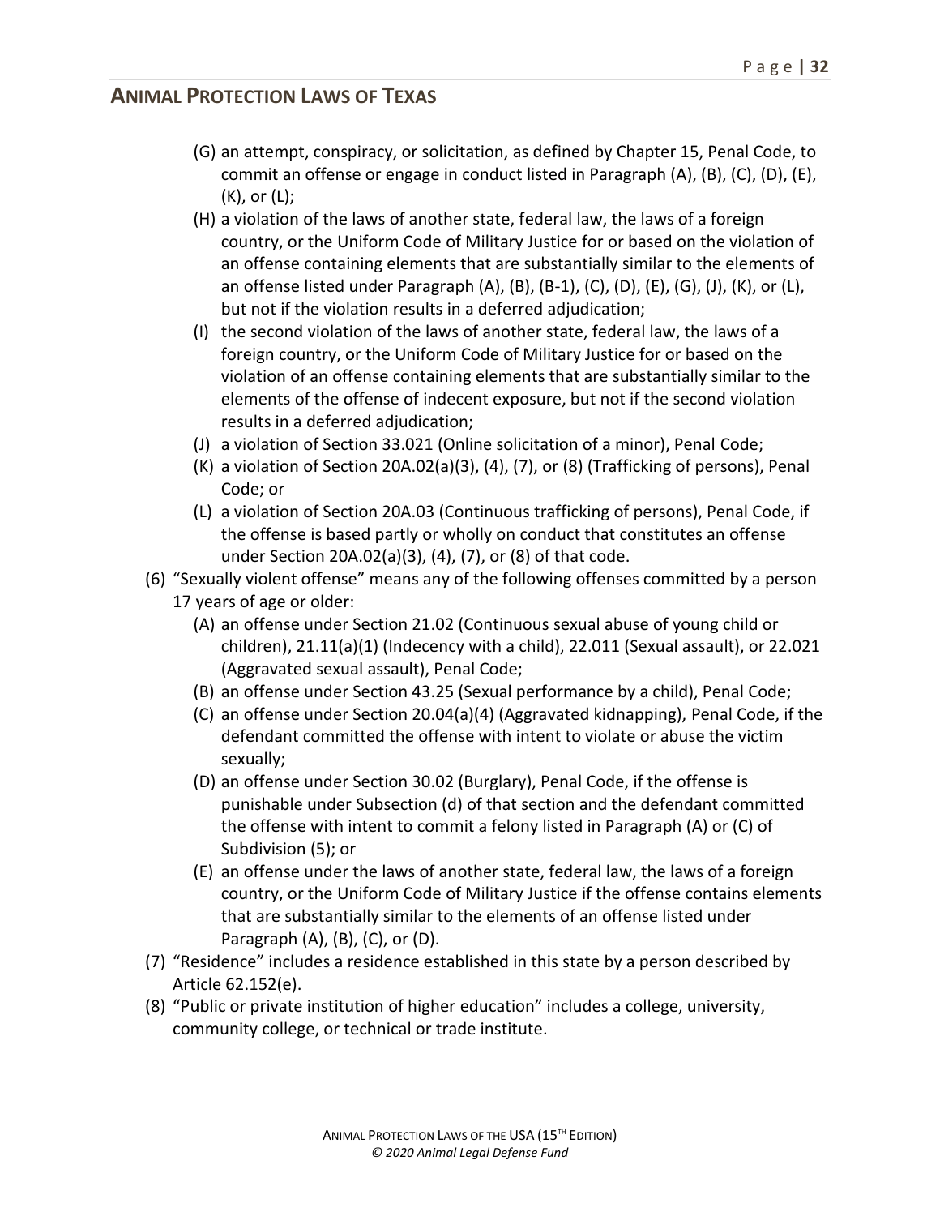- (G) an attempt, conspiracy, or solicitation, as defined by Chapter 15, Penal Code, to commit an offense or engage in conduct listed in Paragraph (A), (B), (C), (D), (E), (K), or (L);
- (H) a violation of the laws of another state, federal law, the laws of a foreign country, or the Uniform Code of Military Justice for or based on the violation of an offense containing elements that are substantially similar to the elements of an offense listed under Paragraph (A), (B), (B-1), (C), (D), (E), (G), (J), (K), or (L), but not if the violation results in a deferred adjudication;
- (I) the second violation of the laws of another state, federal law, the laws of a foreign country, or the Uniform Code of Military Justice for or based on the violation of an offense containing elements that are substantially similar to the elements of the offense of indecent exposure, but not if the second violation results in a deferred adjudication;
- (J) a violation of Section 33.021 (Online solicitation of a minor), Penal Code;
- (K) a violation of Section 20A.02(a)(3), (4), (7), or (8) (Trafficking of persons), Penal Code; or
- (L) a violation of Section 20A.03 (Continuous trafficking of persons), Penal Code, if the offense is based partly or wholly on conduct that constitutes an offense under Section 20A.02(a)(3), (4), (7), or (8) of that code.

(6) "Sexually violent offense" means any of the following offenses committed by a person 17 years of age or older:

- (A) an offense under Section 21.02 (Continuous sexual abuse of young child or children), 21.11(a)(1) (Indecency with a child), 22.011 (Sexual assault), or 22.021 (Aggravated sexual assault), Penal Code;
- (B) an offense under Section 43.25 (Sexual performance by a child), Penal Code;
- (C) an offense under Section 20.04(a)(4) (Aggravated kidnapping), Penal Code, if the defendant committed the offense with intent to violate or abuse the victim sexually;
- (D) an offense under Section 30.02 (Burglary), Penal Code, if the offense is punishable under Subsection (d) of that section and the defendant committed the offense with intent to commit a felony listed in Paragraph (A) or (C) of Subdivision (5); or
- (E) an offense under the laws of another state, federal law, the laws of a foreign country, or the Uniform Code of Military Justice if the offense contains elements that are substantially similar to the elements of an offense listed under Paragraph (A), (B), (C), or (D).

(7) "Residence" includes a residence established in this state by a person described by Article 62.152(e).

(8) "Public or private institution of higher education" includes a college, university, community college, or technical or trade institute.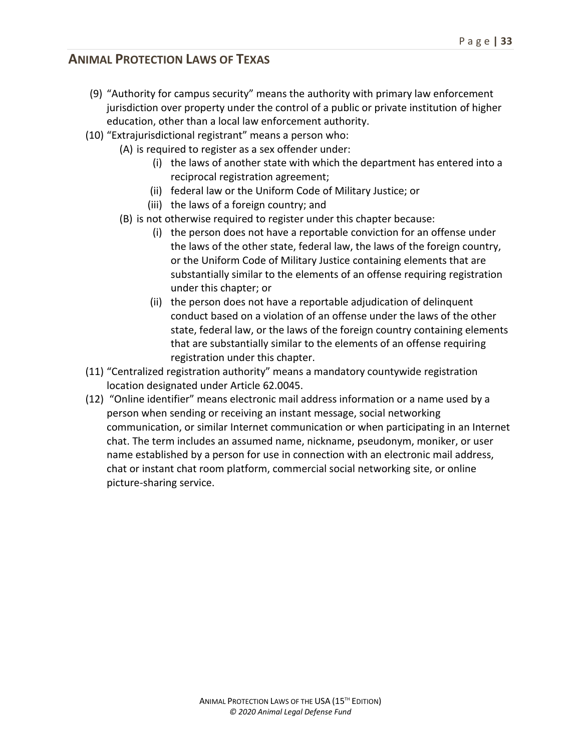(9) "Authority for campus security" means the authority with primary law enforcement jurisdiction over property under the control of a public or private institution of higher education, other than a local law enforcement authority.

(10) "Extrajurisdictional registrant" means a person who:

- (A) is required to register as a sex offender under:
  - (i) the laws of another state with which the department has entered into a reciprocal registration agreement;
  - (ii) federal law or the Uniform Code of Military Justice; or
  - (iii) the laws of a foreign country; and
- (B) is not otherwise required to register under this chapter because:
  - (i) the person does not have a reportable conviction for an offense under the laws of the other state, federal law, the laws of the foreign country, or the Uniform Code of Military Justice containing elements that are substantially similar to the elements of an offense requiring registration under this chapter; or
  - (ii) the person does not have a reportable adjudication of delinquent conduct based on a violation of an offense under the laws of the other state, federal law, or the laws of the foreign country containing elements that are substantially similar to the elements of an offense requiring registration under this chapter.

(11) "Centralized registration authority" means a mandatory countywide registration location designated under Article 62.0045.

(12) "Online identifier" means electronic mail address information or a name used by a person when sending or receiving an instant message, social networking communication, or similar Internet communication or when participating in an Internet chat. The term includes an assumed name, nickname, pseudonym, moniker, or user name established by a person for use in connection with an electronic mail address, chat or instant chat room platform, commercial social networking site, or online picture-sharing service.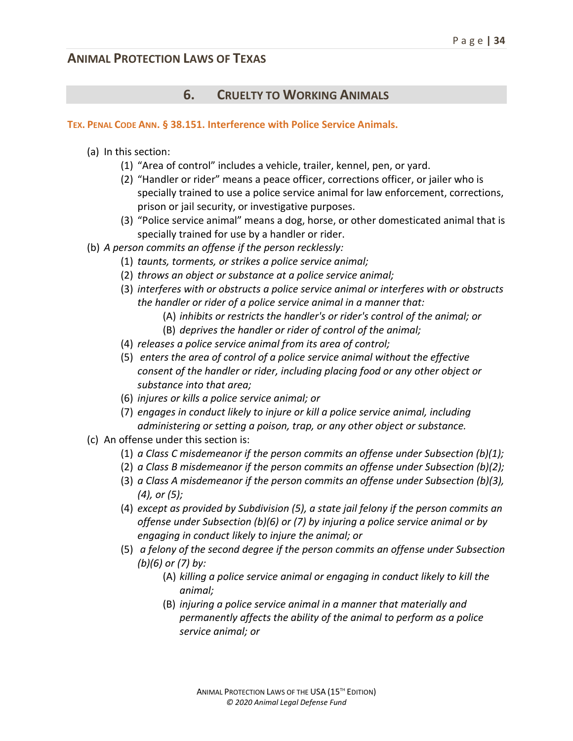## 6. Cruelty to Working Animals

### Tex. Penal Code Ann. § 38.151. Interference with Police Service Animals.

(a) In this section:

(1) "Area of control" includes a vehicle, trailer, kennel, pen, or yard.

(2) "Handler or rider" means a peace officer, corrections officer, or jailer who is specially trained to use a police service animal for law enforcement, corrections, prison or jail security, or investigative purposes.

(3) "Police service animal" means a dog, horse, or other domesticated animal that is specially trained for use by a handler or rider.

(b) *A person commits an offense if the person recklessly:*

(1) *taunts, torments, or strikes a police service animal;*

(2) *throws an object or substance at a police service animal;*

(3) *interferes with or obstructs a police service animal or interferes with or obstructs the handler or rider of a police service animal in a manner that:*

(A) *inhibits or restricts the handler's or rider's control of the animal; or*

(B) *deprives the handler or rider of control of the animal;*

(4) *releases a police service animal from its area of control;*

(5) *enters the area of control of a police service animal without the effective consent of the handler or rider, including placing food or any other object or substance into that area;*

(6) *injures or kills a police service animal; or*

(7) *engages in conduct likely to injure or kill a police service animal, including administering or setting a poison, trap, or any other object or substance.*

(c) An offense under this section is:

(1) *a Class C misdemeanor if the person commits an offense under Subsection (b)(1);*

(2) *a Class B misdemeanor if the person commits an offense under Subsection (b)(2);*

(3) *a Class A misdemeanor if the person commits an offense under Subsection (b)(3), (4), or (5);*

(4) *except as provided by Subdivision (5), a state jail felony if the person commits an offense under Subsection (b)(6) or (7) by injuring a police service animal or by engaging in conduct likely to injure the animal; or*

(5) *a felony of the second degree if the person commits an offense under Subsection (b)(6) or (7) by:*

(A) *killing a police service animal or engaging in conduct likely to kill the animal;*

(B) *injuring a police service animal in a manner that materially and permanently affects the ability of the animal to perform as a police service animal; or*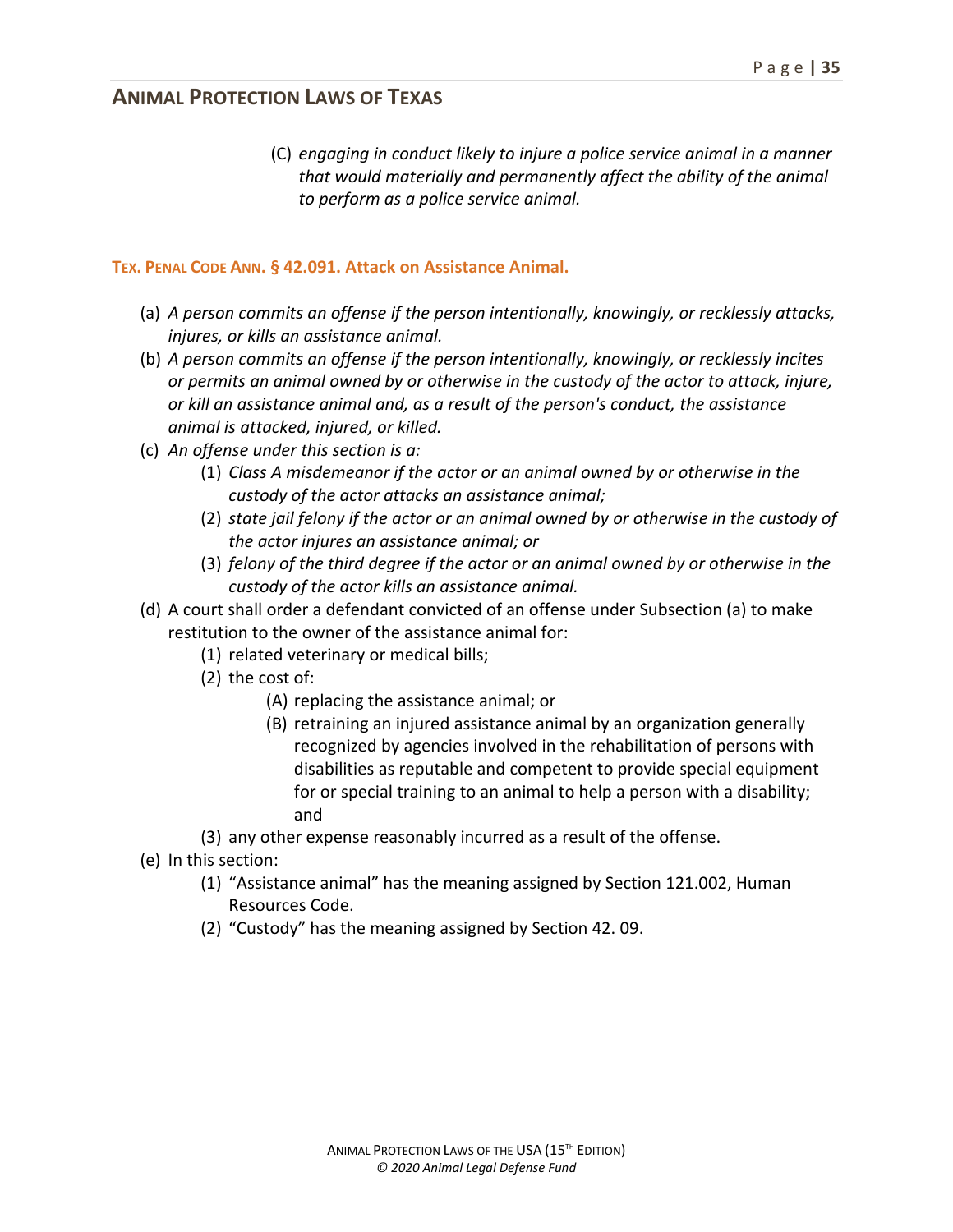(C) *engaging in conduct likely to injure a police service animal in a manner that would materially and permanently affect the ability of the animal to perform as a police service animal.*

### TEX. PENAL CODE ANN. § 42.091. Attack on Assistance Animal.

(a) *A person commits an offense if the person intentionally, knowingly, or recklessly attacks, injures, or kills an assistance animal.*

(b) *A person commits an offense if the person intentionally, knowingly, or recklessly incites or permits an animal owned by or otherwise in the custody of the actor to attack, injure, or kill an assistance animal and, as a result of the person's conduct, the assistance animal is attacked, injured, or killed.*

(c) *An offense under this section is a:*

  (1) *Class A misdemeanor if the actor or an animal owned by or otherwise in the custody of the actor attacks an assistance animal;*

  (2) *state jail felony if the actor or an animal owned by or otherwise in the custody of the actor injures an assistance animal; or*

  (3) *felony of the third degree if the actor or an animal owned by or otherwise in the custody of the actor kills an assistance animal.*

(d) A court shall order a defendant convicted of an offense under Subsection (a) to make restitution to the owner of the assistance animal for:

  (1) related veterinary or medical bills;

  (2) the cost of:

    (A) replacing the assistance animal; or

    (B) retraining an injured assistance animal by an organization generally recognized by agencies involved in the rehabilitation of persons with disabilities as reputable and competent to provide special equipment for or special training to an animal to help a person with a disability; and

  (3) any other expense reasonably incurred as a result of the offense.

(e) In this section:

  (1) "Assistance animal" has the meaning assigned by Section 121.002, Human Resources Code.

  (2) "Custody" has the meaning assigned by Section 42. 09.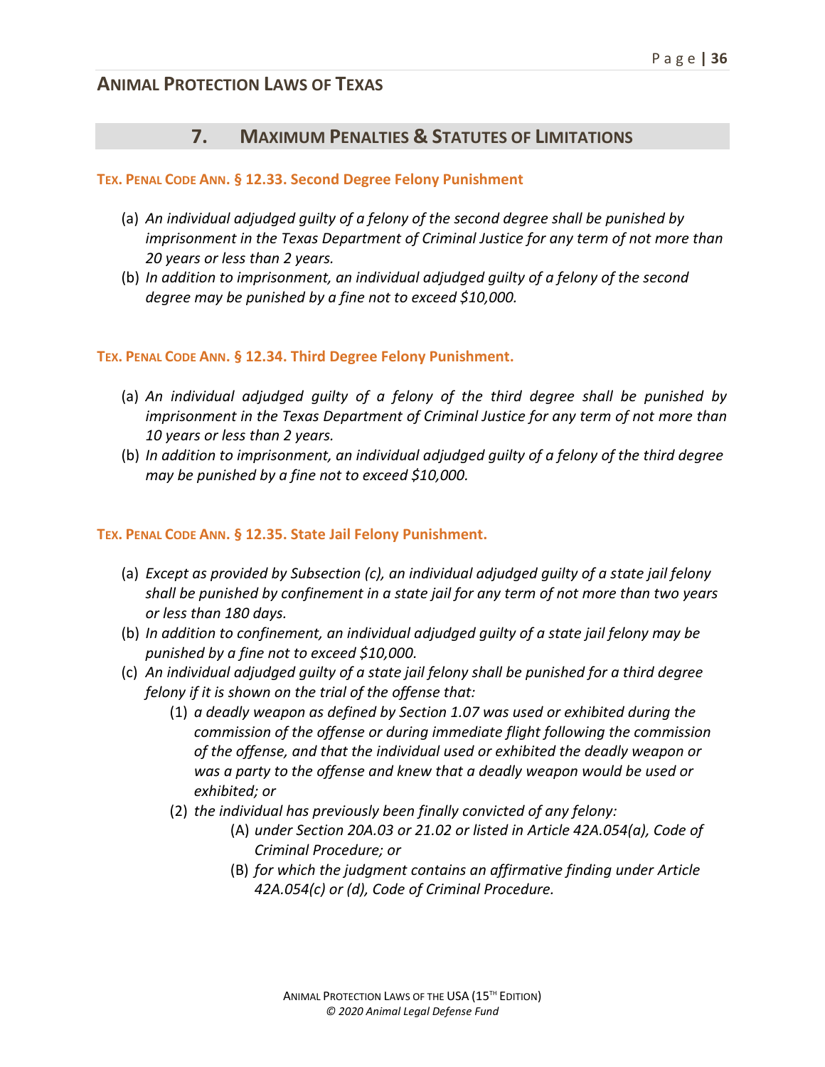## 7. Maximum Penalties & Statutes of Limitations

**Tex. Penal Code Ann. § 12.33. Second Degree Felony Punishment**

(a) *An individual adjudged guilty of a felony of the second degree shall be punished by imprisonment in the Texas Department of Criminal Justice for any term of not more than 20 years or less than 2 years.*

(b) *In addition to imprisonment, an individual adjudged guilty of a felony of the second degree may be punished by a fine not to exceed $10,000.*

**Tex. Penal Code Ann. § 12.34. Third Degree Felony Punishment.**

(a) *An individual adjudged guilty of a felony of the third degree shall be punished by imprisonment in the Texas Department of Criminal Justice for any term of not more than 10 years or less than 2 years.*

(b) *In addition to imprisonment, an individual adjudged guilty of a felony of the third degree may be punished by a fine not to exceed $10,000.*

**Tex. Penal Code Ann. § 12.35. State Jail Felony Punishment.**

(a) *Except as provided by Subsection (c), an individual adjudged guilty of a state jail felony shall be punished by confinement in a state jail for any term of not more than two years or less than 180 days.*

(b) *In addition to confinement, an individual adjudged guilty of a state jail felony may be punished by a fine not to exceed $10,000.*

(c) *An individual adjudged guilty of a state jail felony shall be punished for a third degree felony if it is shown on the trial of the offense that:*

   (1) *a deadly weapon as defined by Section 1.07 was used or exhibited during the commission of the offense or during immediate flight following the commission of the offense, and that the individual used or exhibited the deadly weapon or was a party to the offense and knew that a deadly weapon would be used or exhibited; or*

   (2) *the individual has previously been finally convicted of any felony:*

      (A) *under Section 20A.03 or 21.02 or listed in Article 42A.054(a), Code of Criminal Procedure; or*

      (B) *for which the judgment contains an affirmative finding under Article 42A.054(c) or (d), Code of Criminal Procedure.*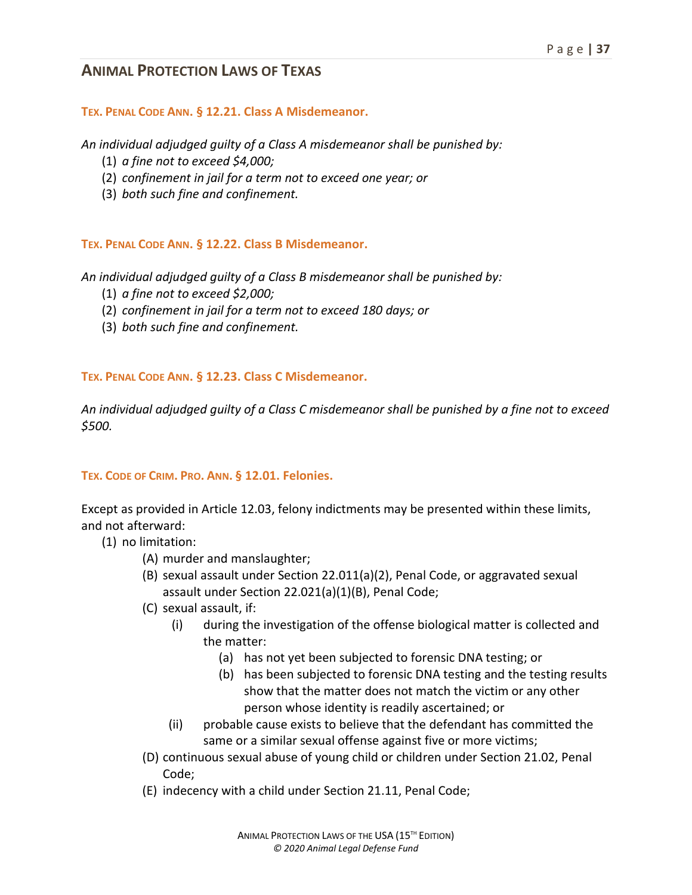## Animal Protection Laws of Texas

### Tex. Penal Code Ann. § 12.21. Class A Misdemeanor.

*An individual adjudged guilty of a Class A misdemeanor shall be punished by:*

(1) *a fine not to exceed $4,000;*
(2) *confinement in jail for a term not to exceed one year; or*
(3) *both such fine and confinement.*

### Tex. Penal Code Ann. § 12.22. Class B Misdemeanor.

*An individual adjudged guilty of a Class B misdemeanor shall be punished by:*

(1) *a fine not to exceed $2,000;*
(2) *confinement in jail for a term not to exceed 180 days; or*
(3) *both such fine and confinement.*

### Tex. Penal Code Ann. § 12.23. Class C Misdemeanor.

*An individual adjudged guilty of a Class C misdemeanor shall be punished by a fine not to exceed $500.*

### Tex. Code of Crim. Pro. Ann. § 12.01. Felonies.

Except as provided in Article 12.03, felony indictments may be presented within these limits, and not afterward:

(1) no limitation:
  (A) murder and manslaughter;
  (B) sexual assault under Section 22.011(a)(2), Penal Code, or aggravated sexual assault under Section 22.021(a)(1)(B), Penal Code;
  (C) sexual assault, if:
    (i) during the investigation of the offense biological matter is collected and the matter:
      (a) has not yet been subjected to forensic DNA testing; or
      (b) has been subjected to forensic DNA testing and the testing results show that the matter does not match the victim or any other person whose identity is readily ascertained; or
    (ii) probable cause exists to believe that the defendant has committed the same or a similar sexual offense against five or more victims;
  (D) continuous sexual abuse of young child or children under Section 21.02, Penal Code;
  (E) indecency with a child under Section 21.11, Penal Code;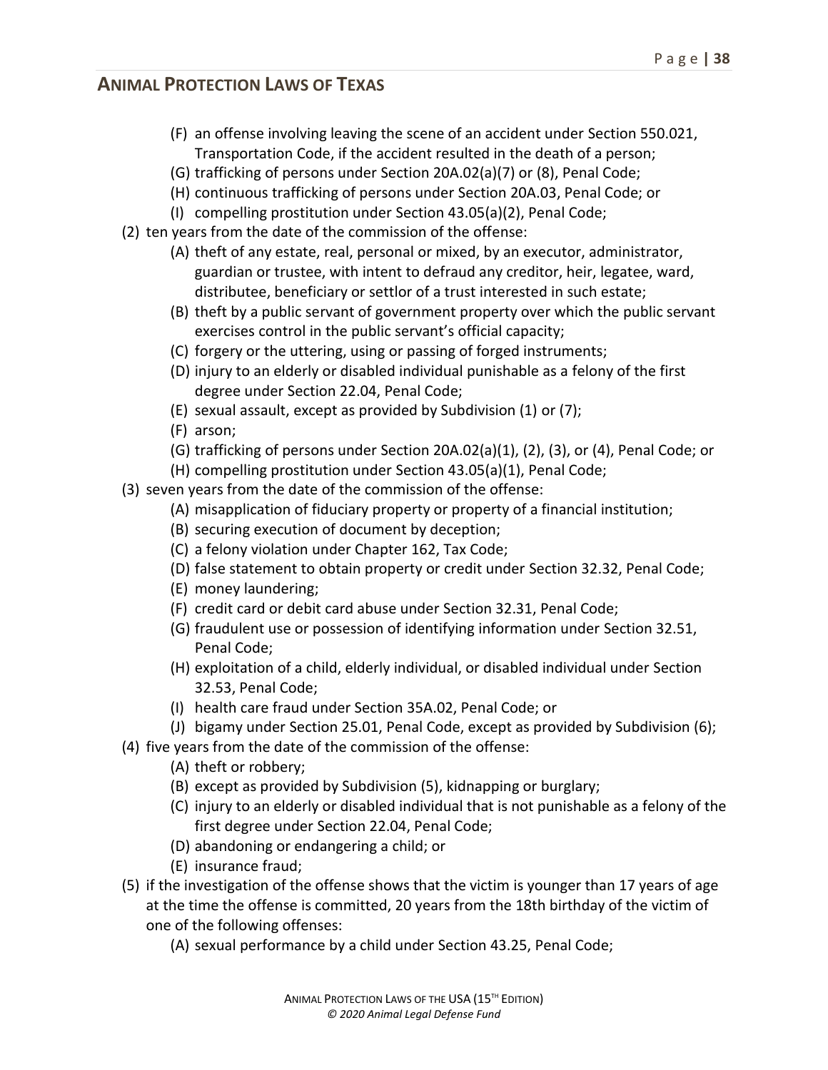(F) an offense involving leaving the scene of an accident under Section 550.021, Transportation Code, if the accident resulted in the death of a person;

(G) trafficking of persons under Section 20A.02(a)(7) or (8), Penal Code;

(H) continuous trafficking of persons under Section 20A.03, Penal Code; or

(I) compelling prostitution under Section 43.05(a)(2), Penal Code;

(2) ten years from the date of the commission of the offense:

(A) theft of any estate, real, personal or mixed, by an executor, administrator, guardian or trustee, with intent to defraud any creditor, heir, legatee, ward, distributee, beneficiary or settlor of a trust interested in such estate;

(B) theft by a public servant of government property over which the public servant exercises control in the public servant's official capacity;

(C) forgery or the uttering, using or passing of forged instruments;

(D) injury to an elderly or disabled individual punishable as a felony of the first degree under Section 22.04, Penal Code;

(E) sexual assault, except as provided by Subdivision (1) or (7);

(F) arson;

(G) trafficking of persons under Section 20A.02(a)(1), (2), (3), or (4), Penal Code; or

(H) compelling prostitution under Section 43.05(a)(1), Penal Code;

(3) seven years from the date of the commission of the offense:

(A) misapplication of fiduciary property or property of a financial institution;

(B) securing execution of document by deception;

(C) a felony violation under Chapter 162, Tax Code;

(D) false statement to obtain property or credit under Section 32.32, Penal Code;

(E) money laundering;

(F) credit card or debit card abuse under Section 32.31, Penal Code;

(G) fraudulent use or possession of identifying information under Section 32.51, Penal Code;

(H) exploitation of a child, elderly individual, or disabled individual under Section 32.53, Penal Code;

(I) health care fraud under Section 35A.02, Penal Code; or

(J) bigamy under Section 25.01, Penal Code, except as provided by Subdivision (6);

(4) five years from the date of the commission of the offense:

(A) theft or robbery;

(B) except as provided by Subdivision (5), kidnapping or burglary;

(C) injury to an elderly or disabled individual that is not punishable as a felony of the first degree under Section 22.04, Penal Code;

(D) abandoning or endangering a child; or

(E) insurance fraud;

(5) if the investigation of the offense shows that the victim is younger than 17 years of age at the time the offense is committed, 20 years from the 18th birthday of the victim of one of the following offenses:

(A) sexual performance by a child under Section 43.25, Penal Code;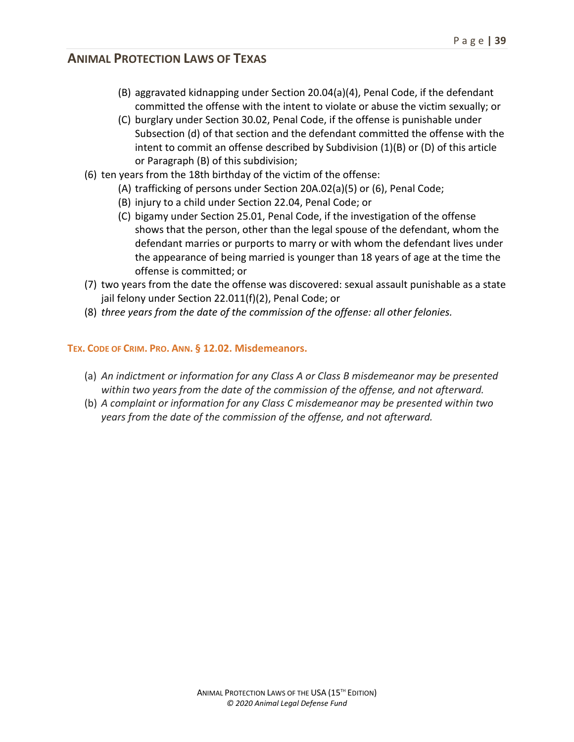(B) aggravated kidnapping under Section 20.04(a)(4), Penal Code, if the defendant committed the offense with the intent to violate or abuse the victim sexually; or

(C) burglary under Section 30.02, Penal Code, if the offense is punishable under Subsection (d) of that section and the defendant committed the offense with the intent to commit an offense described by Subdivision (1)(B) or (D) of this article or Paragraph (B) of this subdivision;

(6) ten years from the 18th birthday of the victim of the offense:

(A) trafficking of persons under Section 20A.02(a)(5) or (6), Penal Code;

(B) injury to a child under Section 22.04, Penal Code; or

(C) bigamy under Section 25.01, Penal Code, if the investigation of the offense shows that the person, other than the legal spouse of the defendant, whom the defendant marries or purports to marry or with whom the defendant lives under the appearance of being married is younger than 18 years of age at the time the offense is committed; or

(7) two years from the date the offense was discovered: sexual assault punishable as a state jail felony under Section 22.011(f)(2), Penal Code; or

(8) *three years from the date of the commission of the offense: all other felonies.*

### TEX. CODE OF CRIM. PRO. ANN. § 12.02. Misdemeanors.

(a) *An indictment or information for any Class A or Class B misdemeanor may be presented within two years from the date of the commission of the offense, and not afterward.*

(b) *A complaint or information for any Class C misdemeanor may be presented within two years from the date of the commission of the offense, and not afterward.*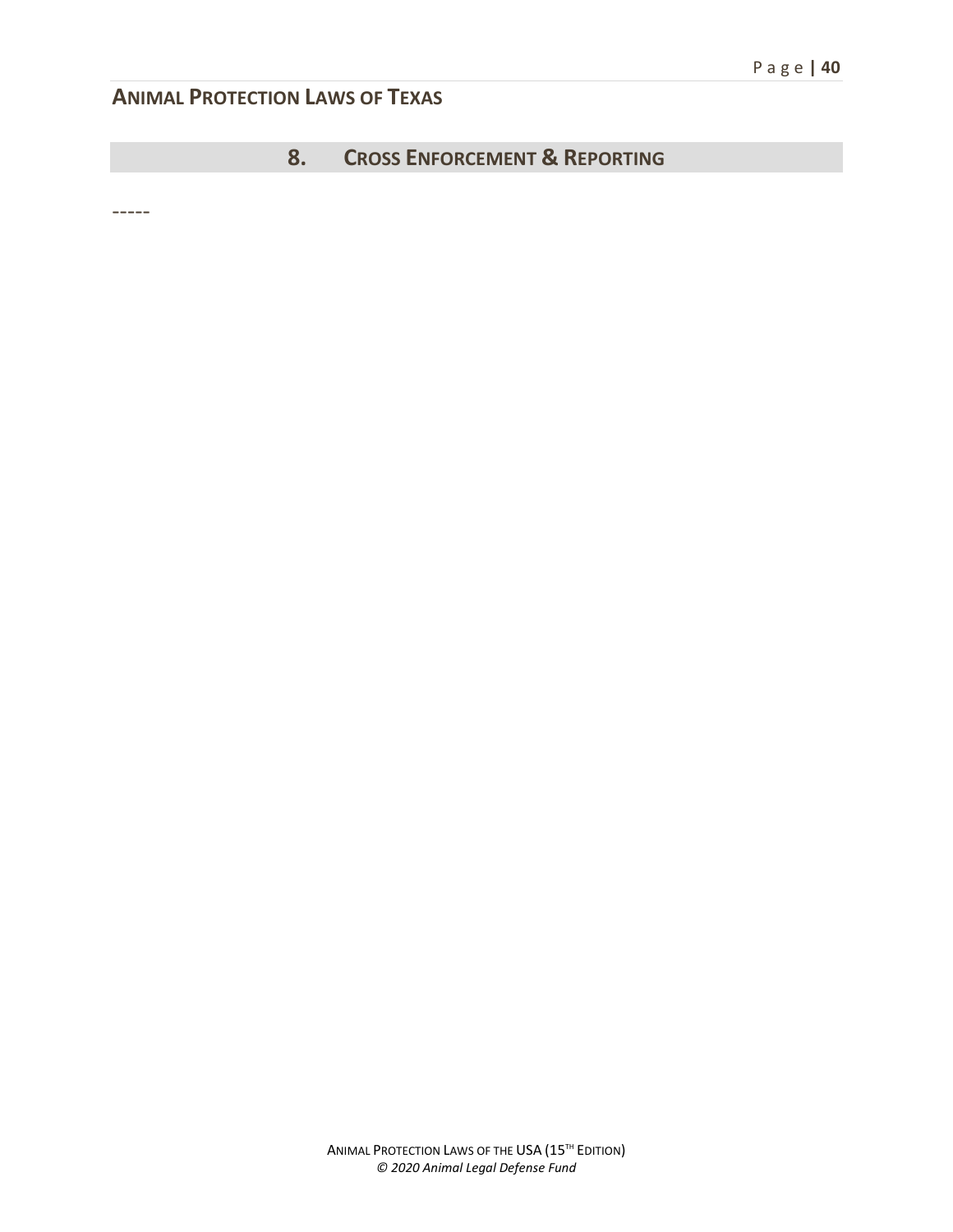## 8. CROSS ENFORCEMENT & REPORTING

-----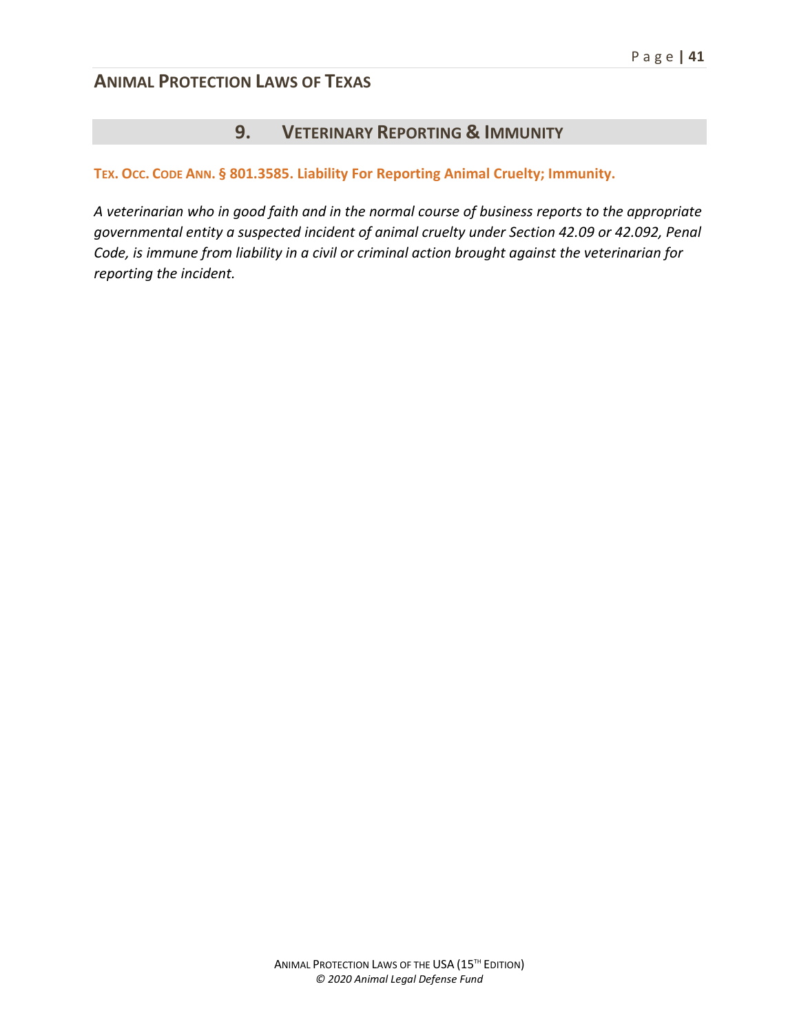## 9. VETERINARY REPORTING & IMMUNITY

**TEX. OCC. CODE ANN. § 801.3585. Liability For Reporting Animal Cruelty; Immunity.**

*A veterinarian who in good faith and in the normal course of business reports to the appropriate governmental entity a suspected incident of animal cruelty under Section 42.09 or 42.092, Penal Code, is immune from liability in a civil or criminal action brought against the veterinarian for reporting the incident.*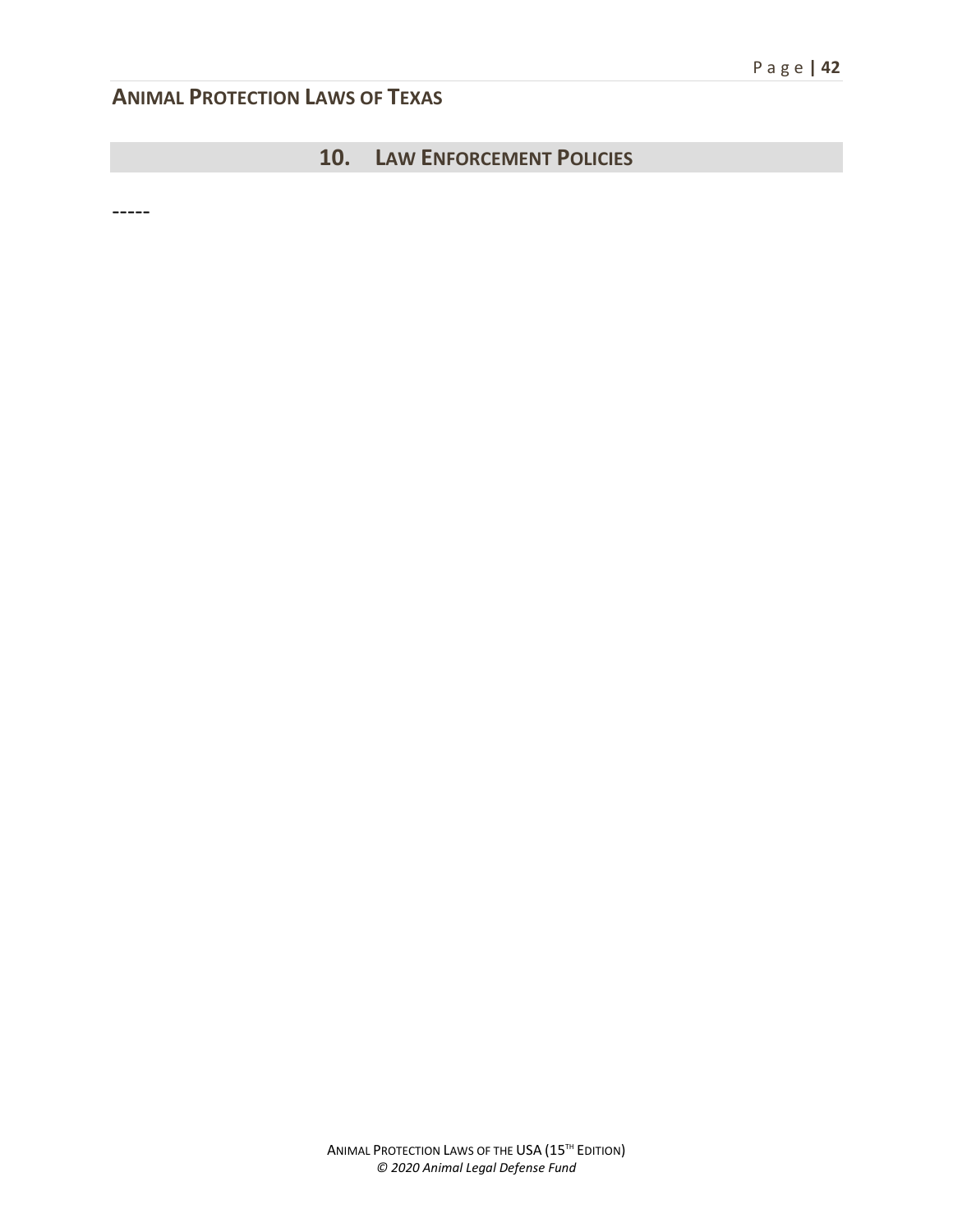## 10. Law Enforcement Policies

-----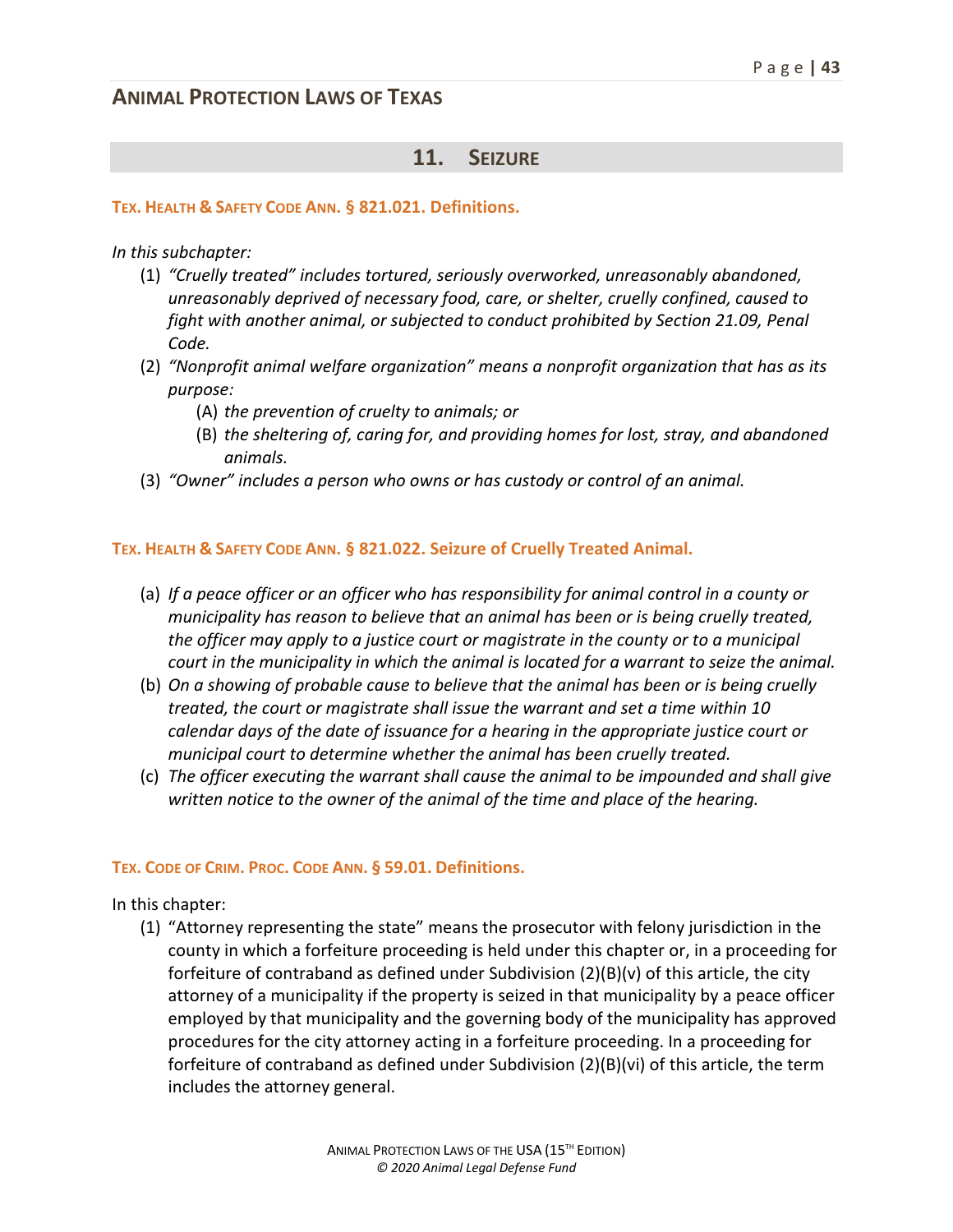## 11. Seizure

### Tex. Health & Safety Code Ann. § 821.021. Definitions.

*In this subchapter:*

(1) *"Cruelly treated" includes tortured, seriously overworked, unreasonably abandoned, unreasonably deprived of necessary food, care, or shelter, cruelly confined, caused to fight with another animal, or subjected to conduct prohibited by Section 21.09, Penal Code.*

(2) *"Nonprofit animal welfare organization" means a nonprofit organization that has as its purpose:*
   - (A) *the prevention of cruelty to animals; or*
   - (B) *the sheltering of, caring for, and providing homes for lost, stray, and abandoned animals.*

(3) *"Owner" includes a person who owns or has custody or control of an animal.*

### Tex. Health & Safety Code Ann. § 821.022. Seizure of Cruelly Treated Animal.

(a) *If a peace officer or an officer who has responsibility for animal control in a county or municipality has reason to believe that an animal has been or is being cruelly treated, the officer may apply to a justice court or magistrate in the county or to a municipal court in the municipality in which the animal is located for a warrant to seize the animal.*

(b) *On a showing of probable cause to believe that the animal has been or is being cruelly treated, the court or magistrate shall issue the warrant and set a time within 10 calendar days of the date of issuance for a hearing in the appropriate justice court or municipal court to determine whether the animal has been cruelly treated.*

(c) *The officer executing the warrant shall cause the animal to be impounded and shall give written notice to the owner of the animal of the time and place of the hearing.*

### Tex. Code of Crim. Proc. Code Ann. § 59.01. Definitions.

In this chapter:

(1) "Attorney representing the state" means the prosecutor with felony jurisdiction in the county in which a forfeiture proceeding is held under this chapter or, in a proceeding for forfeiture of contraband as defined under Subdivision (2)(B)(v) of this article, the city attorney of a municipality if the property is seized in that municipality by a peace officer employed by that municipality and the governing body of the municipality has approved procedures for the city attorney acting in a forfeiture proceeding. In a proceeding for forfeiture of contraband as defined under Subdivision (2)(B)(vi) of this article, the term includes the attorney general.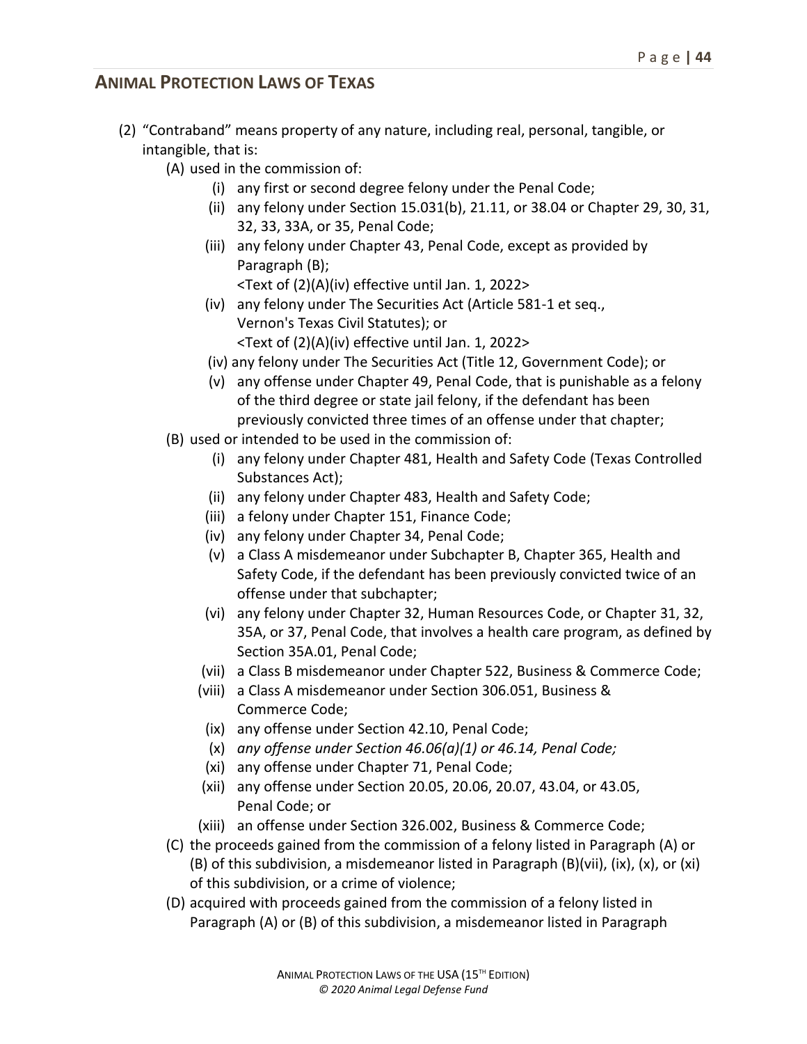## ANIMAL PROTECTION LAWS OF TEXAS

(2) "Contraband" means property of any nature, including real, personal, tangible, or intangible, that is:

(A) used in the commission of:

(i) any first or second degree felony under the Penal Code;

(ii) any felony under Section 15.031(b), 21.11, or 38.04 or Chapter 29, 30, 31, 32, 33, 33A, or 35, Penal Code;

(iii) any felony under Chapter 43, Penal Code, except as provided by Paragraph (B);

<Text of (2)(A)(iv) effective until Jan. 1, 2022>

(iv) any felony under The Securities Act (Article 581-1 et seq., Vernon's Texas Civil Statutes); or

<Text of (2)(A)(iv) effective until Jan. 1, 2022>

(iv) any felony under The Securities Act (Title 12, Government Code); or

(v) any offense under Chapter 49, Penal Code, that is punishable as a felony of the third degree or state jail felony, if the defendant has been previously convicted three times of an offense under that chapter;

(B) used or intended to be used in the commission of:

(i) any felony under Chapter 481, Health and Safety Code (Texas Controlled Substances Act);

(ii) any felony under Chapter 483, Health and Safety Code;

(iii) a felony under Chapter 151, Finance Code;

(iv) any felony under Chapter 34, Penal Code;

(v) a Class A misdemeanor under Subchapter B, Chapter 365, Health and Safety Code, if the defendant has been previously convicted twice of an offense under that subchapter;

(vi) any felony under Chapter 32, Human Resources Code, or Chapter 31, 32, 35A, or 37, Penal Code, that involves a health care program, as defined by Section 35A.01, Penal Code;

(vii) a Class B misdemeanor under Chapter 522, Business & Commerce Code;

(viii) a Class A misdemeanor under Section 306.051, Business & Commerce Code;

(ix) any offense under Section 42.10, Penal Code;

(x) *any offense under Section 46.06(a)(1) or 46.14, Penal Code;*

(xi) any offense under Chapter 71, Penal Code;

(xii) any offense under Section 20.05, 20.06, 20.07, 43.04, or 43.05, Penal Code; or

(xiii) an offense under Section 326.002, Business & Commerce Code;

(C) the proceeds gained from the commission of a felony listed in Paragraph (A) or (B) of this subdivision, a misdemeanor listed in Paragraph (B)(vii), (ix), (x), or (xi) of this subdivision, or a crime of violence;

(D) acquired with proceeds gained from the commission of a felony listed in Paragraph (A) or (B) of this subdivision, a misdemeanor listed in Paragraph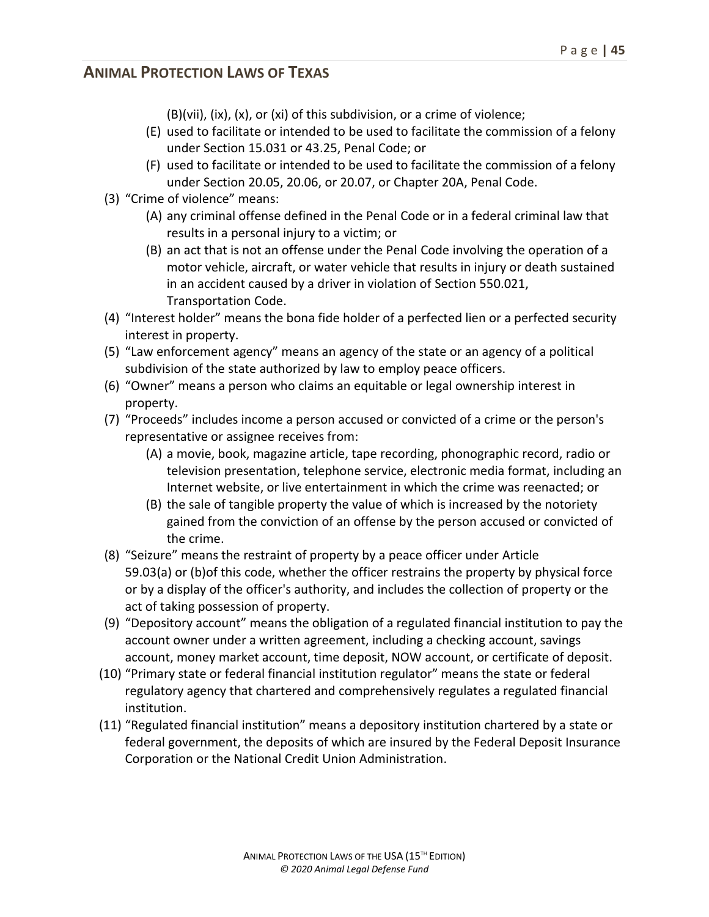(B)(vii), (ix), (x), or (xi) of this subdivision, or a crime of violence;

  (E) used to facilitate or intended to be used to facilitate the commission of a felony under Section 15.031 or 43.25, Penal Code; or
  (F) used to facilitate or intended to be used to facilitate the commission of a felony under Section 20.05, 20.06, or 20.07, or Chapter 20A, Penal Code.

(3) "Crime of violence" means:
  (A) any criminal offense defined in the Penal Code or in a federal criminal law that results in a personal injury to a victim; or
  (B) an act that is not an offense under the Penal Code involving the operation of a motor vehicle, aircraft, or water vehicle that results in injury or death sustained in an accident caused by a driver in violation of Section 550.021, Transportation Code.

(4) "Interest holder" means the bona fide holder of a perfected lien or a perfected security interest in property.

(5) "Law enforcement agency" means an agency of the state or an agency of a political subdivision of the state authorized by law to employ peace officers.

(6) "Owner" means a person who claims an equitable or legal ownership interest in property.

(7) "Proceeds" includes income a person accused or convicted of a crime or the person's representative or assignee receives from:
  (A) a movie, book, magazine article, tape recording, phonographic record, radio or television presentation, telephone service, electronic media format, including an Internet website, or live entertainment in which the crime was reenacted; or
  (B) the sale of tangible property the value of which is increased by the notoriety gained from the conviction of an offense by the person accused or convicted of the crime.

(8) "Seizure" means the restraint of property by a peace officer under Article 59.03(a) or (b)of this code, whether the officer restrains the property by physical force or by a display of the officer's authority, and includes the collection of property or the act of taking possession of property.

(9) "Depository account" means the obligation of a regulated financial institution to pay the account owner under a written agreement, including a checking account, savings account, money market account, time deposit, NOW account, or certificate of deposit.

(10) "Primary state or federal financial institution regulator" means the state or federal regulatory agency that chartered and comprehensively regulates a regulated financial institution.

(11) "Regulated financial institution" means a depository institution chartered by a state or federal government, the deposits of which are insured by the Federal Deposit Insurance Corporation or the National Credit Union Administration.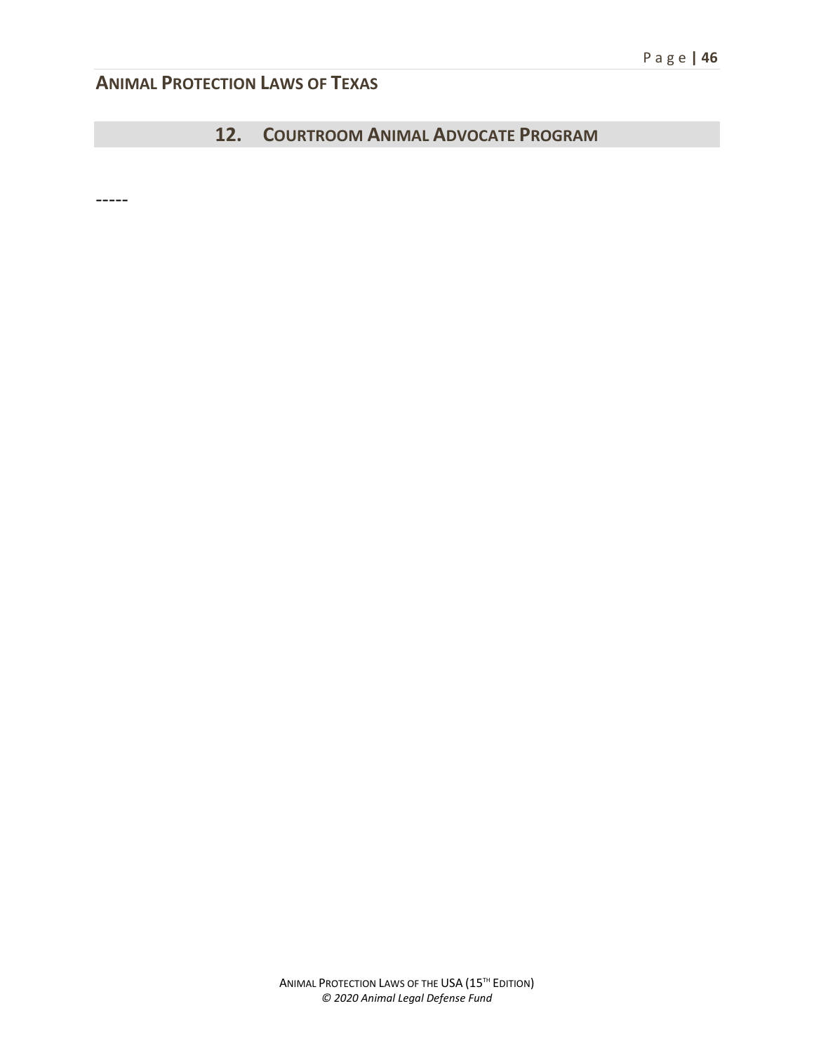## 12. COURTROOM ANIMAL ADVOCATE PROGRAM

-----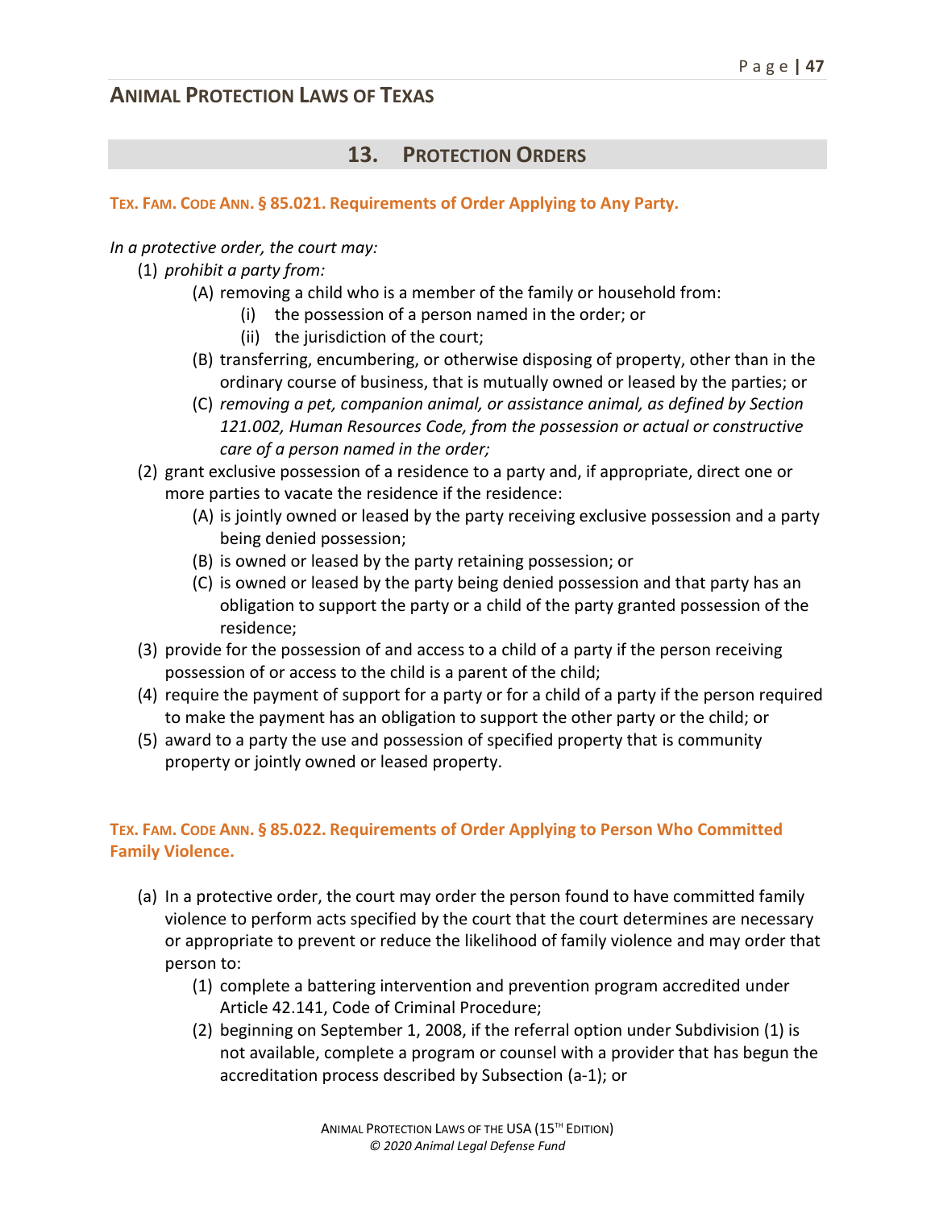## 13. PROTECTION ORDERS

**TEX. FAM. CODE ANN. § 85.021. Requirements of Order Applying to Any Party.**

*In a protective order, the court may:*

(1) *prohibit a party from:*

   (A) removing a child who is a member of the family or household from:

      (i) the possession of a person named in the order; or

      (ii) the jurisdiction of the court;

   (B) transferring, encumbering, or otherwise disposing of property, other than in the ordinary course of business, that is mutually owned or leased by the parties; or

   (C) *removing a pet, companion animal, or assistance animal, as defined by Section 121.002, Human Resources Code, from the possession or actual or constructive care of a person named in the order;*

(2) grant exclusive possession of a residence to a party and, if appropriate, direct one or more parties to vacate the residence if the residence:

   (A) is jointly owned or leased by the party receiving exclusive possession and a party being denied possession;

   (B) is owned or leased by the party retaining possession; or

   (C) is owned or leased by the party being denied possession and that party has an obligation to support the party or a child of the party granted possession of the residence;

(3) provide for the possession of and access to a child of a party if the person receiving possession of or access to the child is a parent of the child;

(4) require the payment of support for a party or for a child of a party if the person required to make the payment has an obligation to support the other party or the child; or

(5) award to a party the use and possession of specified property that is community property or jointly owned or leased property.

**TEX. FAM. CODE ANN. § 85.022. Requirements of Order Applying to Person Who Committed Family Violence.**

(a) In a protective order, the court may order the person found to have committed family violence to perform acts specified by the court that the court determines are necessary or appropriate to prevent or reduce the likelihood of family violence and may order that person to:

   (1) complete a battering intervention and prevention program accredited under Article 42.141, Code of Criminal Procedure;

   (2) beginning on September 1, 2008, if the referral option under Subdivision (1) is not available, complete a program or counsel with a provider that has begun the accreditation process described by Subsection (a-1); or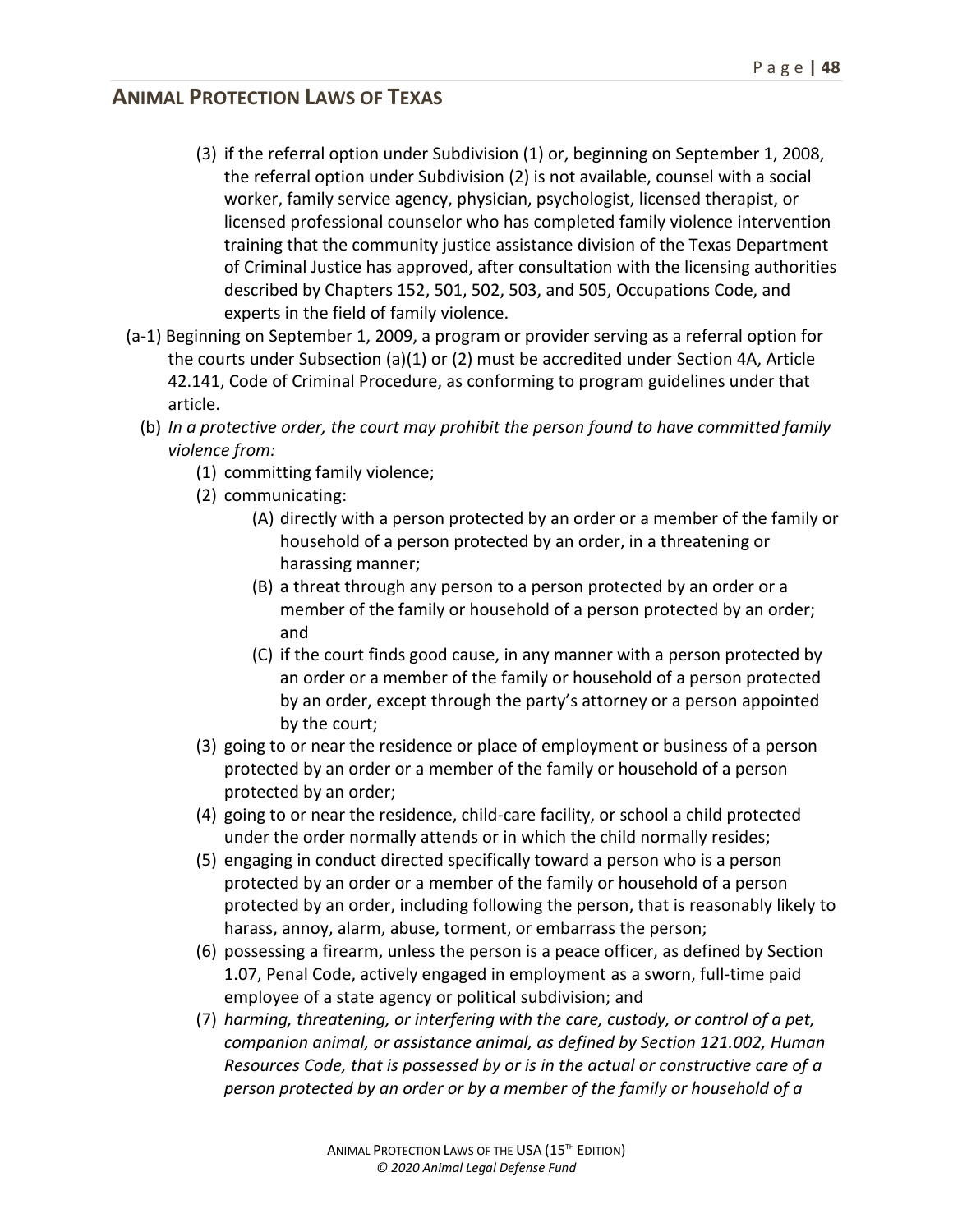(3) if the referral option under Subdivision (1) or, beginning on September 1, 2008, the referral option under Subdivision (2) is not available, counsel with a social worker, family service agency, physician, psychologist, licensed therapist, or licensed professional counselor who has completed family violence intervention training that the community justice assistance division of the Texas Department of Criminal Justice has approved, after consultation with the licensing authorities described by Chapters 152, 501, 502, 503, and 505, Occupations Code, and experts in the field of family violence.

(a-1) Beginning on September 1, 2009, a program or provider serving as a referral option for the courts under Subsection (a)(1) or (2) must be accredited under Section 4A, Article 42.141, Code of Criminal Procedure, as conforming to program guidelines under that article.

(b) *In a protective order, the court may prohibit the person found to have committed family violence from:*

(1) committing family violence;

(2) communicating:

(A) directly with a person protected by an order or a member of the family or household of a person protected by an order, in a threatening or harassing manner;

(B) a threat through any person to a person protected by an order or a member of the family or household of a person protected by an order; and

(C) if the court finds good cause, in any manner with a person protected by an order or a member of the family or household of a person protected by an order, except through the party's attorney or a person appointed by the court;

(3) going to or near the residence or place of employment or business of a person protected by an order or a member of the family or household of a person protected by an order;

(4) going to or near the residence, child-care facility, or school a child protected under the order normally attends or in which the child normally resides;

(5) engaging in conduct directed specifically toward a person who is a person protected by an order or a member of the family or household of a person protected by an order, including following the person, that is reasonably likely to harass, annoy, alarm, abuse, torment, or embarrass the person;

(6) possessing a firearm, unless the person is a peace officer, as defined by Section 1.07, Penal Code, actively engaged in employment as a sworn, full-time paid employee of a state agency or political subdivision; and

(7) *harming, threatening, or interfering with the care, custody, or control of a pet, companion animal, or assistance animal, as defined by Section 121.002, Human Resources Code, that is possessed by or is in the actual or constructive care of a person protected by an order or by a member of the family or household of a*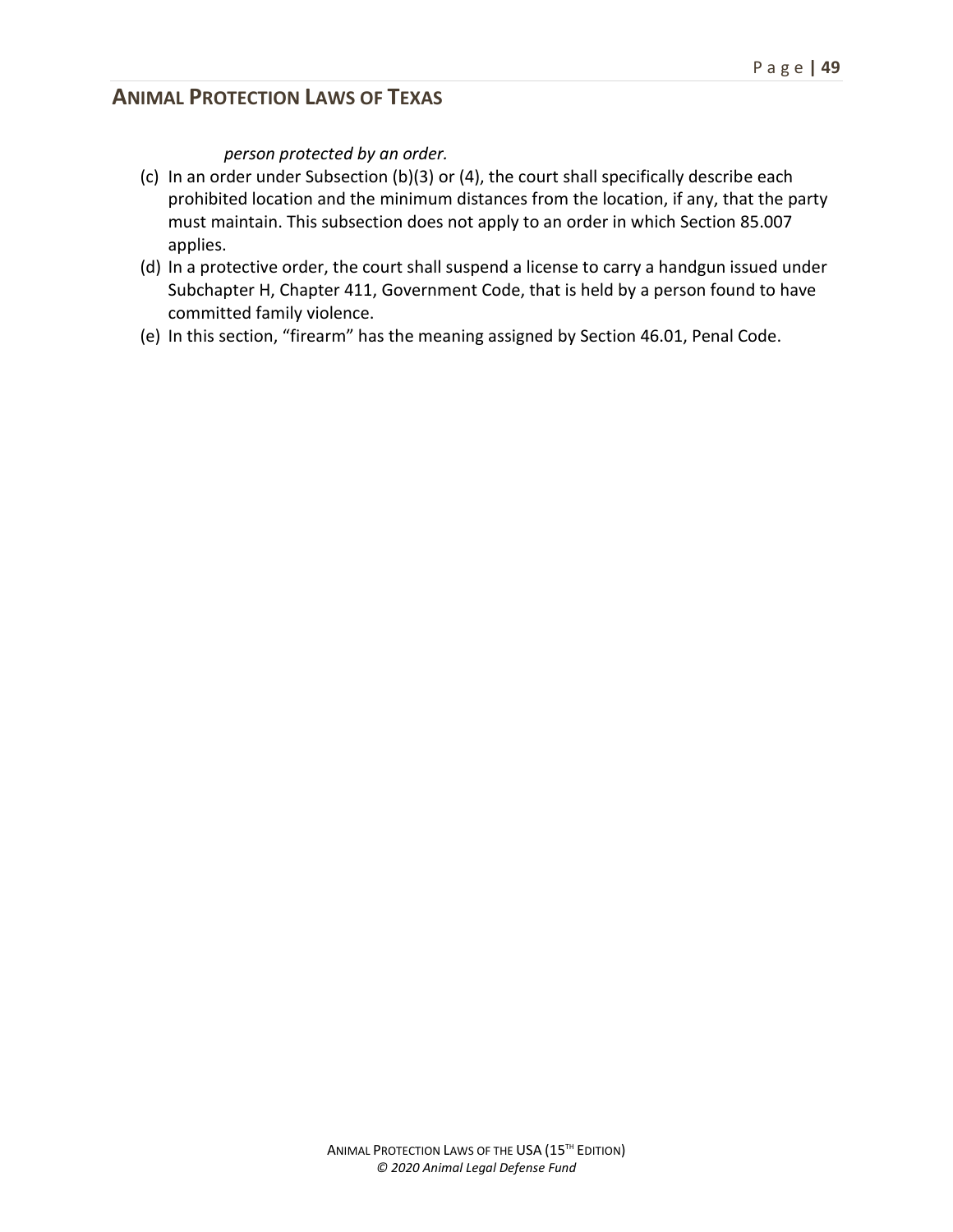*person protected by an order.*

(c) In an order under Subsection (b)(3) or (4), the court shall specifically describe each prohibited location and the minimum distances from the location, if any, that the party must maintain. This subsection does not apply to an order in which Section 85.007 applies.

(d) In a protective order, the court shall suspend a license to carry a handgun issued under Subchapter H, Chapter 411, Government Code, that is held by a person found to have committed family violence.

(e) In this section, "firearm" has the meaning assigned by Section 46.01, Penal Code.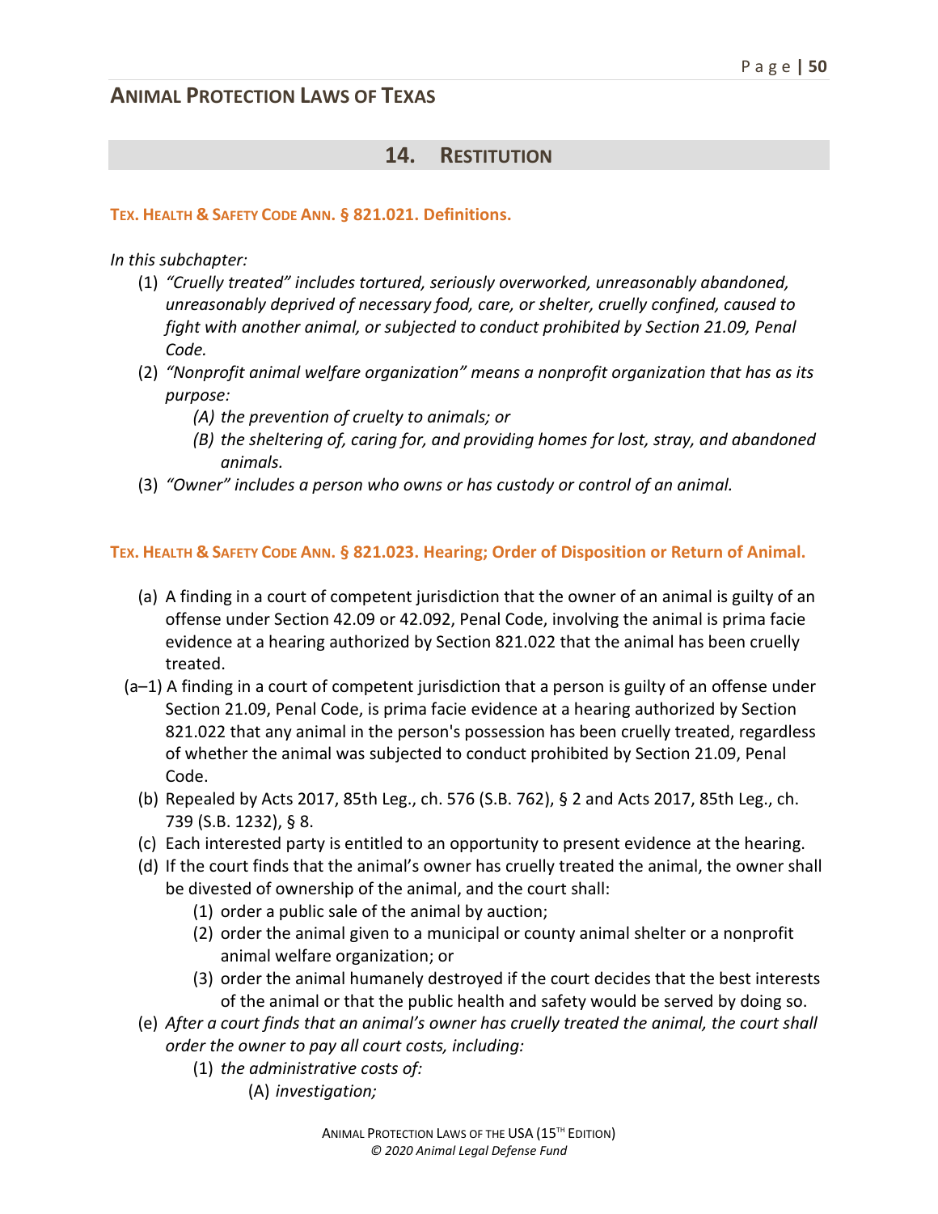## 14. RESTITUTION

### TEX. HEALTH & SAFETY CODE ANN. § 821.021. Definitions.

*In this subchapter:*

(1) *"Cruelly treated" includes tortured, seriously overworked, unreasonably abandoned, unreasonably deprived of necessary food, care, or shelter, cruelly confined, caused to fight with another animal, or subjected to conduct prohibited by Section 21.09, Penal Code.*

(2) *"Nonprofit animal welfare organization" means a nonprofit organization that has as its purpose:*

  (A) *the prevention of cruelty to animals; or*

  (B) *the sheltering of, caring for, and providing homes for lost, stray, and abandoned animals.*

(3) *"Owner" includes a person who owns or has custody or control of an animal.*

### TEX. HEALTH & SAFETY CODE ANN. § 821.023. Hearing; Order of Disposition or Return of Animal.

(a) A finding in a court of competent jurisdiction that the owner of an animal is guilty of an offense under Section 42.09 or 42.092, Penal Code, involving the animal is prima facie evidence at a hearing authorized by Section 821.022 that the animal has been cruelly treated.

(a–1) A finding in a court of competent jurisdiction that a person is guilty of an offense under Section 21.09, Penal Code, is prima facie evidence at a hearing authorized by Section 821.022 that any animal in the person's possession has been cruelly treated, regardless of whether the animal was subjected to conduct prohibited by Section 21.09, Penal Code.

(b) Repealed by Acts 2017, 85th Leg., ch. 576 (S.B. 762), § 2 and Acts 2017, 85th Leg., ch. 739 (S.B. 1232), § 8.

(c) Each interested party is entitled to an opportunity to present evidence at the hearing.

(d) If the court finds that the animal's owner has cruelly treated the animal, the owner shall be divested of ownership of the animal, and the court shall:

  (1) order a public sale of the animal by auction;

  (2) order the animal given to a municipal or county animal shelter or a nonprofit animal welfare organization; or

  (3) order the animal humanely destroyed if the court decides that the best interests of the animal or that the public health and safety would be served by doing so.

(e) *After a court finds that an animal's owner has cruelly treated the animal, the court shall order the owner to pay all court costs, including:*

  (1) *the administrative costs of:*

    (A) *investigation;*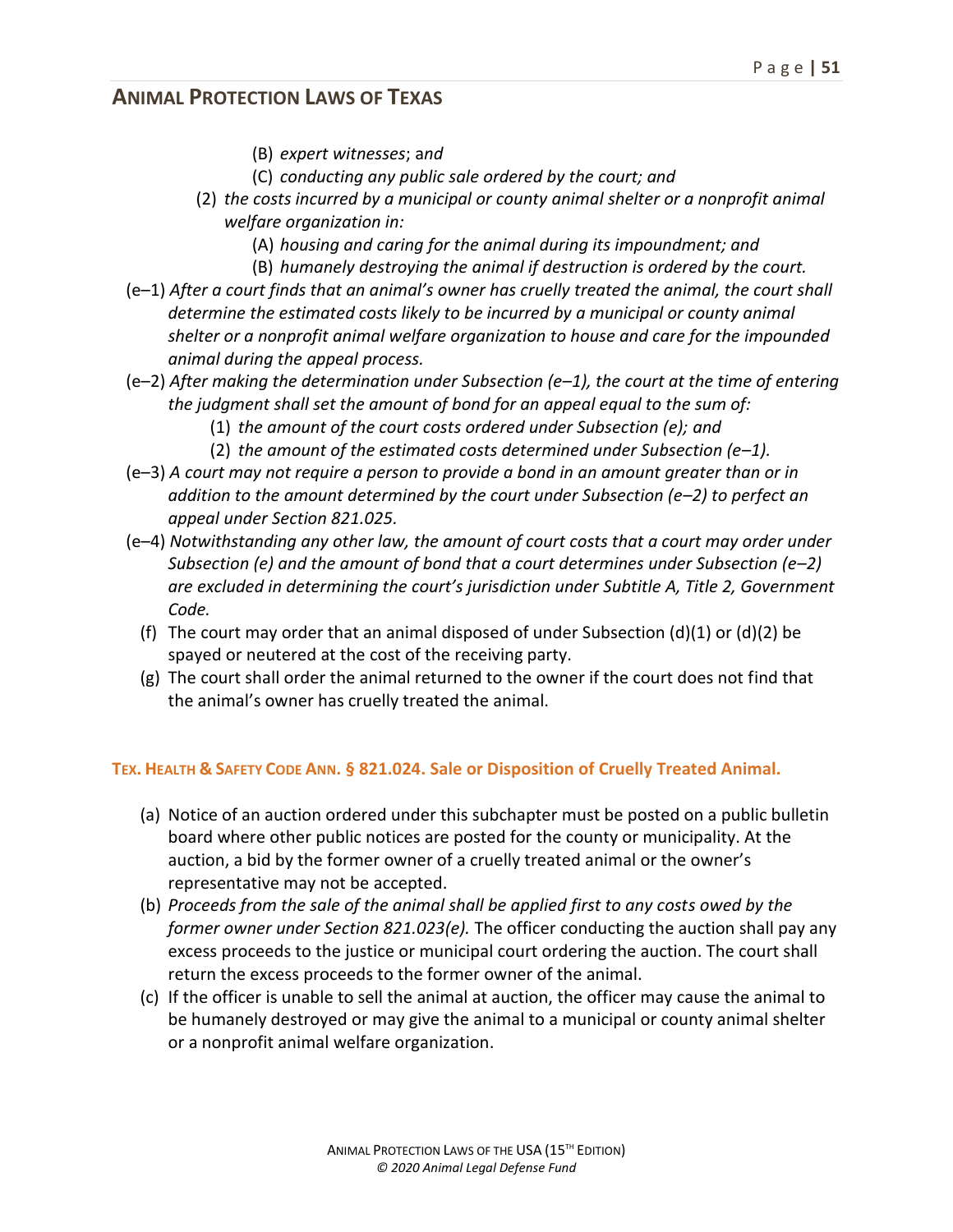(B) *expert witnesses*; a*nd*

(C) *conducting any public sale ordered by the court; and*

(2) *the costs incurred by a municipal or county animal shelter or a nonprofit animal welfare organization in:*

(A) *housing and caring for the animal during its impoundment; and*

(B) *humanely destroying the animal if destruction is ordered by the court.*

(e–1) *After a court finds that an animal's owner has cruelly treated the animal, the court shall determine the estimated costs likely to be incurred by a municipal or county animal shelter or a nonprofit animal welfare organization to house and care for the impounded animal during the appeal process.*

(e–2) *After making the determination under Subsection (e–1), the court at the time of entering the judgment shall set the amount of bond for an appeal equal to the sum of:*

(1) *the amount of the court costs ordered under Subsection (e); and*

(2) *the amount of the estimated costs determined under Subsection (e–1).*

(e–3) *A court may not require a person to provide a bond in an amount greater than or in addition to the amount determined by the court under Subsection (e–2) to perfect an appeal under Section 821.025.*

(e–4) *Notwithstanding any other law, the amount of court costs that a court may order under Subsection (e) and the amount of bond that a court determines under Subsection (e–2) are excluded in determining the court's jurisdiction under Subtitle A, Title 2, Government Code.*

(f) The court may order that an animal disposed of under Subsection (d)(1) or (d)(2) be spayed or neutered at the cost of the receiving party.

(g) The court shall order the animal returned to the owner if the court does not find that the animal's owner has cruelly treated the animal.

### TEX. HEALTH & SAFETY CODE ANN. § 821.024. Sale or Disposition of Cruelly Treated Animal.

(a) Notice of an auction ordered under this subchapter must be posted on a public bulletin board where other public notices are posted for the county or municipality. At the auction, a bid by the former owner of a cruelly treated animal or the owner's representative may not be accepted.

(b) *Proceeds from the sale of the animal shall be applied first to any costs owed by the former owner under Section 821.023(e).* The officer conducting the auction shall pay any excess proceeds to the justice or municipal court ordering the auction. The court shall return the excess proceeds to the former owner of the animal.

(c) If the officer is unable to sell the animal at auction, the officer may cause the animal to be humanely destroyed or may give the animal to a municipal or county animal shelter or a nonprofit animal welfare organization.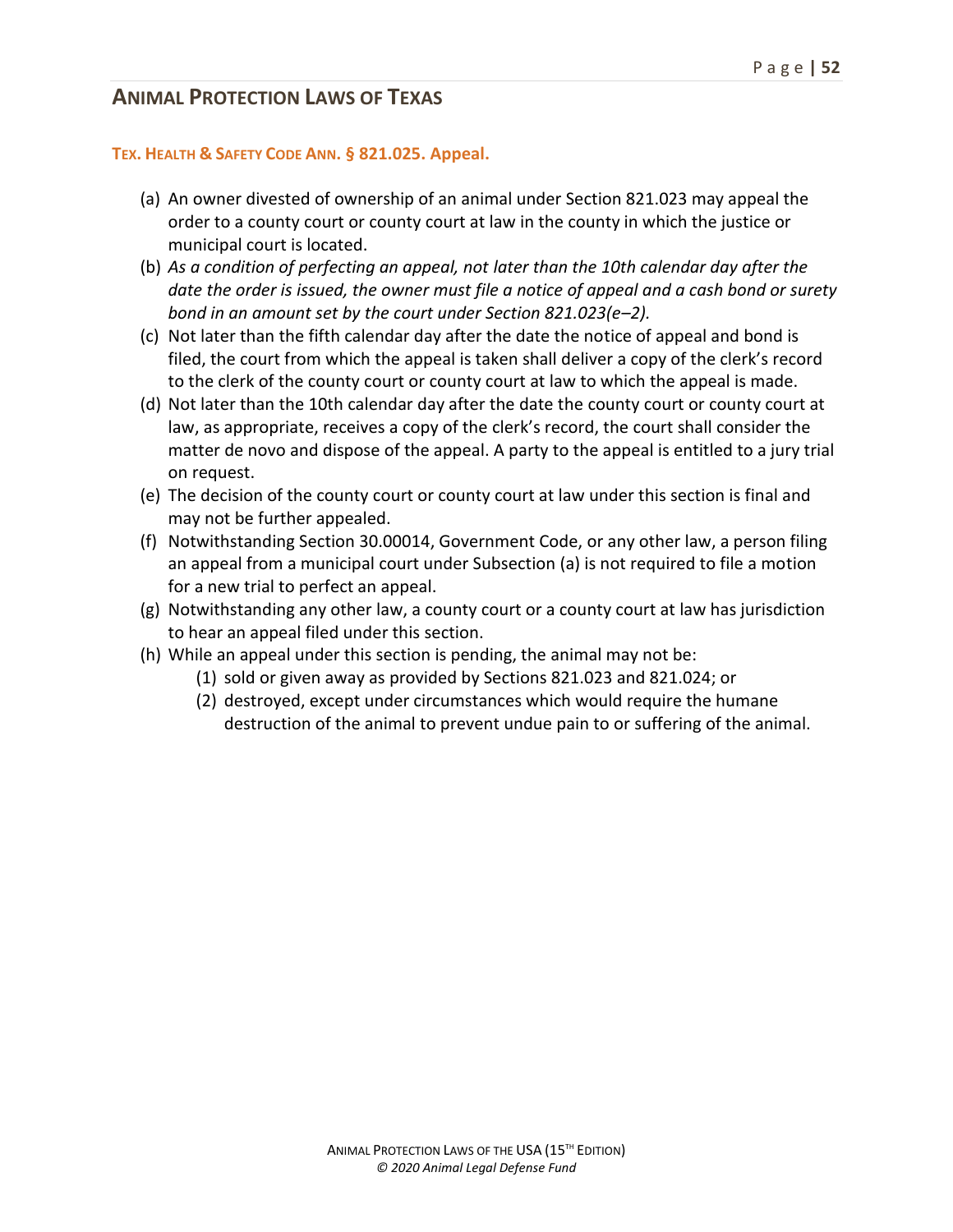### TEX. HEALTH & SAFETY CODE ANN. § 821.025. Appeal.

(a) An owner divested of ownership of an animal under Section 821.023 may appeal the order to a county court or county court at law in the county in which the justice or municipal court is located.

(b) *As a condition of perfecting an appeal, not later than the 10th calendar day after the date the order is issued, the owner must file a notice of appeal and a cash bond or surety bond in an amount set by the court under Section 821.023(e–2).*

(c) Not later than the fifth calendar day after the date the notice of appeal and bond is filed, the court from which the appeal is taken shall deliver a copy of the clerk's record to the clerk of the county court or county court at law to which the appeal is made.

(d) Not later than the 10th calendar day after the date the county court or county court at law, as appropriate, receives a copy of the clerk's record, the court shall consider the matter de novo and dispose of the appeal. A party to the appeal is entitled to a jury trial on request.

(e) The decision of the county court or county court at law under this section is final and may not be further appealed.

(f) Notwithstanding Section 30.00014, Government Code, or any other law, a person filing an appeal from a municipal court under Subsection (a) is not required to file a motion for a new trial to perfect an appeal.

(g) Notwithstanding any other law, a county court or a county court at law has jurisdiction to hear an appeal filed under this section.

(h) While an appeal under this section is pending, the animal may not be:

  (1) sold or given away as provided by Sections 821.023 and 821.024; or

  (2) destroyed, except under circumstances which would require the humane destruction of the animal to prevent undue pain to or suffering of the animal.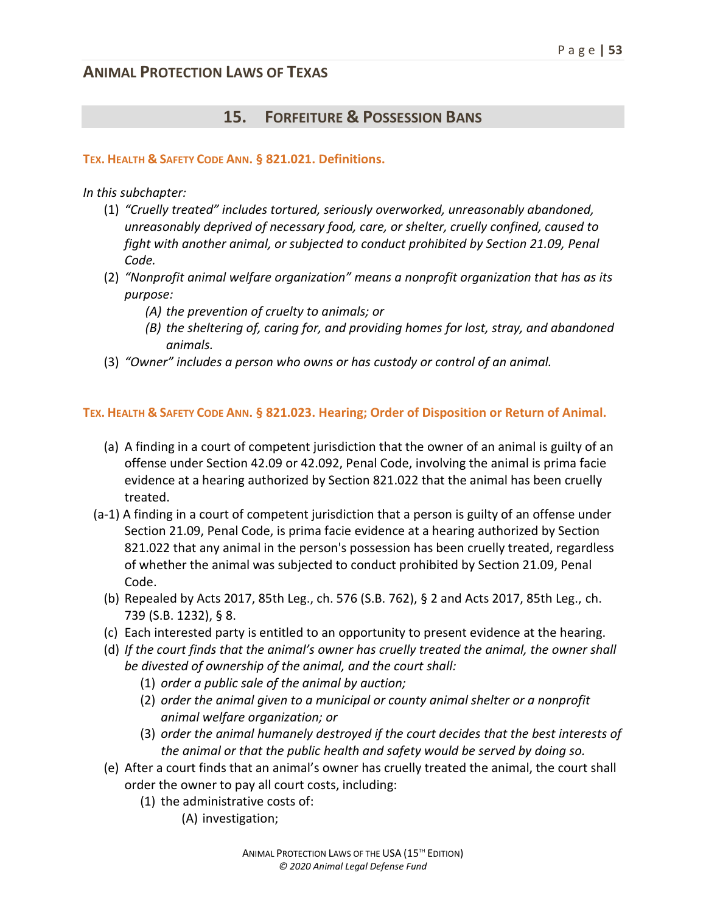## 15. Forfeiture & Possession Bans

### Tex. Health & Safety Code Ann. § 821.021. Definitions.

*In this subchapter:*

(1) *"Cruelly treated" includes tortured, seriously overworked, unreasonably abandoned, unreasonably deprived of necessary food, care, or shelter, cruelly confined, caused to fight with another animal, or subjected to conduct prohibited by Section 21.09, Penal Code.*

(2) *"Nonprofit animal welfare organization" means a nonprofit organization that has as its purpose:*

  (A) *the prevention of cruelty to animals; or*

  (B) *the sheltering of, caring for, and providing homes for lost, stray, and abandoned animals.*

(3) *"Owner" includes a person who owns or has custody or control of an animal.*

### Tex. Health & Safety Code Ann. § 821.023. Hearing; Order of Disposition or Return of Animal.

(a) A finding in a court of competent jurisdiction that the owner of an animal is guilty of an offense under Section 42.09 or 42.092, Penal Code, involving the animal is prima facie evidence at a hearing authorized by Section 821.022 that the animal has been cruelly treated.

(a-1) A finding in a court of competent jurisdiction that a person is guilty of an offense under Section 21.09, Penal Code, is prima facie evidence at a hearing authorized by Section 821.022 that any animal in the person's possession has been cruelly treated, regardless of whether the animal was subjected to conduct prohibited by Section 21.09, Penal Code.

(b) Repealed by Acts 2017, 85th Leg., ch. 576 (S.B. 762), § 2 and Acts 2017, 85th Leg., ch. 739 (S.B. 1232), § 8.

(c) Each interested party is entitled to an opportunity to present evidence at the hearing.

(d) *If the court finds that the animal's owner has cruelly treated the animal, the owner shall be divested of ownership of the animal, and the court shall:*

  (1) *order a public sale of the animal by auction;*

  (2) *order the animal given to a municipal or county animal shelter or a nonprofit animal welfare organization; or*

  (3) *order the animal humanely destroyed if the court decides that the best interests of the animal or that the public health and safety would be served by doing so.*

(e) After a court finds that an animal's owner has cruelly treated the animal, the court shall order the owner to pay all court costs, including:

  (1) the administrative costs of:

    (A) investigation;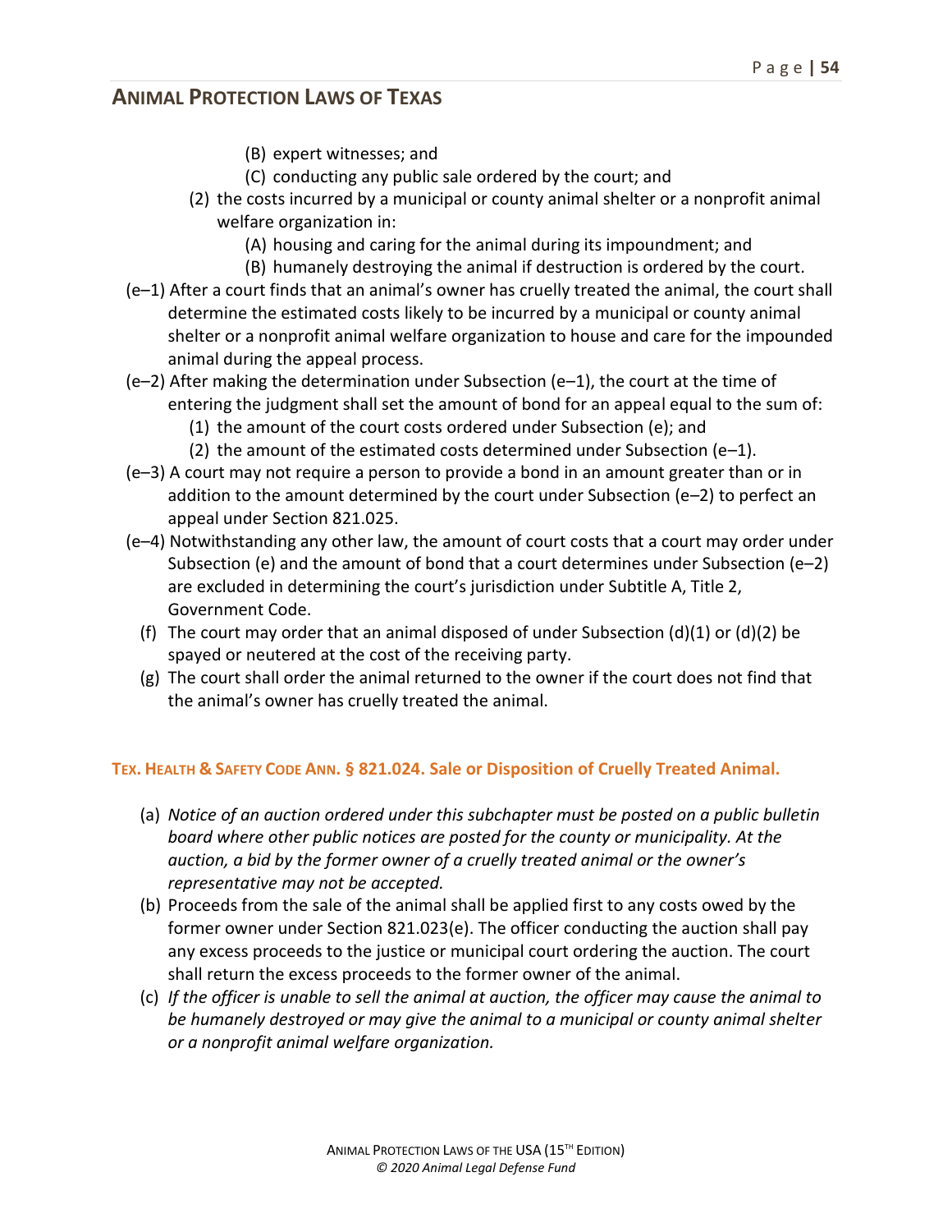(B) expert witnesses; and

(C) conducting any public sale ordered by the court; and

(2) the costs incurred by a municipal or county animal shelter or a nonprofit animal welfare organization in:

(A) housing and caring for the animal during its impoundment; and

(B) humanely destroying the animal if destruction is ordered by the court.

(e–1) After a court finds that an animal's owner has cruelly treated the animal, the court shall determine the estimated costs likely to be incurred by a municipal or county animal shelter or a nonprofit animal welfare organization to house and care for the impounded animal during the appeal process.

(e–2) After making the determination under Subsection (e–1), the court at the time of entering the judgment shall set the amount of bond for an appeal equal to the sum of:

(1) the amount of the court costs ordered under Subsection (e); and

(2) the amount of the estimated costs determined under Subsection (e–1).

(e–3) A court may not require a person to provide a bond in an amount greater than or in addition to the amount determined by the court under Subsection (e–2) to perfect an appeal under Section 821.025.

(e–4) Notwithstanding any other law, the amount of court costs that a court may order under Subsection (e) and the amount of bond that a court determines under Subsection (e–2) are excluded in determining the court's jurisdiction under Subtitle A, Title 2, Government Code.

(f) The court may order that an animal disposed of under Subsection (d)(1) or (d)(2) be spayed or neutered at the cost of the receiving party.

(g) The court shall order the animal returned to the owner if the court does not find that the animal's owner has cruelly treated the animal.

### TEX. HEALTH & SAFETY CODE ANN. § 821.024. Sale or Disposition of Cruelly Treated Animal.

(a) *Notice of an auction ordered under this subchapter must be posted on a public bulletin board where other public notices are posted for the county or municipality. At the auction, a bid by the former owner of a cruelly treated animal or the owner's representative may not be accepted.*

(b) Proceeds from the sale of the animal shall be applied first to any costs owed by the former owner under Section 821.023(e). The officer conducting the auction shall pay any excess proceeds to the justice or municipal court ordering the auction. The court shall return the excess proceeds to the former owner of the animal.

(c) *If the officer is unable to sell the animal at auction, the officer may cause the animal to be humanely destroyed or may give the animal to a municipal or county animal shelter or a nonprofit animal welfare organization.*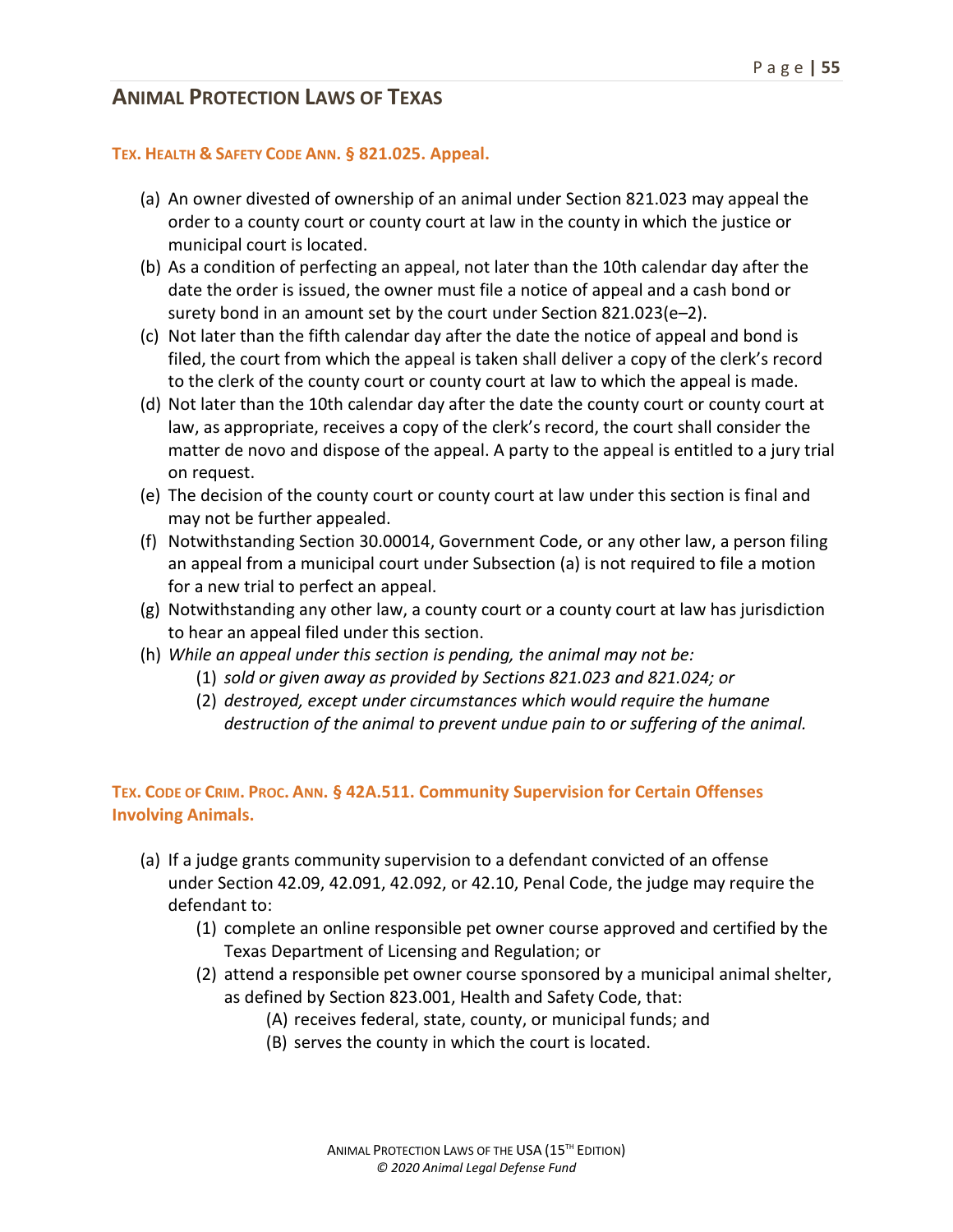### TEX. HEALTH & SAFETY CODE ANN. § 821.025. Appeal.

(a) An owner divested of ownership of an animal under Section 821.023 may appeal the order to a county court or county court at law in the county in which the justice or municipal court is located.

(b) As a condition of perfecting an appeal, not later than the 10th calendar day after the date the order is issued, the owner must file a notice of appeal and a cash bond or surety bond in an amount set by the court under Section 821.023(e–2).

(c) Not later than the fifth calendar day after the date the notice of appeal and bond is filed, the court from which the appeal is taken shall deliver a copy of the clerk's record to the clerk of the county court or county court at law to which the appeal is made.

(d) Not later than the 10th calendar day after the date the county court or county court at law, as appropriate, receives a copy of the clerk's record, the court shall consider the matter de novo and dispose of the appeal. A party to the appeal is entitled to a jury trial on request.

(e) The decision of the county court or county court at law under this section is final and may not be further appealed.

(f) Notwithstanding Section 30.00014, Government Code, or any other law, a person filing an appeal from a municipal court under Subsection (a) is not required to file a motion for a new trial to perfect an appeal.

(g) Notwithstanding any other law, a county court or a county court at law has jurisdiction to hear an appeal filed under this section.

(h) *While an appeal under this section is pending, the animal may not be:*
   (1) *sold or given away as provided by Sections 821.023 and 821.024; or*
   (2) *destroyed, except under circumstances which would require the humane destruction of the animal to prevent undue pain to or suffering of the animal.*

### TEX. CODE OF CRIM. PROC. ANN. § 42A.511. Community Supervision for Certain Offenses Involving Animals.

(a) If a judge grants community supervision to a defendant convicted of an offense under Section 42.09, 42.091, 42.092, or 42.10, Penal Code, the judge may require the defendant to:
   (1) complete an online responsible pet owner course approved and certified by the Texas Department of Licensing and Regulation; or
   (2) attend a responsible pet owner course sponsored by a municipal animal shelter, as defined by Section 823.001, Health and Safety Code, that:
      (A) receives federal, state, county, or municipal funds; and
      (B) serves the county in which the court is located.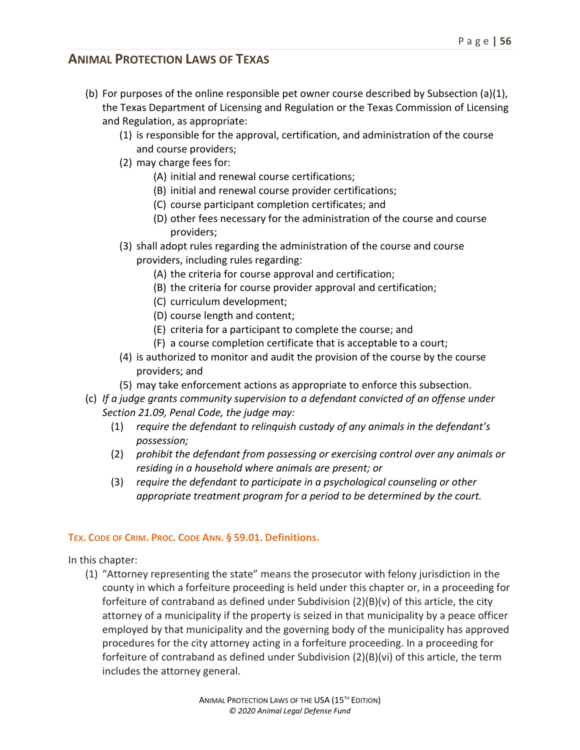(b) For purposes of the online responsible pet owner course described by Subsection (a)(1), the Texas Department of Licensing and Regulation or the Texas Commission of Licensing and Regulation, as appropriate:

- (1) is responsible for the approval, certification, and administration of the course and course providers;
- (2) may charge fees for:
  - (A) initial and renewal course certifications;
  - (B) initial and renewal course provider certifications;
  - (C) course participant completion certificates; and
  - (D) other fees necessary for the administration of the course and course providers;
- (3) shall adopt rules regarding the administration of the course and course providers, including rules regarding:
  - (A) the criteria for course approval and certification;
  - (B) the criteria for course provider approval and certification;
  - (C) curriculum development;
  - (D) course length and content;
  - (E) criteria for a participant to complete the course; and
  - (F) a course completion certificate that is acceptable to a court;
- (4) is authorized to monitor and audit the provision of the course by the course providers; and
- (5) may take enforcement actions as appropriate to enforce this subsection.

(c) *If a judge grants community supervision to a defendant convicted of an offense under Section 21.09, Penal Code, the judge may:*

- (1) *require the defendant to relinquish custody of any animals in the defendant's possession;*
- (2) *prohibit the defendant from possessing or exercising control over any animals or residing in a household where animals are present; or*
- (3) *require the defendant to participate in a psychological counseling or other appropriate treatment program for a period to be determined by the court.*

### TEX. CODE OF CRIM. PROC. CODE ANN. § 59.01. Definitions.

In this chapter:

- (1) "Attorney representing the state" means the prosecutor with felony jurisdiction in the county in which a forfeiture proceeding is held under this chapter or, in a proceeding for forfeiture of contraband as defined under Subdivision (2)(B)(v) of this article, the city attorney of a municipality if the property is seized in that municipality by a peace officer employed by that municipality and the governing body of the municipality has approved procedures for the city attorney acting in a forfeiture proceeding. In a proceeding for forfeiture of contraband as defined under Subdivision (2)(B)(vi) of this article, the term includes the attorney general.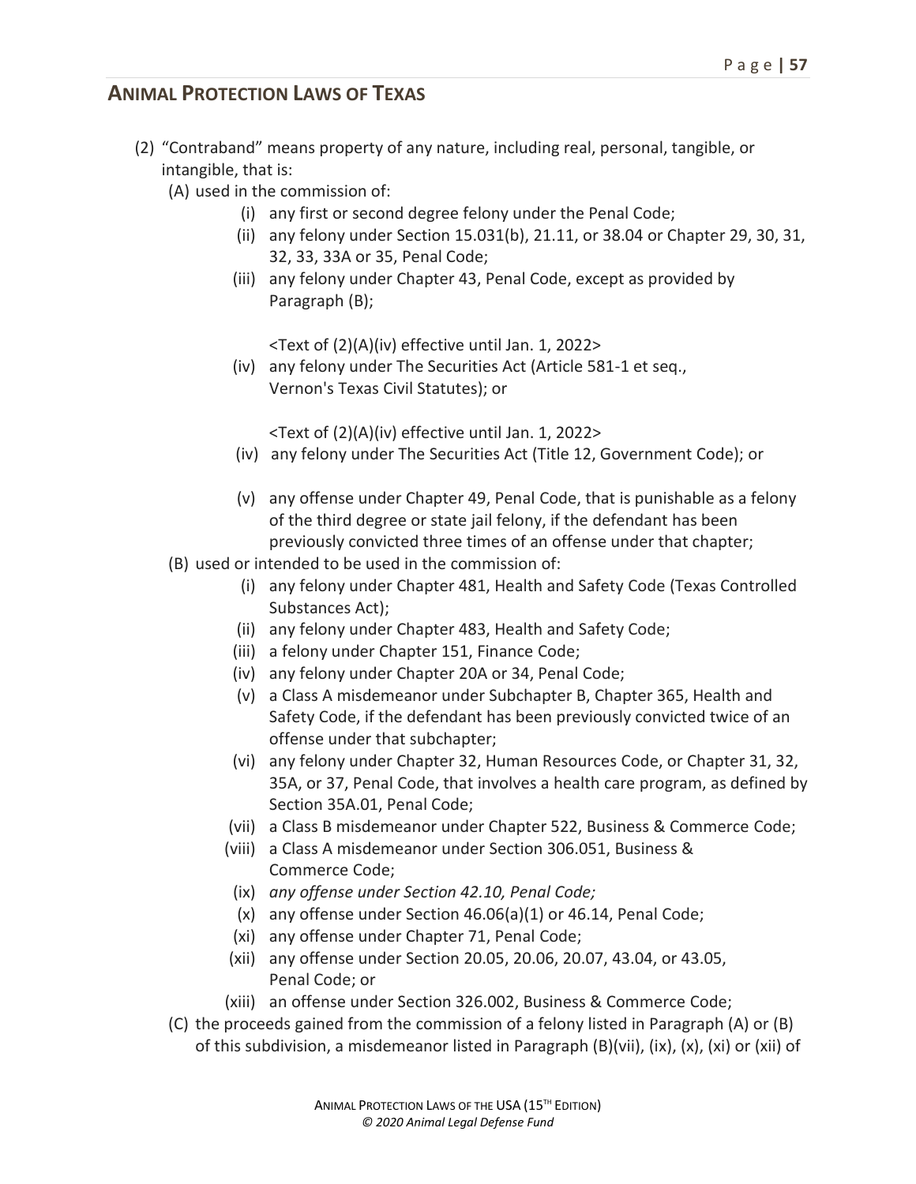(2) "Contraband" means property of any nature, including real, personal, tangible, or intangible, that is:

(A) used in the commission of:

(i) any first or second degree felony under the Penal Code;

(ii) any felony under Section 15.031(b), 21.11, or 38.04 or Chapter 29, 30, 31, 32, 33, 33A or 35, Penal Code;

(iii) any felony under Chapter 43, Penal Code, except as provided by Paragraph (B);

<Text of (2)(A)(iv) effective until Jan. 1, 2022>

(iv) any felony under The Securities Act (Article 581-1 et seq., Vernon's Texas Civil Statutes); or

<Text of (2)(A)(iv) effective until Jan. 1, 2022>

(iv) any felony under The Securities Act (Title 12, Government Code); or

(v) any offense under Chapter 49, Penal Code, that is punishable as a felony of the third degree or state jail felony, if the defendant has been previously convicted three times of an offense under that chapter;

(B) used or intended to be used in the commission of:

(i) any felony under Chapter 481, Health and Safety Code (Texas Controlled Substances Act);

(ii) any felony under Chapter 483, Health and Safety Code;

(iii) a felony under Chapter 151, Finance Code;

(iv) any felony under Chapter 20A or 34, Penal Code;

(v) a Class A misdemeanor under Subchapter B, Chapter 365, Health and Safety Code, if the defendant has been previously convicted twice of an offense under that subchapter;

(vi) any felony under Chapter 32, Human Resources Code, or Chapter 31, 32, 35A, or 37, Penal Code, that involves a health care program, as defined by Section 35A.01, Penal Code;

(vii) a Class B misdemeanor under Chapter 522, Business & Commerce Code;

(viii) a Class A misdemeanor under Section 306.051, Business & Commerce Code;

(ix) *any offense under Section 42.10, Penal Code;*

(x) any offense under Section 46.06(a)(1) or 46.14, Penal Code;

(xi) any offense under Chapter 71, Penal Code;

(xii) any offense under Section 20.05, 20.06, 20.07, 43.04, or 43.05, Penal Code; or

(xiii) an offense under Section 326.002, Business & Commerce Code;

(C) the proceeds gained from the commission of a felony listed in Paragraph (A) or (B) of this subdivision, a misdemeanor listed in Paragraph (B)(vii), (ix), (x), (xi) or (xii) of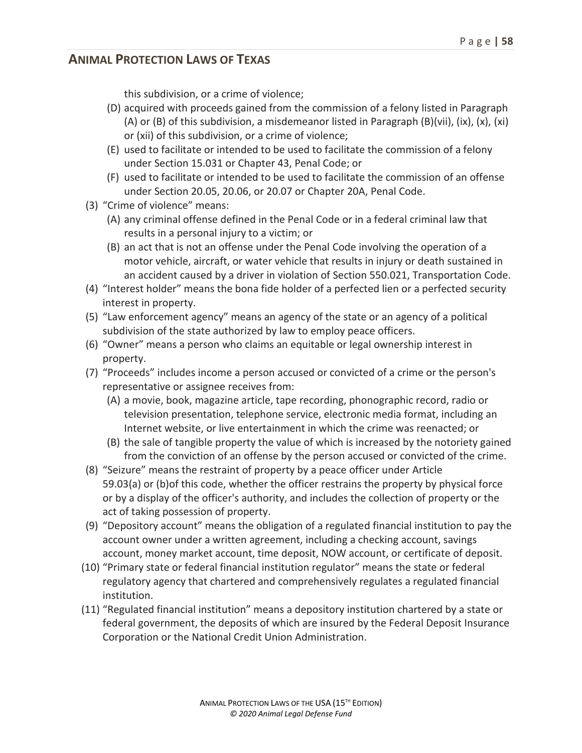this subdivision, or a crime of violence;

(D) acquired with proceeds gained from the commission of a felony listed in Paragraph (A) or (B) of this subdivision, a misdemeanor listed in Paragraph (B)(vii), (ix), (x), (xi) or (xii) of this subdivision, or a crime of violence;

(E) used to facilitate or intended to be used to facilitate the commission of a felony under Section 15.031 or Chapter 43, Penal Code; or

(F) used to facilitate or intended to be used to facilitate the commission of an offense under Section 20.05, 20.06, or 20.07 or Chapter 20A, Penal Code.

(3) "Crime of violence" means:

(A) any criminal offense defined in the Penal Code or in a federal criminal law that results in a personal injury to a victim; or

(B) an act that is not an offense under the Penal Code involving the operation of a motor vehicle, aircraft, or water vehicle that results in injury or death sustained in an accident caused by a driver in violation of Section 550.021, Transportation Code.

(4) "Interest holder" means the bona fide holder of a perfected lien or a perfected security interest in property.

(5) "Law enforcement agency" means an agency of the state or an agency of a political subdivision of the state authorized by law to employ peace officers.

(6) "Owner" means a person who claims an equitable or legal ownership interest in property.

(7) "Proceeds" includes income a person accused or convicted of a crime or the person's representative or assignee receives from:

(A) a movie, book, magazine article, tape recording, phonographic record, radio or television presentation, telephone service, electronic media format, including an Internet website, or live entertainment in which the crime was reenacted; or

(B) the sale of tangible property the value of which is increased by the notoriety gained from the conviction of an offense by the person accused or convicted of the crime.

(8) "Seizure" means the restraint of property by a peace officer under Article 59.03(a) or (b)of this code, whether the officer restrains the property by physical force or by a display of the officer's authority, and includes the collection of property or the act of taking possession of property.

(9) "Depository account" means the obligation of a regulated financial institution to pay the account owner under a written agreement, including a checking account, savings account, money market account, time deposit, NOW account, or certificate of deposit.

(10) "Primary state or federal financial institution regulator" means the state or federal regulatory agency that chartered and comprehensively regulates a regulated financial institution.

(11) "Regulated financial institution" means a depository institution chartered by a state or federal government, the deposits of which are insured by the Federal Deposit Insurance Corporation or the National Credit Union Administration.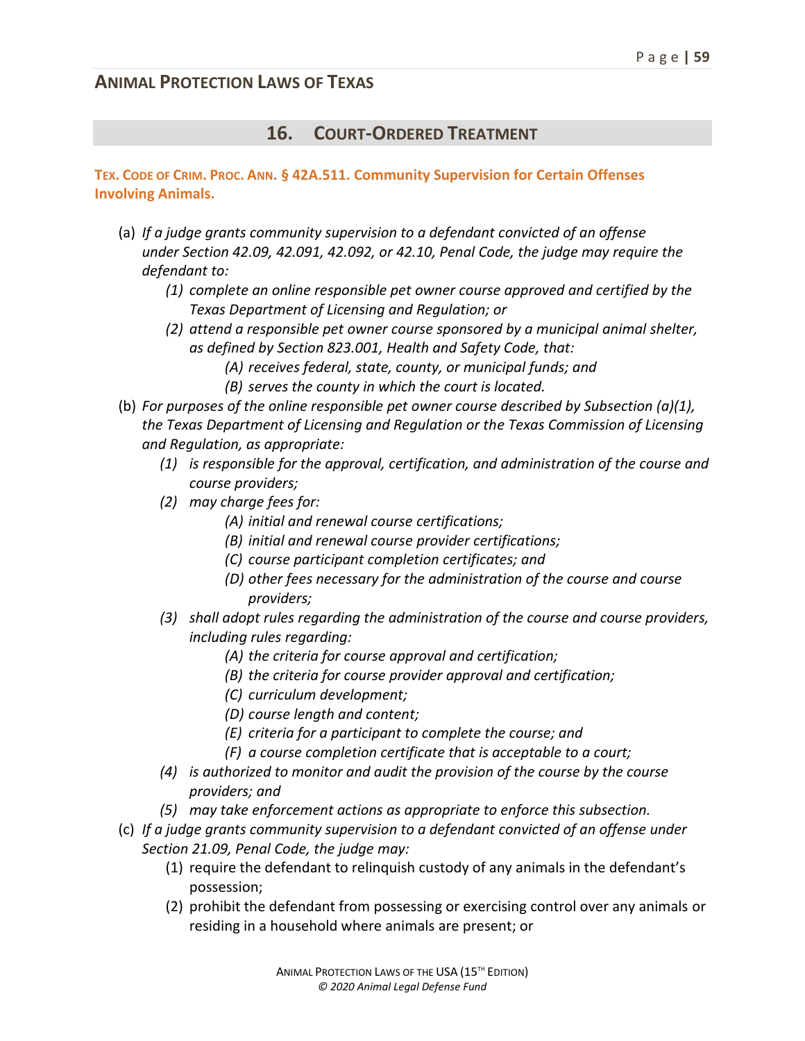## 16. COURT-ORDERED TREATMENT

**TEX. CODE OF CRIM. PROC. ANN. § 42A.511. Community Supervision for Certain Offenses Involving Animals.**

(a) *If a judge grants community supervision to a defendant convicted of an offense under Section 42.09, 42.091, 42.092, or 42.10, Penal Code, the judge may require the defendant to:*

  *(1) complete an online responsible pet owner course approved and certified by the Texas Department of Licensing and Regulation; or*

  *(2) attend a responsible pet owner course sponsored by a municipal animal shelter, as defined by Section 823.001, Health and Safety Code, that:*

    *(A) receives federal, state, county, or municipal funds; and*

    *(B) serves the county in which the court is located.*

(b) *For purposes of the online responsible pet owner course described by Subsection (a)(1), the Texas Department of Licensing and Regulation or the Texas Commission of Licensing and Regulation, as appropriate:*

  *(1) is responsible for the approval, certification, and administration of the course and course providers;*

  *(2) may charge fees for:*

    *(A) initial and renewal course certifications;*

    *(B) initial and renewal course provider certifications;*

    *(C) course participant completion certificates; and*

    *(D) other fees necessary for the administration of the course and course providers;*

  *(3) shall adopt rules regarding the administration of the course and course providers, including rules regarding:*

    *(A) the criteria for course approval and certification;*

    *(B) the criteria for course provider approval and certification;*

    *(C) curriculum development;*

    *(D) course length and content;*

    *(E) criteria for a participant to complete the course; and*

    *(F) a course completion certificate that is acceptable to a court;*

  *(4) is authorized to monitor and audit the provision of the course by the course providers; and*

  *(5) may take enforcement actions as appropriate to enforce this subsection.*

(c) *If a judge grants community supervision to a defendant convicted of an offense under Section 21.09, Penal Code, the judge may:*

  (1) require the defendant to relinquish custody of any animals in the defendant's possession;

  (2) prohibit the defendant from possessing or exercising control over any animals or residing in a household where animals are present; or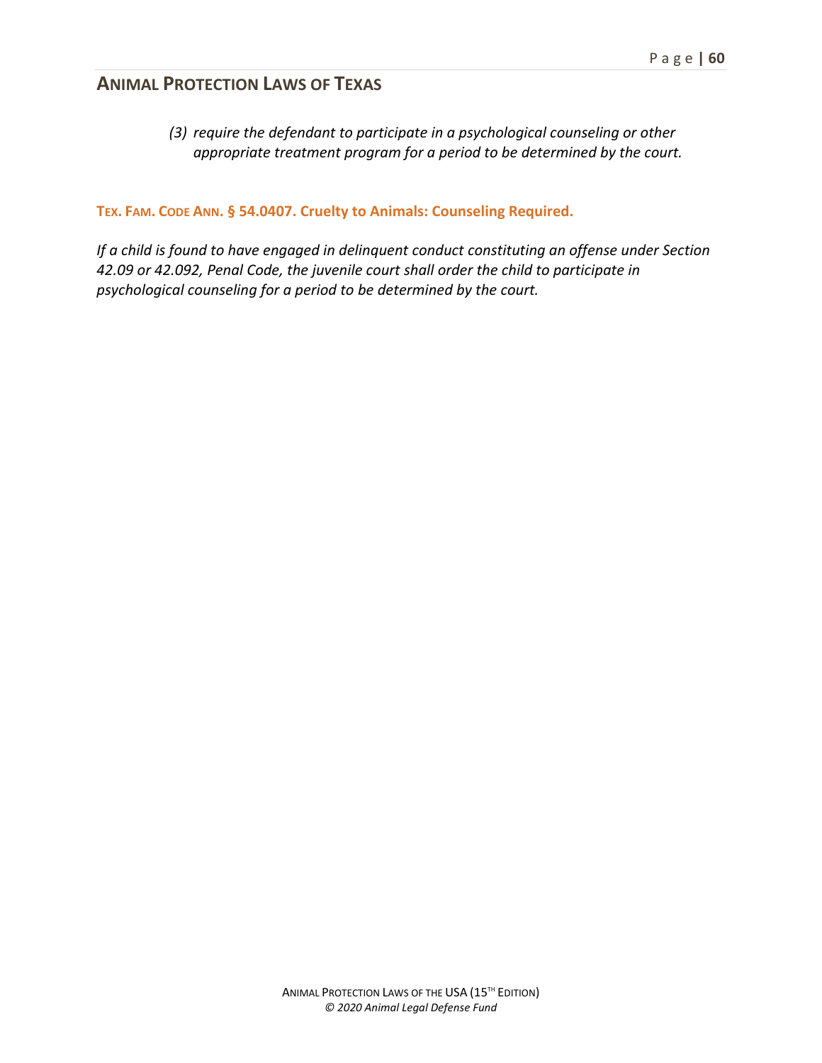(3) *require the defendant to participate in a psychological counseling or other appropriate treatment program for a period to be determined by the court.*

**TEX. FAM. CODE ANN. § 54.0407. Cruelty to Animals: Counseling Required.**

*If a child is found to have engaged in delinquent conduct constituting an offense under Section 42.09 or 42.092, Penal Code, the juvenile court shall order the child to participate in psychological counseling for a period to be determined by the court.*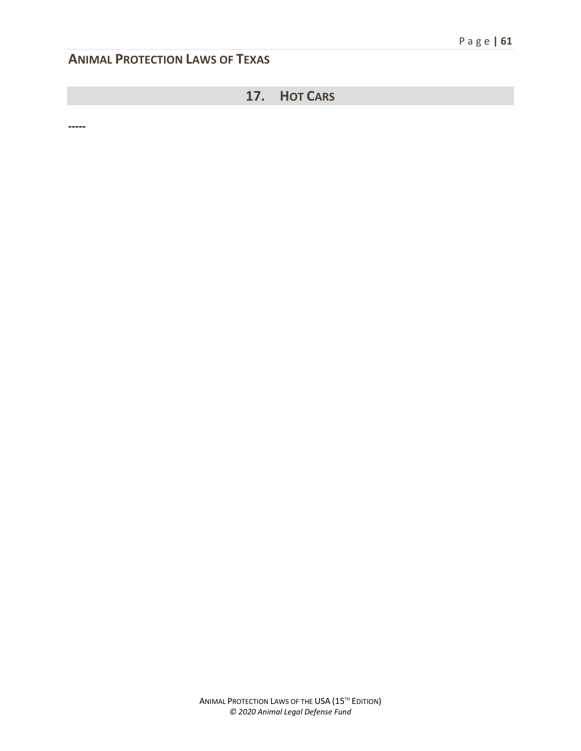## 17. HOT CARS

-----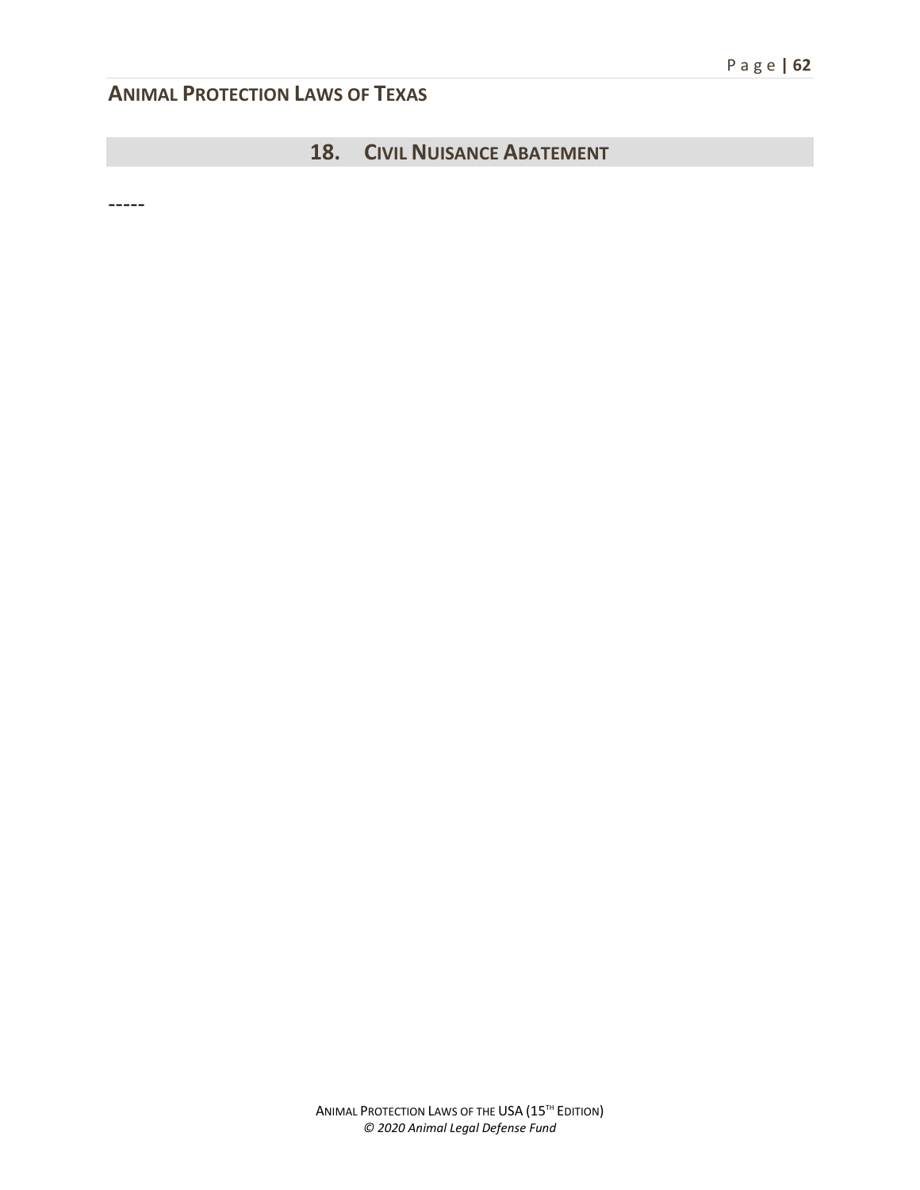## 18. CIVIL NUISANCE ABATEMENT

-----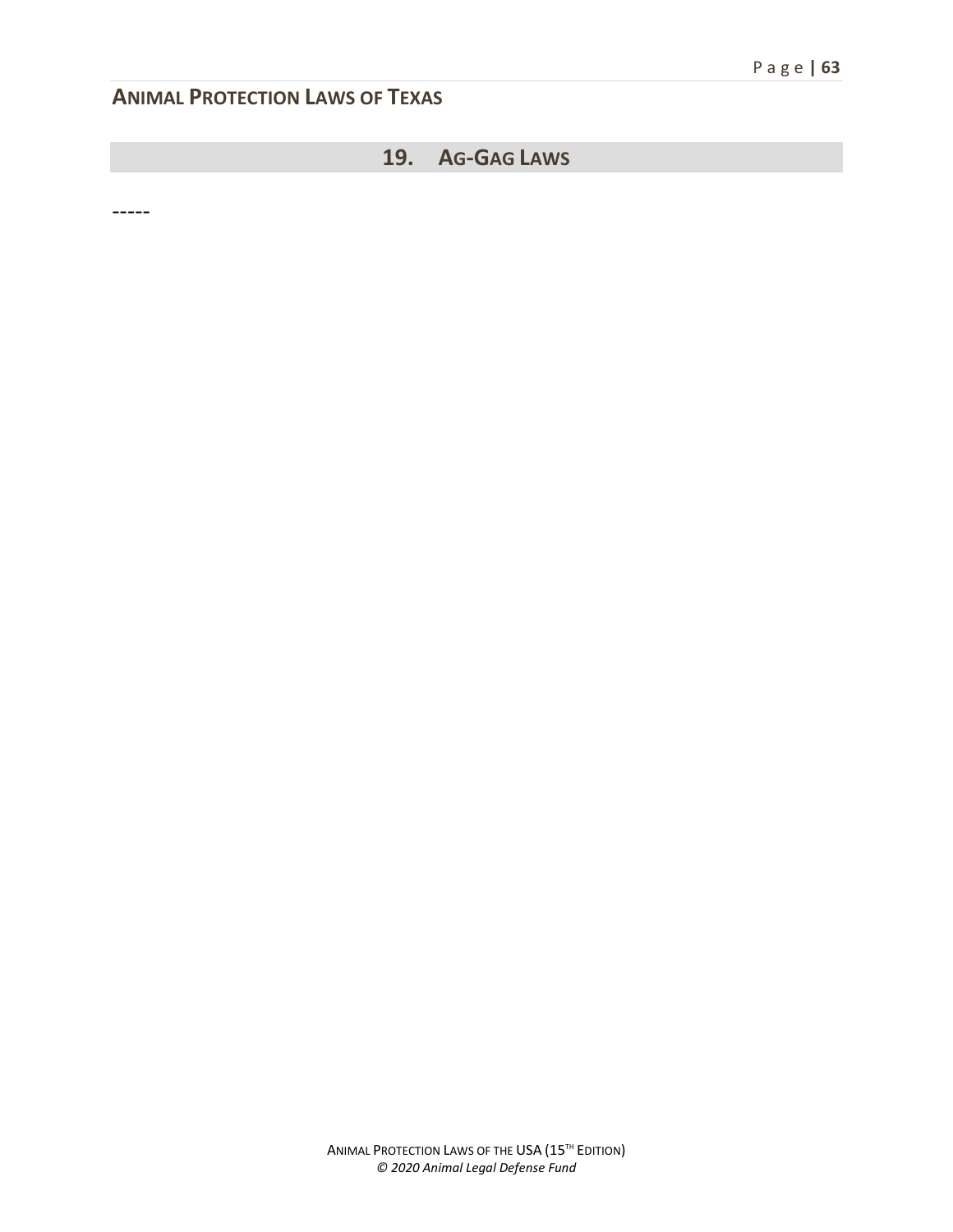## 19. Ag-Gag Laws

-----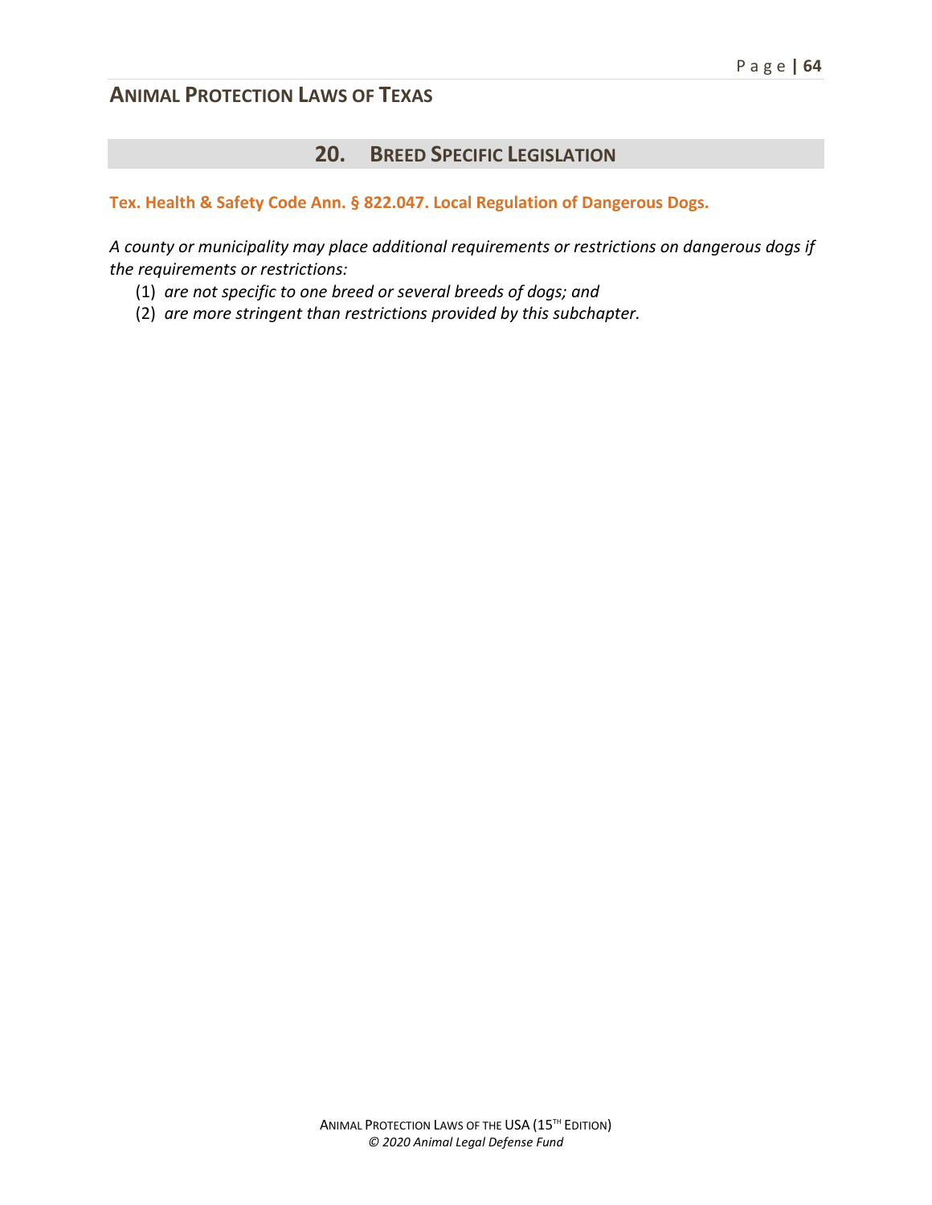## 20. Breed Specific Legislation

**Tex. Health & Safety Code Ann. § 822.047. Local Regulation of Dangerous Dogs.**

*A county or municipality may place additional requirements or restrictions on dangerous dogs if the requirements or restrictions:*

(1) *are not specific to one breed or several breeds of dogs; and*

(2) *are more stringent than restrictions provided by this subchapter.*